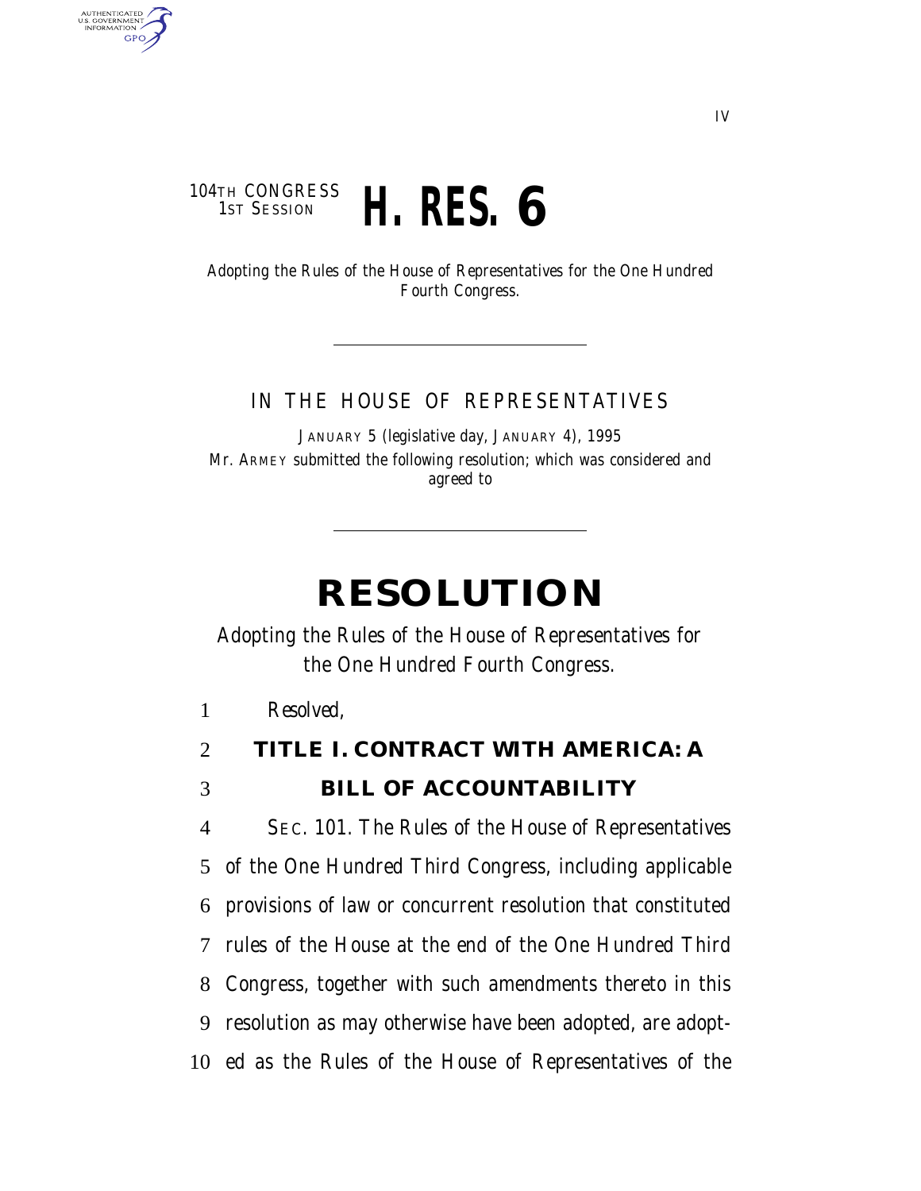IV

104TH CONGRESS
1ST SESSION

# H. RES. 6

Adopting the Rules of the House of Representatives for the One Hundred Fourth Congress.

---

IN THE HOUSE OF REPRESENTATIVES

JANUARY 5 (legislative day, JANUARY 4), 1995

Mr. ARMEY submitted the following resolution; which was considered and agreed to

---

# RESOLUTION

Adopting the Rules of the House of Representatives for the One Hundred Fourth Congress.

1 *Resolved,*

## 2 TITLE I. CONTRACT WITH AMERICA: A 3 BILL OF ACCOUNTABILITY

4 SEC. 101. The Rules of the House of Representatives
5 of the One Hundred Third Congress, including applicable
6 provisions of law or concurrent resolution that constituted
7 rules of the House at the end of the One Hundred Third
8 Congress, together with such amendments thereto in this
9 resolution as may otherwise have been adopted, are adopt-
10 ed as the Rules of the House of Representatives of the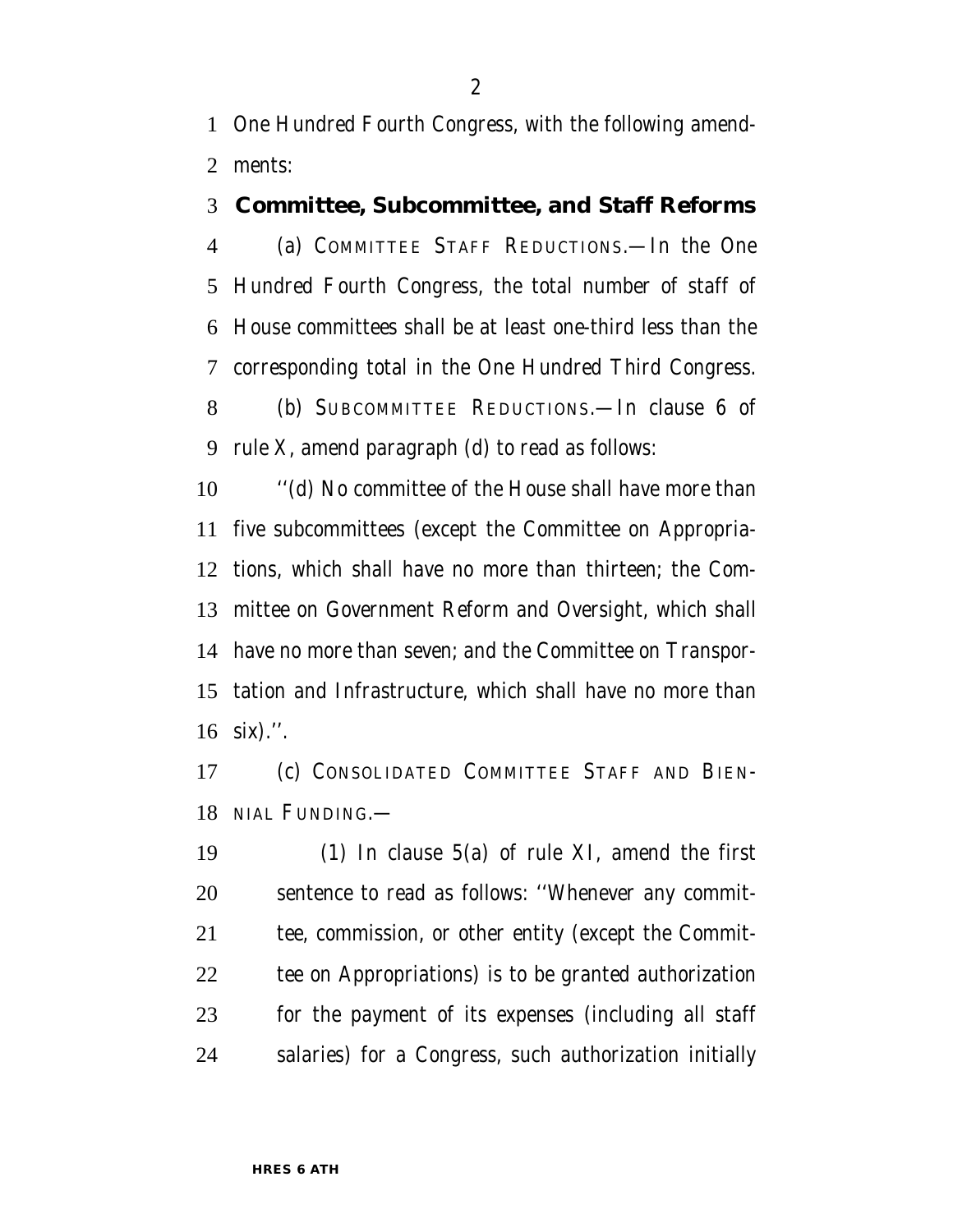One Hundred Fourth Congress, with the following amendments:

### Committee, Subcommittee, and Staff Reforms

(a) COMMITTEE STAFF REDUCTIONS.—In the One Hundred Fourth Congress, the total number of staff of House committees shall be at least one-third less than the corresponding total in the One Hundred Third Congress.

(b) SUBCOMMITTEE REDUCTIONS.—In clause 6 of rule X, amend paragraph (d) to read as follows:

''(d) No committee of the House shall have more than five subcommittees (except the Committee on Appropriations, which shall have no more than thirteen; the Committee on Government Reform and Oversight, which shall have no more than seven; and the Committee on Transportation and Infrastructure, which shall have no more than six).''.

(c) CONSOLIDATED COMMITTEE STAFF AND BIENNIAL FUNDING.—

(1) In clause 5(a) of rule XI, amend the first sentence to read as follows: ''Whenever any committee, commission, or other entity (except the Committee on Appropriations) is to be granted authorization for the payment of its expenses (including all staff salaries) for a Congress, such authorization initially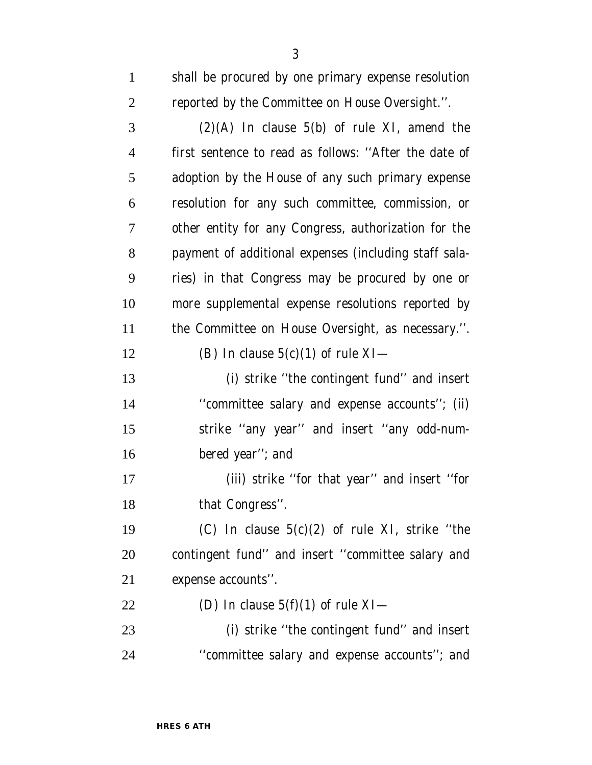shall be procured by one primary expense resolution reported by the Committee on House Oversight.''.

(2)(A) In clause 5(b) of rule XI, amend the first sentence to read as follows: ''After the date of adoption by the House of any such primary expense resolution for any such committee, commission, or other entity for any Congress, authorization for the payment of additional expenses (including staff salaries) in that Congress may be procured by one or more supplemental expense resolutions reported by the Committee on House Oversight, as necessary.''.

(B) In clause 5(c)(1) of rule XI—

(i) strike ''the contingent fund'' and insert ''committee salary and expense accounts''; (ii) strike ''any year'' and insert ''any odd-numbered year''; and

(iii) strike ''for that year'' and insert ''for that Congress''.

(C) In clause 5(c)(2) of rule XI, strike ''the contingent fund'' and insert ''committee salary and expense accounts''.

(D) In clause 5(f)(1) of rule XI—

(i) strike ''the contingent fund'' and insert ''committee salary and expense accounts''; and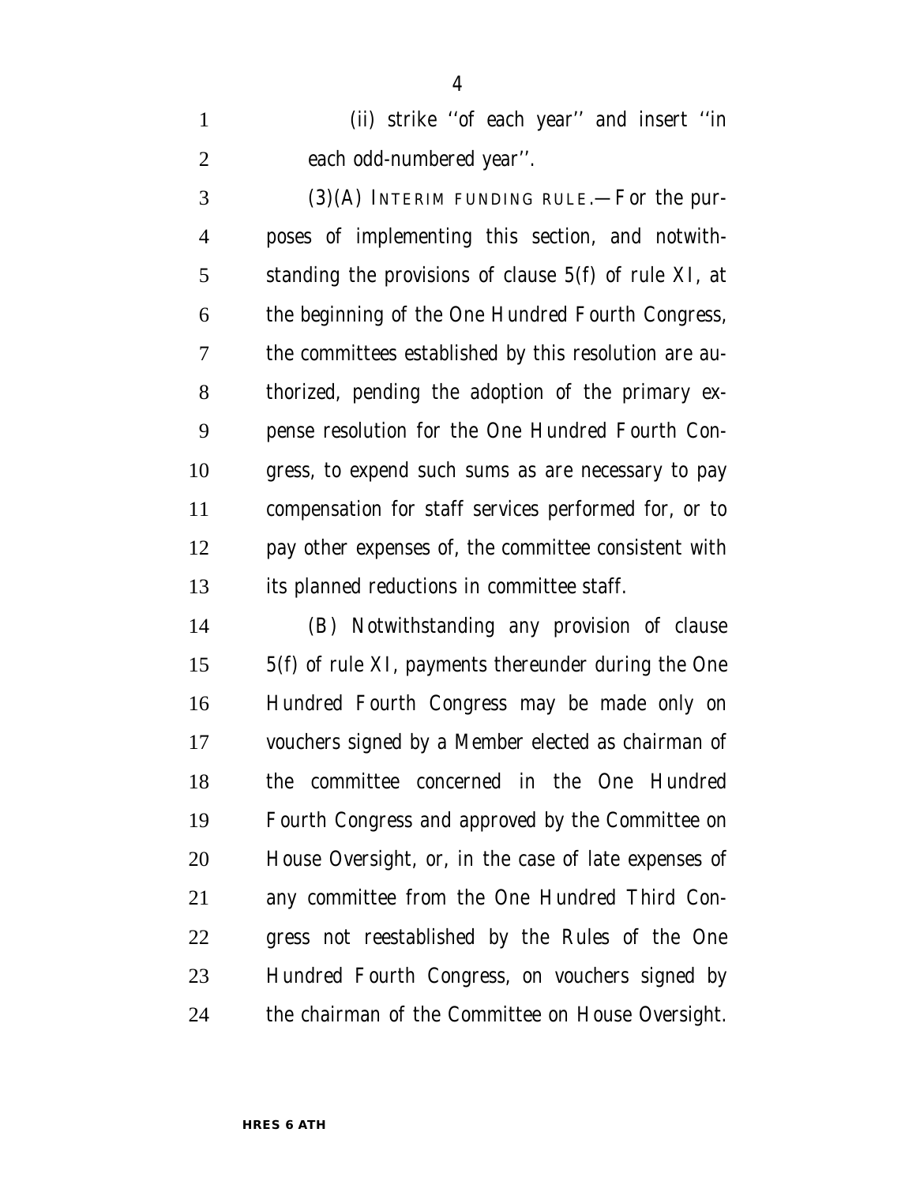(ii) strike ''of each year'' and insert ''in each odd-numbered year''.

(3)(A) INTERIM FUNDING RULE.—For the purposes of implementing this section, and notwithstanding the provisions of clause 5(f) of rule XI, at the beginning of the One Hundred Fourth Congress, the committees established by this resolution are authorized, pending the adoption of the primary expense resolution for the One Hundred Fourth Congress, to expend such sums as are necessary to pay compensation for staff services performed for, or to pay other expenses of, the committee consistent with its planned reductions in committee staff.

(B) Notwithstanding any provision of clause 5(f) of rule XI, payments thereunder during the One Hundred Fourth Congress may be made only on vouchers signed by a Member elected as chairman of the committee concerned in the One Hundred Fourth Congress and approved by the Committee on House Oversight, or, in the case of late expenses of any committee from the One Hundred Third Congress not reestablished by the Rules of the One Hundred Fourth Congress, on vouchers signed by the chairman of the Committee on House Oversight.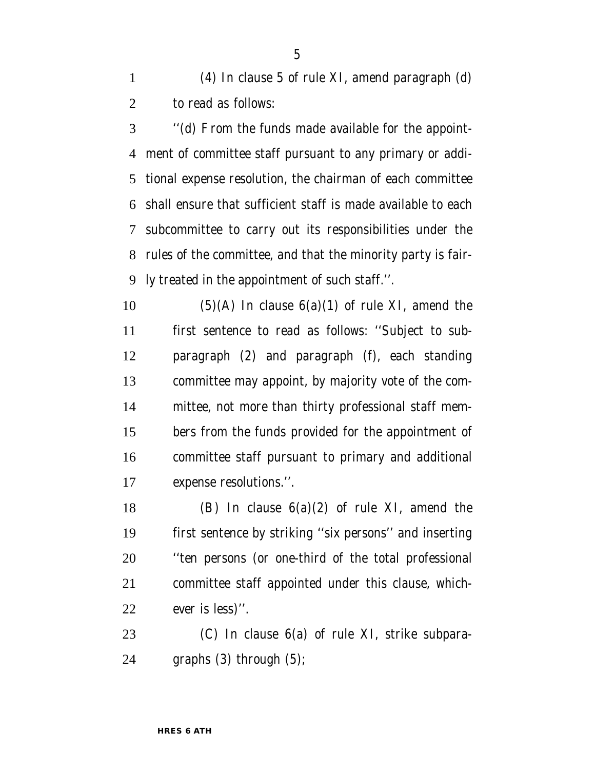(4) In clause 5 of rule XI, amend paragraph (d) to read as follows:

''(d) From the funds made available for the appointment of committee staff pursuant to any primary or additional expense resolution, the chairman of each committee shall ensure that sufficient staff is made available to each subcommittee to carry out its responsibilities under the rules of the committee, and that the minority party is fairly treated in the appointment of such staff.''.

(5)(A) In clause 6(a)(1) of rule XI, amend the first sentence to read as follows: ''Subject to subparagraph (2) and paragraph (f), each standing committee may appoint, by majority vote of the committee, not more than thirty professional staff members from the funds provided for the appointment of committee staff pursuant to primary and additional expense resolutions.''.

(B) In clause 6(a)(2) of rule XI, amend the first sentence by striking ''six persons'' and inserting ''ten persons (or one-third of the total professional committee staff appointed under this clause, whichever is less)''.

(C) In clause 6(a) of rule XI, strike subparagraphs (3) through (5);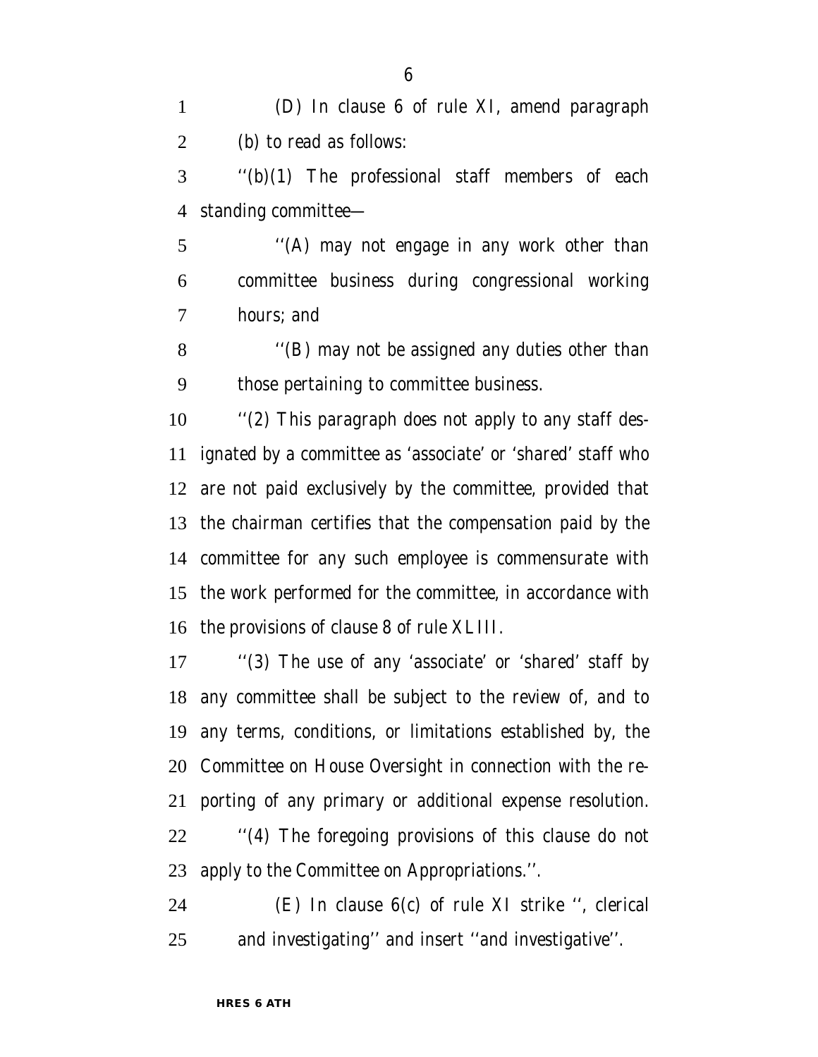(D) In clause 6 of rule XI, amend paragraph (b) to read as follows:

''(b)(1) The professional staff members of each standing committee—

''(A) may not engage in any work other than committee business during congressional working hours; and

''(B) may not be assigned any duties other than those pertaining to committee business.

''(2) This paragraph does not apply to any staff designated by a committee as 'associate' or 'shared' staff who are not paid exclusively by the committee, provided that the chairman certifies that the compensation paid by the committee for any such employee is commensurate with the work performed for the committee, in accordance with the provisions of clause 8 of rule XLIII.

''(3) The use of any 'associate' or 'shared' staff by any committee shall be subject to the review of, and to any terms, conditions, or limitations established by, the Committee on House Oversight in connection with the reporting of any primary or additional expense resolution.

''(4) The foregoing provisions of this clause do not apply to the Committee on Appropriations.''.

(E) In clause 6(c) of rule XI strike '', clerical and investigating'' and insert ''and investigative''.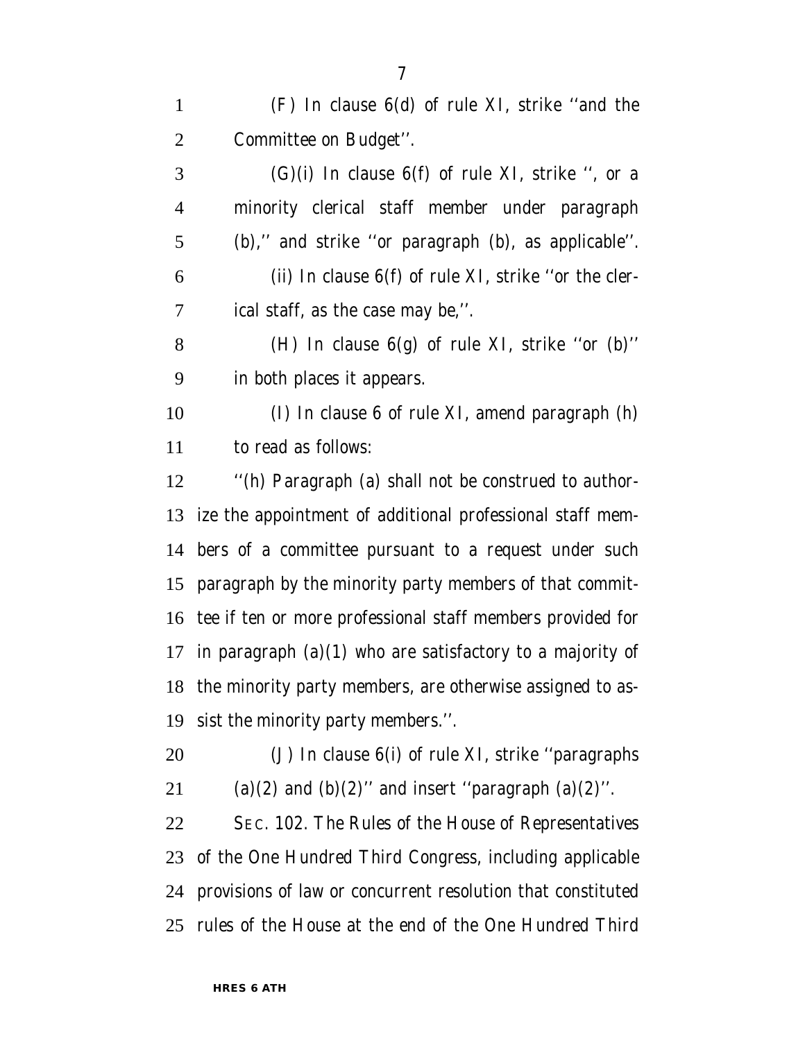(F) In clause 6(d) of rule XI, strike ''and the Committee on Budget''.

(G)(i) In clause 6(f) of rule XI, strike '', or a minority clerical staff member under paragraph (b),'' and strike ''or paragraph (b), as applicable''.

(ii) In clause 6(f) of rule XI, strike ''or the clerical staff, as the case may be,''.

(H) In clause 6(g) of rule XI, strike ''or (b)'' in both places it appears.

(I) In clause 6 of rule XI, amend paragraph (h) to read as follows:

''(h) Paragraph (a) shall not be construed to authorize the appointment of additional professional staff members of a committee pursuant to a request under such paragraph by the minority party members of that committee if ten or more professional staff members provided for in paragraph (a)(1) who are satisfactory to a majority of the minority party members, are otherwise assigned to assist the minority party members.''.

(J) In clause 6(i) of rule XI, strike ''paragraphs (a)(2) and (b)(2)'' and insert ''paragraph (a)(2)''.

SEC. 102. The Rules of the House of Representatives of the One Hundred Third Congress, including applicable provisions of law or concurrent resolution that constituted rules of the House at the end of the One Hundred Third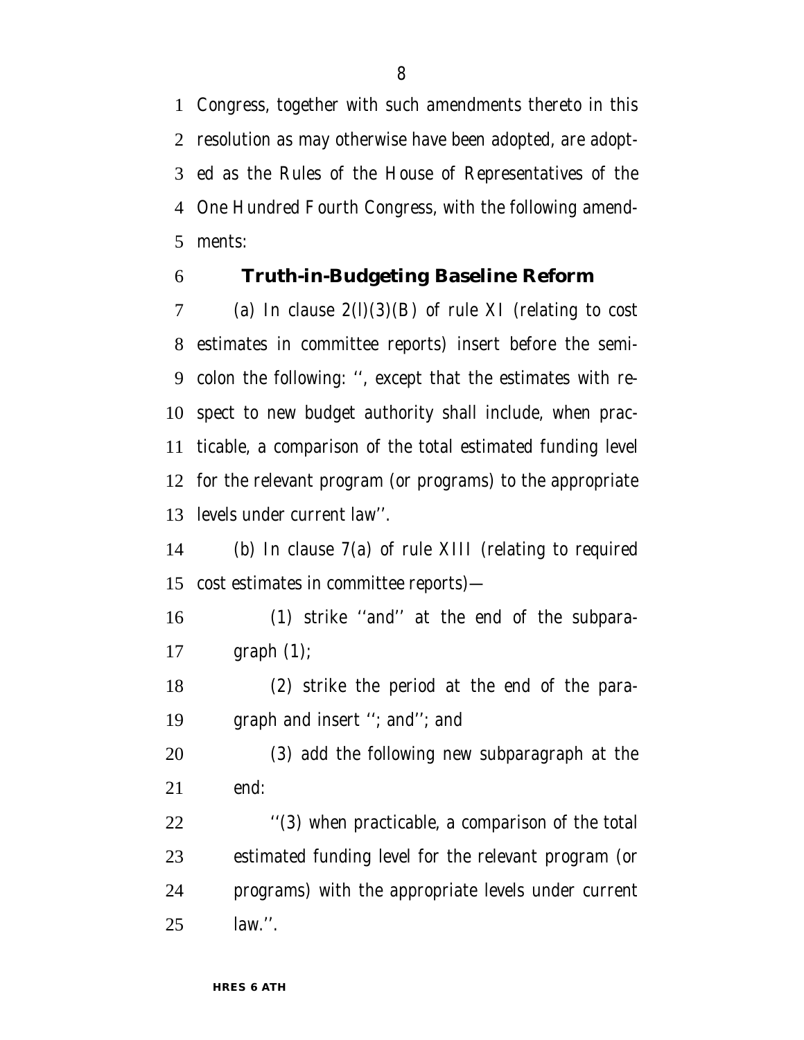Congress, together with such amendments thereto in this resolution as may otherwise have been adopted, are adopted as the Rules of the House of Representatives of the One Hundred Fourth Congress, with the following amendments:

## Truth-in-Budgeting Baseline Reform

(a) In clause 2(l)(3)(B) of rule XI (relating to cost estimates in committee reports) insert before the semicolon the following: '', except that the estimates with respect to new budget authority shall include, when practicable, a comparison of the total estimated funding level for the relevant program (or programs) to the appropriate levels under current law''.

(b) In clause 7(a) of rule XIII (relating to required cost estimates in committee reports)—

(1) strike ''and'' at the end of the subparagraph (1);

(2) strike the period at the end of the paragraph and insert ''; and''; and

(3) add the following new subparagraph at the end:

''(3) when practicable, a comparison of the total estimated funding level for the relevant program (or programs) with the appropriate levels under current law.''.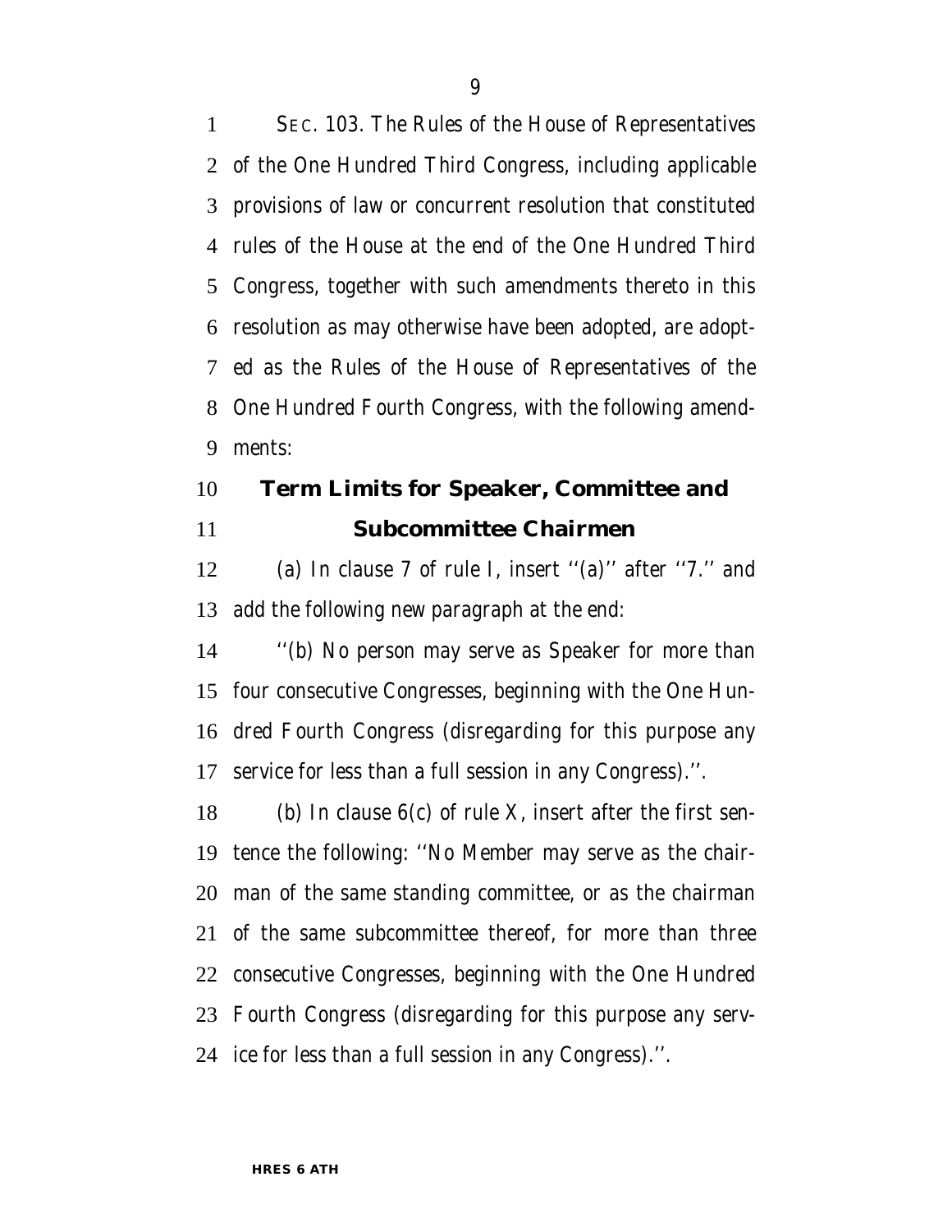SEC. 103. The Rules of the House of Representatives of the One Hundred Third Congress, including applicable provisions of law or concurrent resolution that constituted rules of the House at the end of the One Hundred Third Congress, together with such amendments thereto in this resolution as may otherwise have been adopted, are adopted as the Rules of the House of Representatives of the One Hundred Fourth Congress, with the following amendments:

## Term Limits for Speaker, Committee and Subcommittee Chairmen

(a) In clause 7 of rule I, insert ''(a)'' after ''7.'' and add the following new paragraph at the end:

''(b) No person may serve as Speaker for more than four consecutive Congresses, beginning with the One Hundred Fourth Congress (disregarding for this purpose any service for less than a full session in any Congress).''.

(b) In clause 6(c) of rule X, insert after the first sentence the following: ''No Member may serve as the chairman of the same standing committee, or as the chairman of the same subcommittee thereof, for more than three consecutive Congresses, beginning with the One Hundred Fourth Congress (disregarding for this purpose any service for less than a full session in any Congress).''.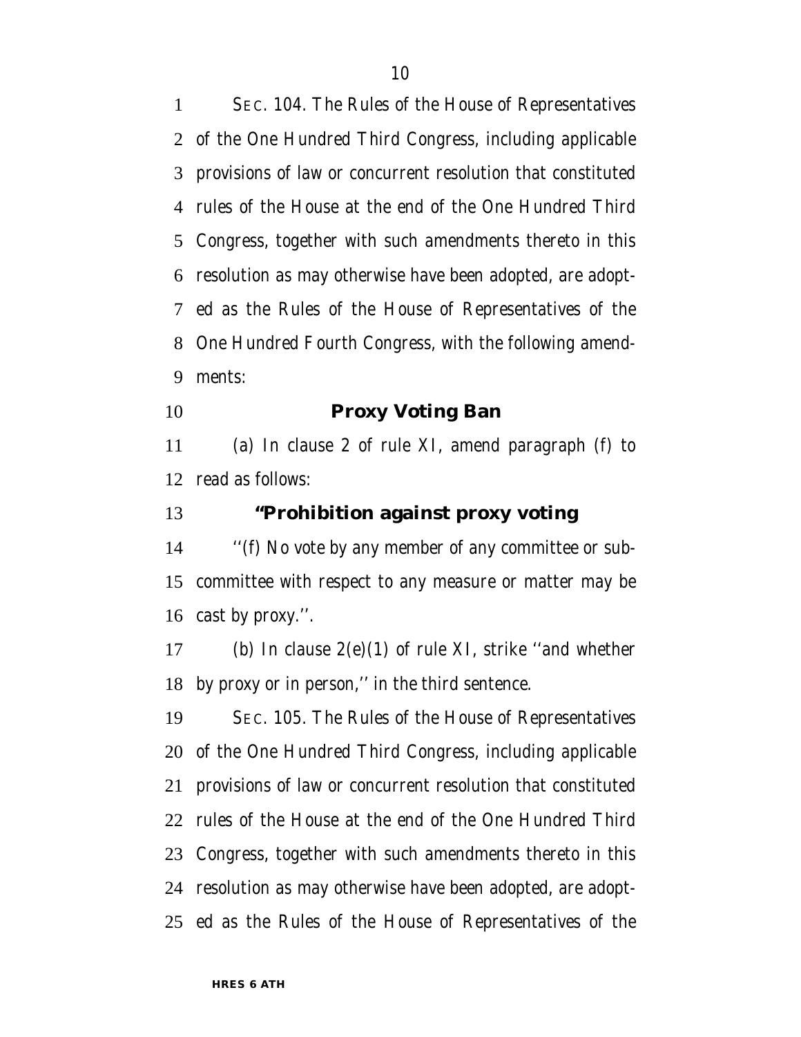SEC. 104. The Rules of the House of Representatives of the One Hundred Third Congress, including applicable provisions of law or concurrent resolution that constituted rules of the House at the end of the One Hundred Third Congress, together with such amendments thereto in this resolution as may otherwise have been adopted, are adopted as the Rules of the House of Representatives of the One Hundred Fourth Congress, with the following amendments:

### Proxy Voting Ban

(a) In clause 2 of rule XI, amend paragraph (f) to read as follows:

**"Prohibition against proxy voting**

''(f) No vote by any member of any committee or subcommittee with respect to any measure or matter may be cast by proxy.''.

(b) In clause 2(e)(1) of rule XI, strike ''and whether by proxy or in person,'' in the third sentence.

SEC. 105. The Rules of the House of Representatives of the One Hundred Third Congress, including applicable provisions of law or concurrent resolution that constituted rules of the House at the end of the One Hundred Third Congress, together with such amendments thereto in this resolution as may otherwise have been adopted, are adopted as the Rules of the House of Representatives of the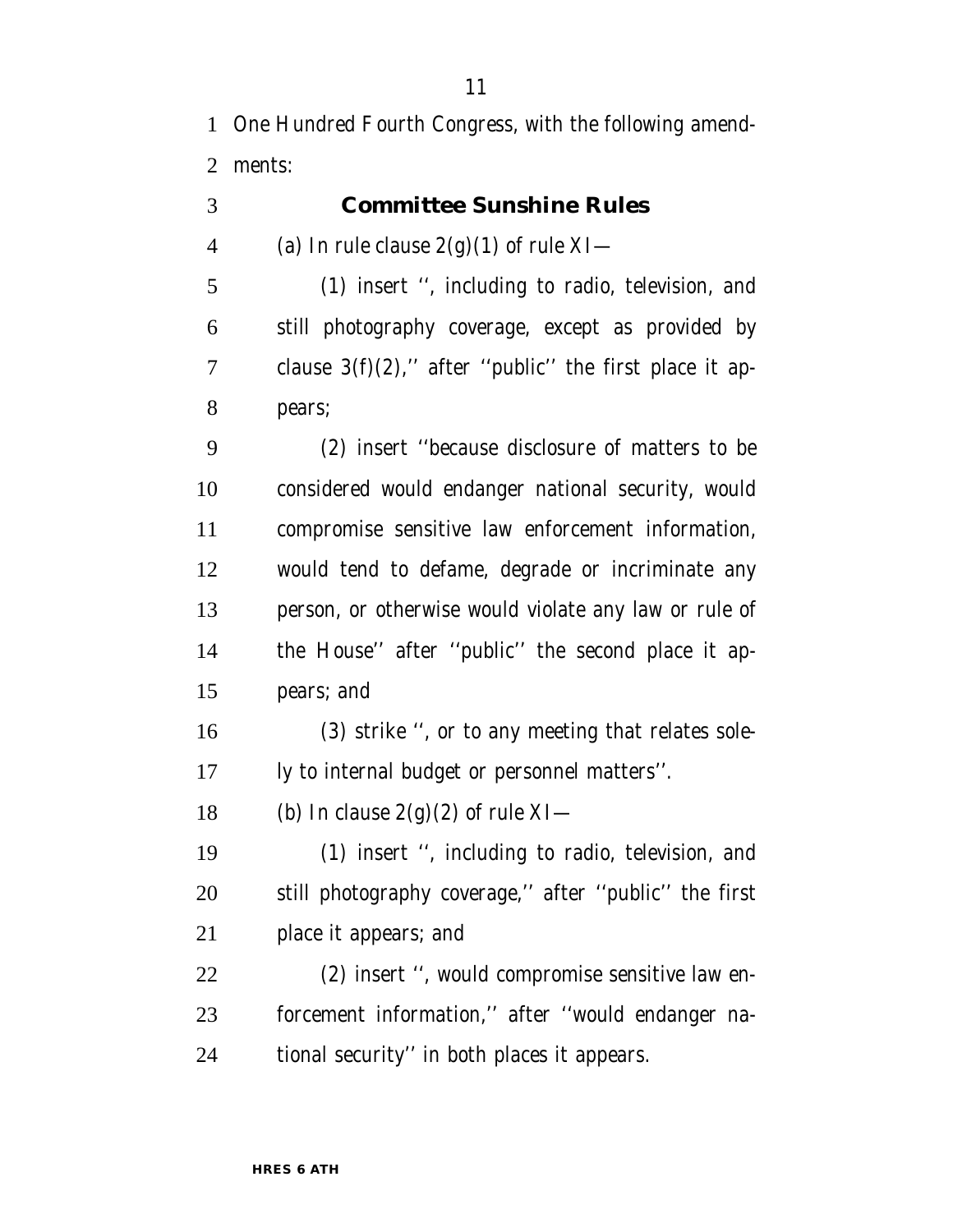One Hundred Fourth Congress, with the following amendments:

### Committee Sunshine Rules

(a) In rule clause 2(g)(1) of rule XI—

(1) insert '', including to radio, television, and still photography coverage, except as provided by clause 3(f)(2),'' after ''public'' the first place it appears;

(2) insert ''because disclosure of matters to be considered would endanger national security, would compromise sensitive law enforcement information, would tend to defame, degrade or incriminate any person, or otherwise would violate any law or rule of the House'' after ''public'' the second place it appears; and

(3) strike '', or to any meeting that relates solely to internal budget or personnel matters''.

(b) In clause 2(g)(2) of rule XI—

(1) insert '', including to radio, television, and still photography coverage,'' after ''public'' the first place it appears; and

(2) insert '', would compromise sensitive law enforcement information,'' after ''would endanger national security'' in both places it appears.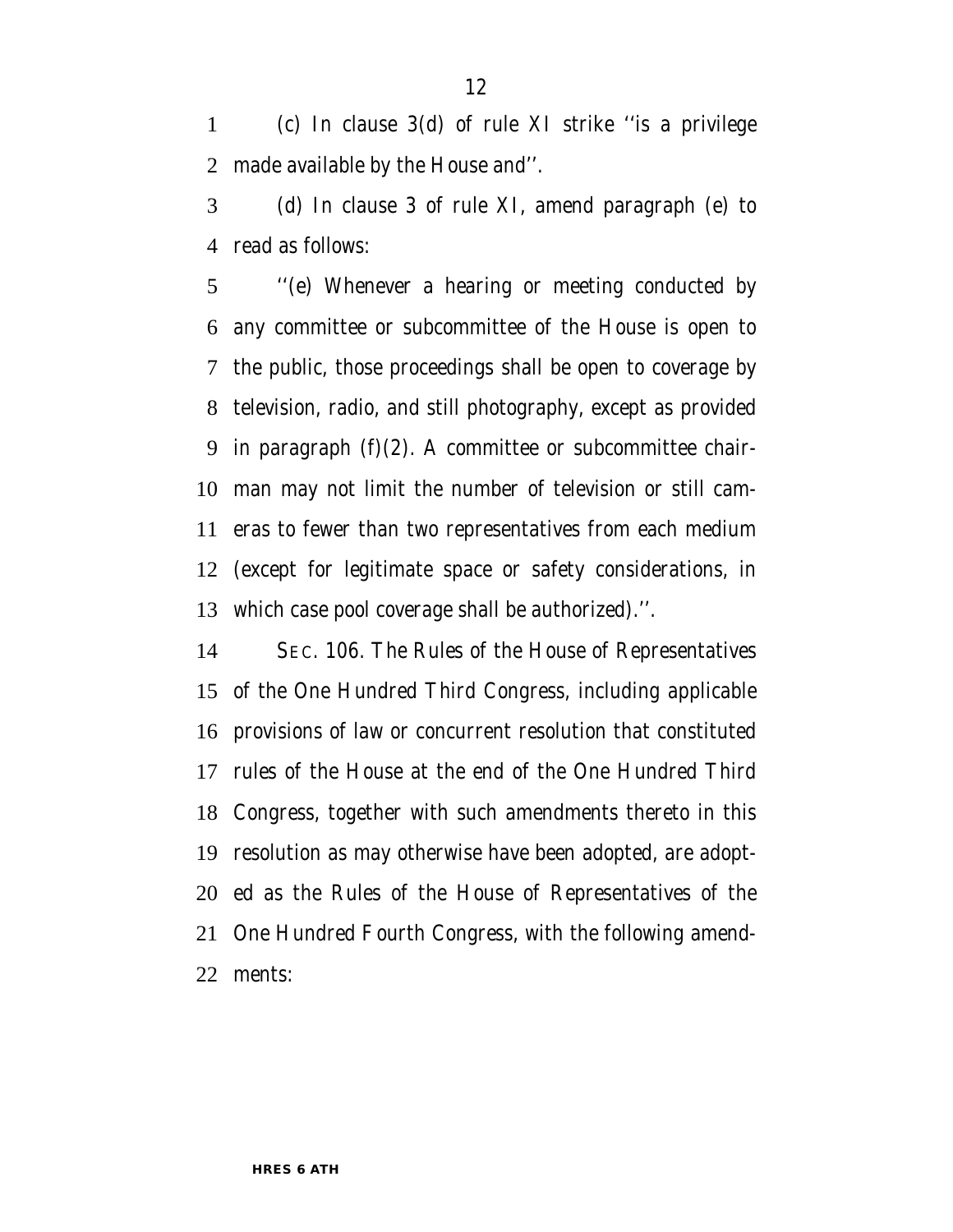(c) In clause 3(d) of rule XI strike ''is a privilege made available by the House and''.

(d) In clause 3 of rule XI, amend paragraph (e) to read as follows:

''(e) Whenever a hearing or meeting conducted by any committee or subcommittee of the House is open to the public, those proceedings shall be open to coverage by television, radio, and still photography, except as provided in paragraph (f)(2). A committee or subcommittee chairman may not limit the number of television or still cameras to fewer than two representatives from each medium (except for legitimate space or safety considerations, in which case pool coverage shall be authorized).''.

SEC. 106. The Rules of the House of Representatives of the One Hundred Third Congress, including applicable provisions of law or concurrent resolution that constituted rules of the House at the end of the One Hundred Third Congress, together with such amendments thereto in this resolution as may otherwise have been adopted, are adopted as the Rules of the House of Representatives of the One Hundred Fourth Congress, with the following amendments: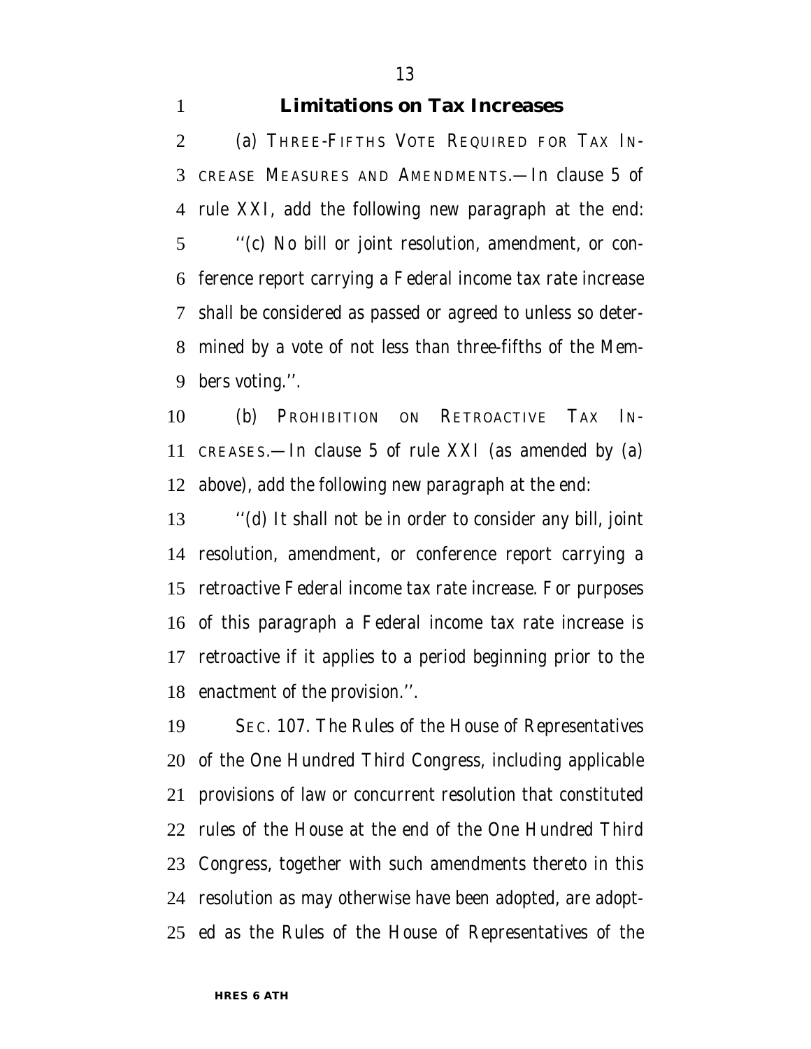**Limitations on Tax Increases**

(a) THREE-FIFTHS VOTE REQUIRED FOR TAX INCREASE MEASURES AND AMENDMENTS.—In clause 5 of rule XXI, add the following new paragraph at the end:

''(c) No bill or joint resolution, amendment, or conference report carrying a Federal income tax rate increase shall be considered as passed or agreed to unless so determined by a vote of not less than three-fifths of the Members voting.''.

(b) PROHIBITION ON RETROACTIVE TAX INCREASES.—In clause 5 of rule XXI (as amended by (a) above), add the following new paragraph at the end:

''(d) It shall not be in order to consider any bill, joint resolution, amendment, or conference report carrying a retroactive Federal income tax rate increase. For purposes of this paragraph a Federal income tax rate increase is retroactive if it applies to a period beginning prior to the enactment of the provision.''.

SEC. 107. The Rules of the House of Representatives of the One Hundred Third Congress, including applicable provisions of law or concurrent resolution that constituted rules of the House at the end of the One Hundred Third Congress, together with such amendments thereto in this resolution as may otherwise have been adopted, are adopted as the Rules of the House of Representatives of the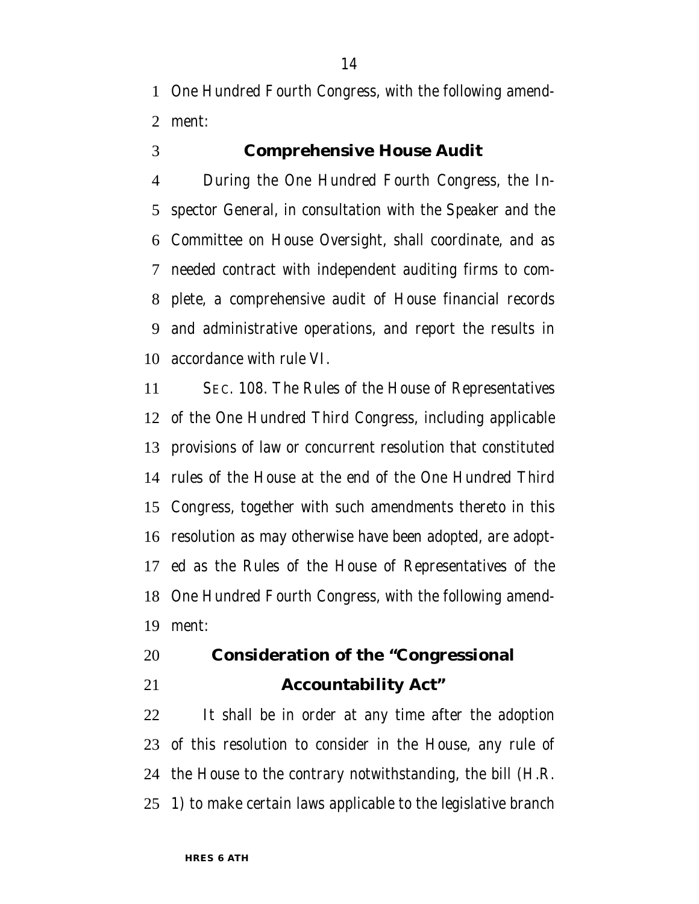One Hundred Fourth Congress, with the following amendment:

**Comprehensive House Audit**

During the One Hundred Fourth Congress, the Inspector General, in consultation with the Speaker and the Committee on House Oversight, shall coordinate, and as needed contract with independent auditing firms to complete, a comprehensive audit of House financial records and administrative operations, and report the results in accordance with rule VI.

SEC. 108. The Rules of the House of Representatives of the One Hundred Third Congress, including applicable provisions of law or concurrent resolution that constituted rules of the House at the end of the One Hundred Third Congress, together with such amendments thereto in this resolution as may otherwise have been adopted, are adopted as the Rules of the House of Representatives of the One Hundred Fourth Congress, with the following amendment:

**Consideration of the "Congressional Accountability Act"**

It shall be in order at any time after the adoption of this resolution to consider in the House, any rule of the House to the contrary notwithstanding, the bill (H.R. 1) to make certain laws applicable to the legislative branch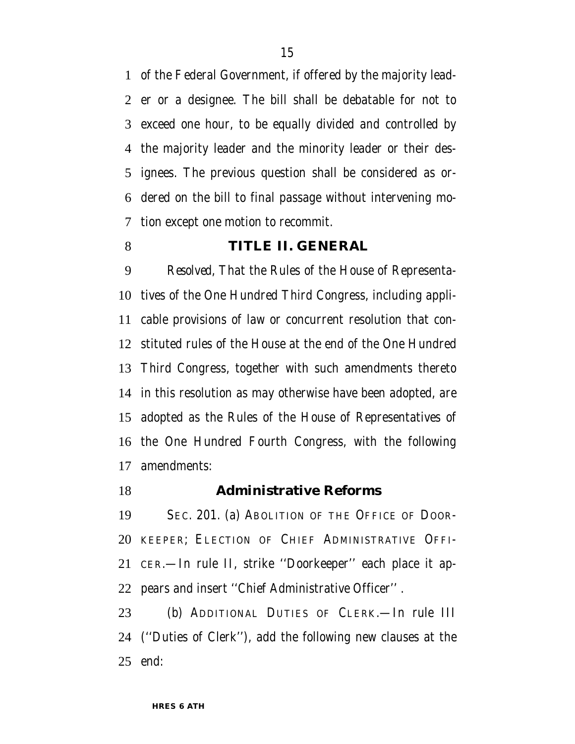of the Federal Government, if offered by the majority leader or a designee. The bill shall be debatable for not to exceed one hour, to be equally divided and controlled by the majority leader and the minority leader or their designees. The previous question shall be considered as ordered on the bill to final passage without intervening motion except one motion to recommit.

## TITLE II. GENERAL

*Resolved,* That the Rules of the House of Representatives of the One Hundred Third Congress, including applicable provisions of law or concurrent resolution that constituted rules of the House at the end of the One Hundred Third Congress, together with such amendments thereto in this resolution as may otherwise have been adopted, are adopted as the Rules of the House of Representatives of the One Hundred Fourth Congress, with the following amendments:

### Administrative Reforms

SEC. 201. (a) ABOLITION OF THE OFFICE OF DOORKEEPER; ELECTION OF CHIEF ADMINISTRATIVE OFFICER.—In rule II, strike ''Doorkeeper'' each place it appears and insert ''Chief Administrative Officer''.

(b) ADDITIONAL DUTIES OF CLERK.—In rule III (''Duties of Clerk''), add the following new clauses at the end: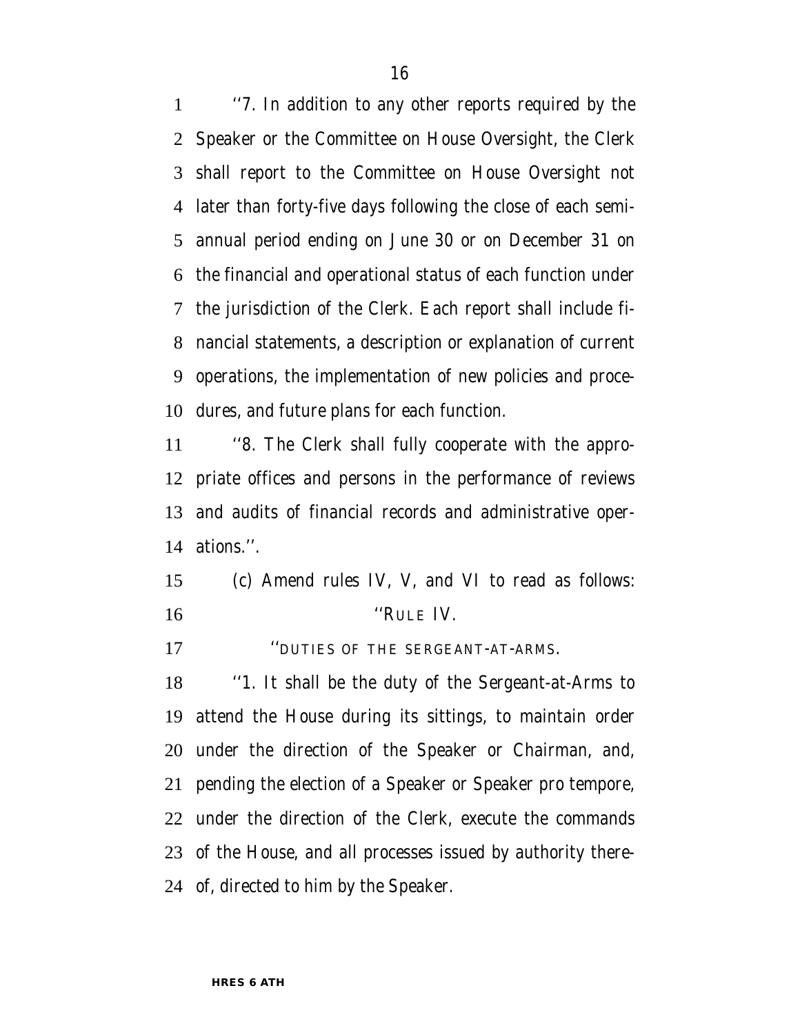''7. In addition to any other reports required by the Speaker or the Committee on House Oversight, the Clerk shall report to the Committee on House Oversight not later than forty-five days following the close of each semiannual period ending on June 30 or on December 31 on the financial and operational status of each function under the jurisdiction of the Clerk. Each report shall include financial statements, a description or explanation of current operations, the implementation of new policies and procedures, and future plans for each function.

''8. The Clerk shall fully cooperate with the appropriate offices and persons in the performance of reviews and audits of financial records and administrative operations.''.

(c) Amend rules IV, V, and VI to read as follows:

''RULE IV.

''DUTIES OF THE SERGEANT-AT-ARMS.

''1. It shall be the duty of the Sergeant-at-Arms to attend the House during its sittings, to maintain order under the direction of the Speaker or Chairman, and, pending the election of a Speaker or Speaker pro tempore, under the direction of the Clerk, execute the commands of the House, and all processes issued by authority thereof, directed to him by the Speaker.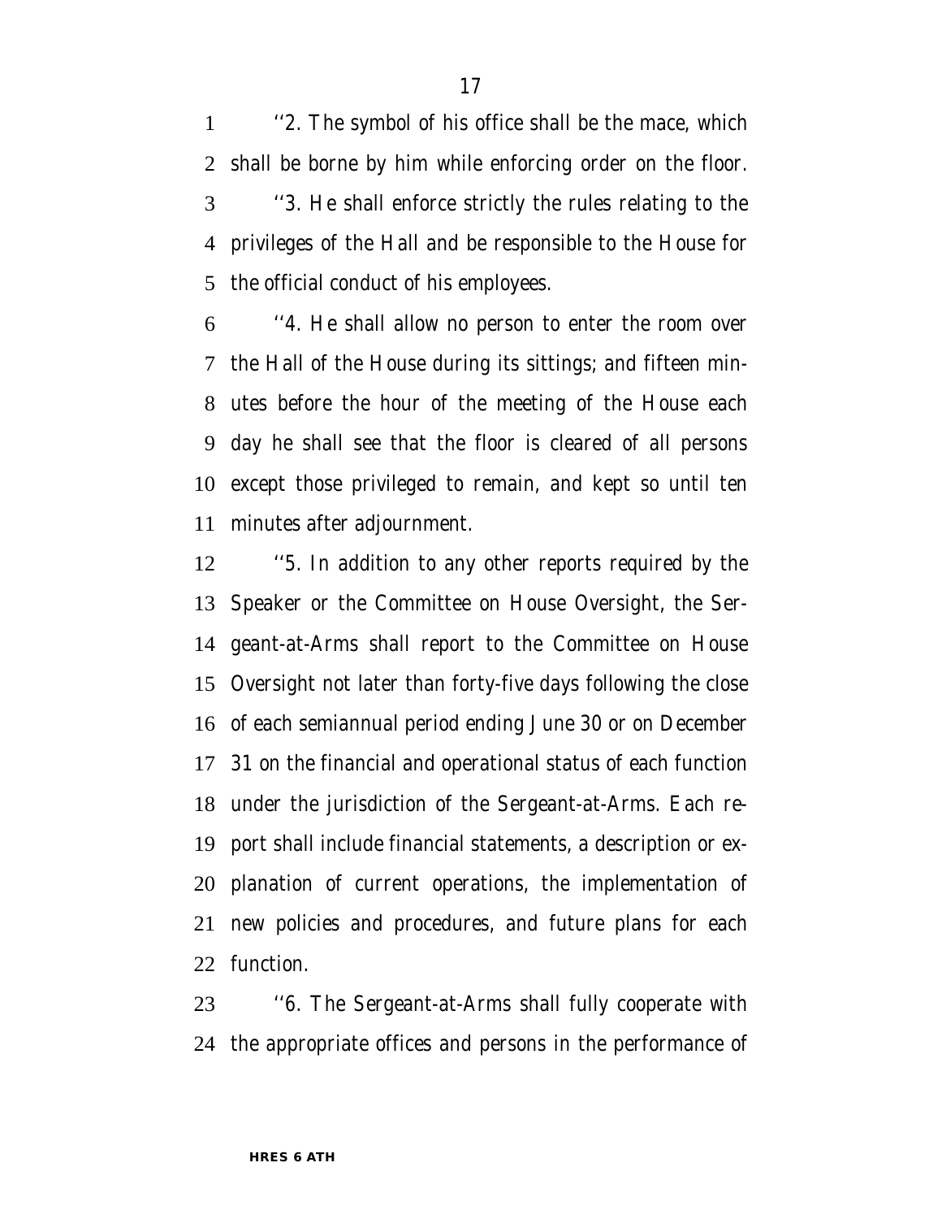''2. The symbol of his office shall be the mace, which shall be borne by him while enforcing order on the floor.

''3. He shall enforce strictly the rules relating to the privileges of the Hall and be responsible to the House for the official conduct of his employees.

''4. He shall allow no person to enter the room over the Hall of the House during its sittings; and fifteen minutes before the hour of the meeting of the House each day he shall see that the floor is cleared of all persons except those privileged to remain, and kept so until ten minutes after adjournment.

''5. In addition to any other reports required by the Speaker or the Committee on House Oversight, the Sergeant-at-Arms shall report to the Committee on House Oversight not later than forty-five days following the close of each semiannual period ending June 30 or on December 31 on the financial and operational status of each function under the jurisdiction of the Sergeant-at-Arms. Each report shall include financial statements, a description or explanation of current operations, the implementation of new policies and procedures, and future plans for each function.

''6. The Sergeant-at-Arms shall fully cooperate with the appropriate offices and persons in the performance of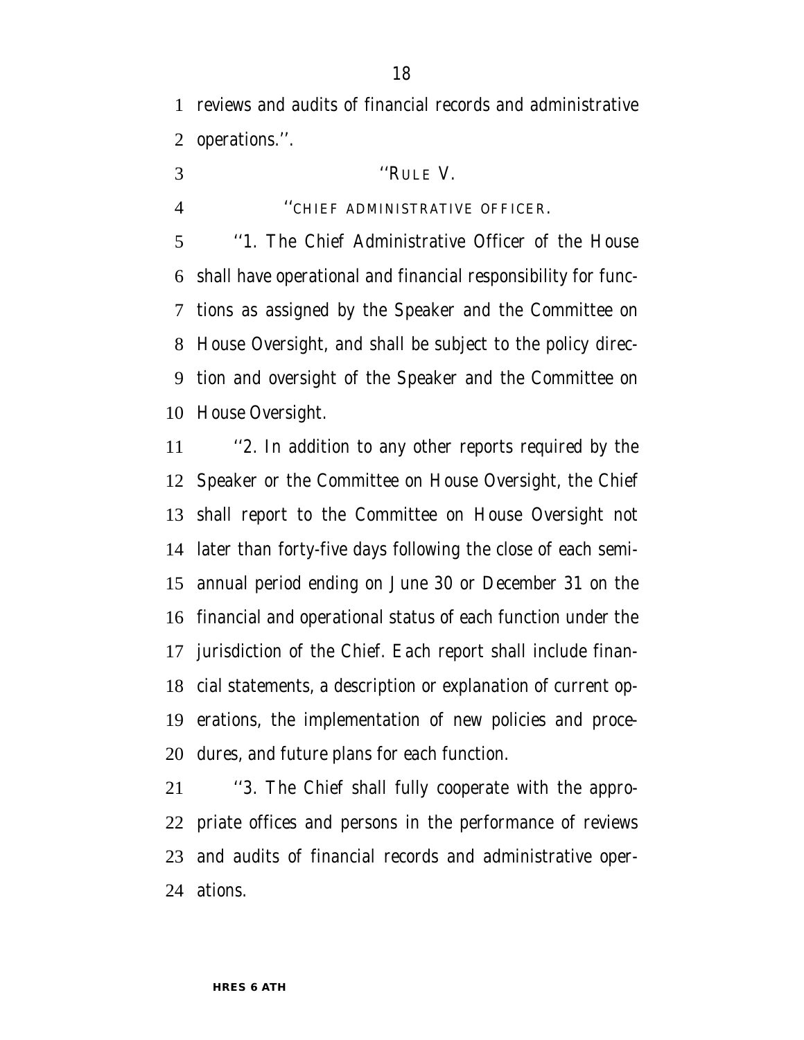reviews and audits of financial records and administrative operations.''.

''RULE V.

''CHIEF ADMINISTRATIVE OFFICER.

''1. The Chief Administrative Officer of the House shall have operational and financial responsibility for functions as assigned by the Speaker and the Committee on House Oversight, and shall be subject to the policy direction and oversight of the Speaker and the Committee on House Oversight.

''2. In addition to any other reports required by the Speaker or the Committee on House Oversight, the Chief shall report to the Committee on House Oversight not later than forty-five days following the close of each semiannual period ending on June 30 or December 31 on the financial and operational status of each function under the jurisdiction of the Chief. Each report shall include financial statements, a description or explanation of current operations, the implementation of new policies and procedures, and future plans for each function.

''3. The Chief shall fully cooperate with the appropriate offices and persons in the performance of reviews and audits of financial records and administrative operations.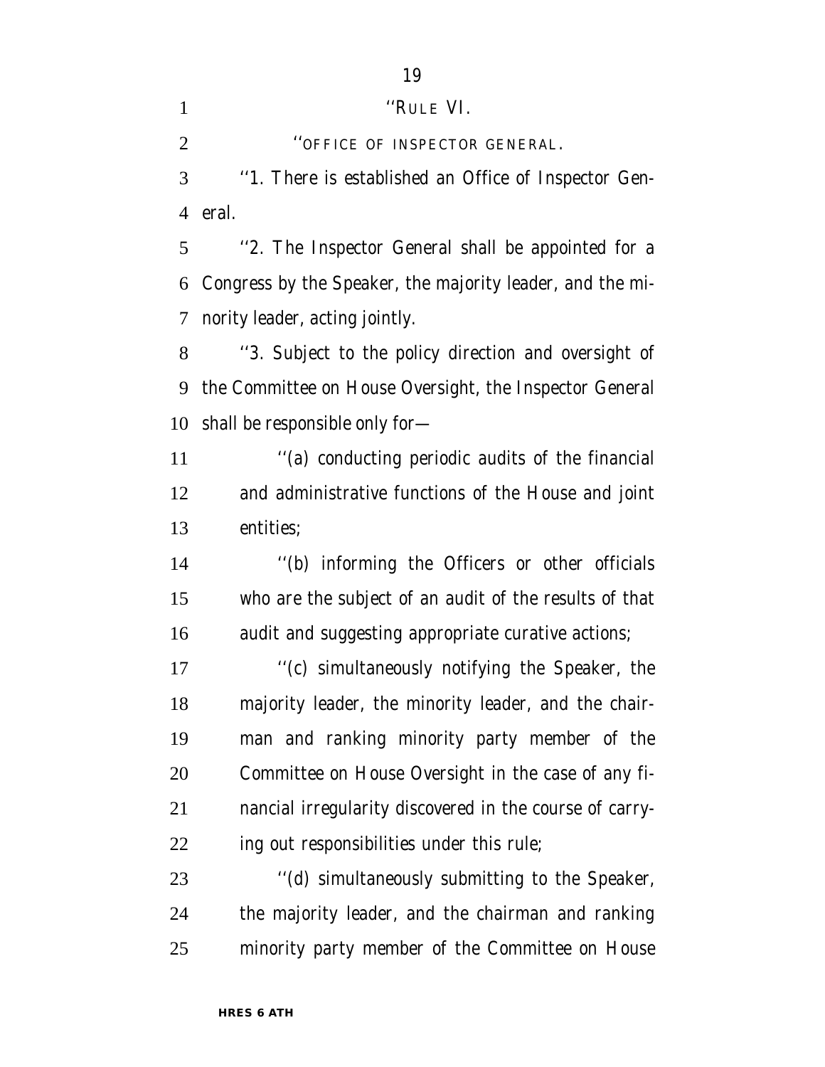''RULE VI.

''OFFICE OF INSPECTOR GENERAL.

''1. There is established an Office of Inspector General.

''2. The Inspector General shall be appointed for a Congress by the Speaker, the majority leader, and the minority leader, acting jointly.

''3. Subject to the policy direction and oversight of the Committee on House Oversight, the Inspector General shall be responsible only for—

''(a) conducting periodic audits of the financial and administrative functions of the House and joint entities;

''(b) informing the Officers or other officials who are the subject of an audit of the results of that audit and suggesting appropriate curative actions;

''(c) simultaneously notifying the Speaker, the majority leader, the minority leader, and the chairman and ranking minority party member of the Committee on House Oversight in the case of any financial irregularity discovered in the course of carrying out responsibilities under this rule;

''(d) simultaneously submitting to the Speaker, the majority leader, and the chairman and ranking minority party member of the Committee on House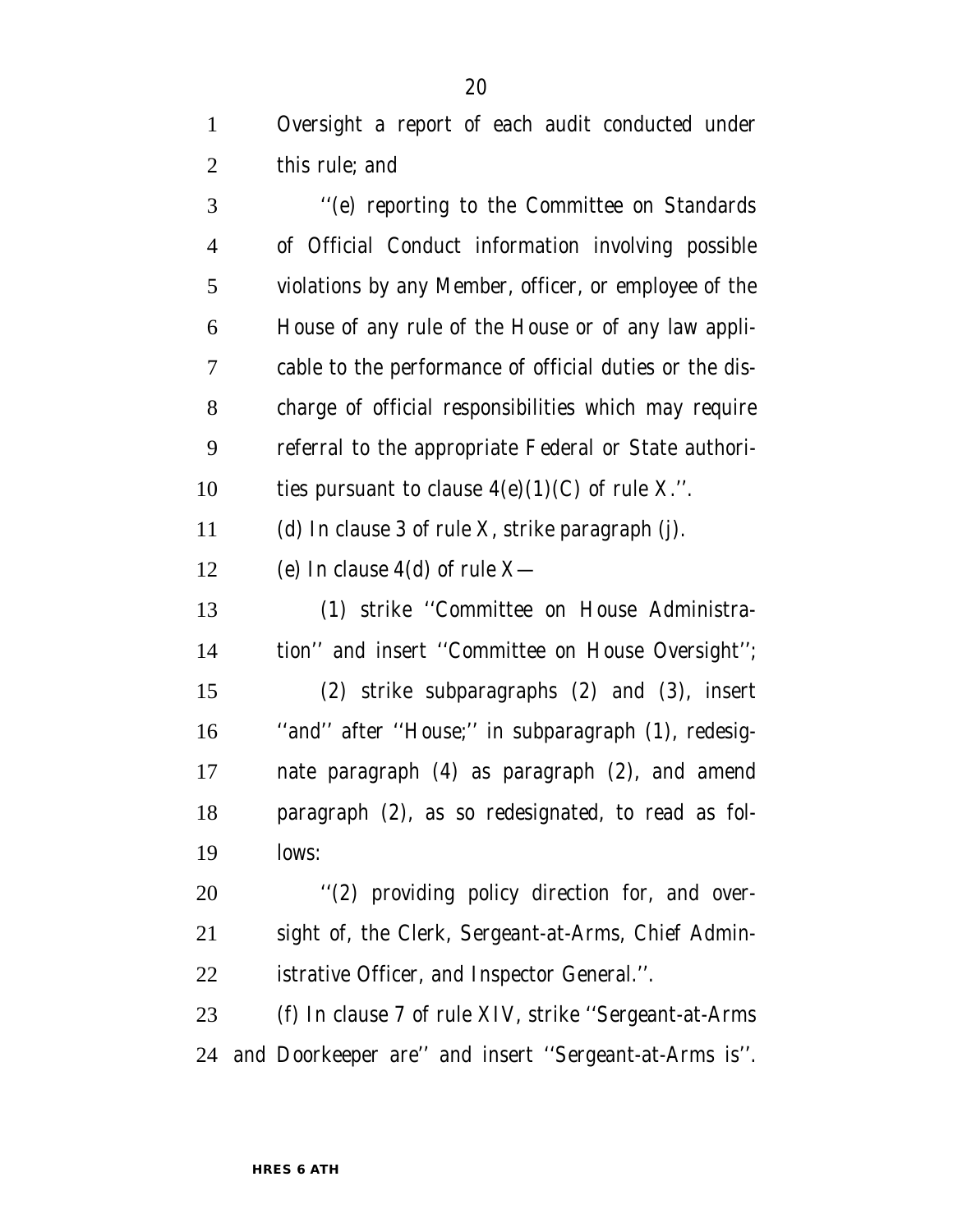Oversight a report of each audit conducted under this rule; and

''(e) reporting to the Committee on Standards of Official Conduct information involving possible violations by any Member, officer, or employee of the House of any rule of the House or of any law applicable to the performance of official duties or the discharge of official responsibilities which may require referral to the appropriate Federal or State authorities pursuant to clause 4(e)(1)(C) of rule X.''.

(d) In clause 3 of rule X, strike paragraph (j).

(e) In clause 4(d) of rule X—

(1) strike ''Committee on House Administration'' and insert ''Committee on House Oversight'';

(2) strike subparagraphs (2) and (3), insert ''and'' after ''House;'' in subparagraph (1), redesignate paragraph (4) as paragraph (2), and amend paragraph (2), as so redesignated, to read as follows:

''(2) providing policy direction for, and oversight of, the Clerk, Sergeant-at-Arms, Chief Administrative Officer, and Inspector General.''.

(f) In clause 7 of rule XIV, strike ''Sergeant-at-Arms and Doorkeeper are'' and insert ''Sergeant-at-Arms is''.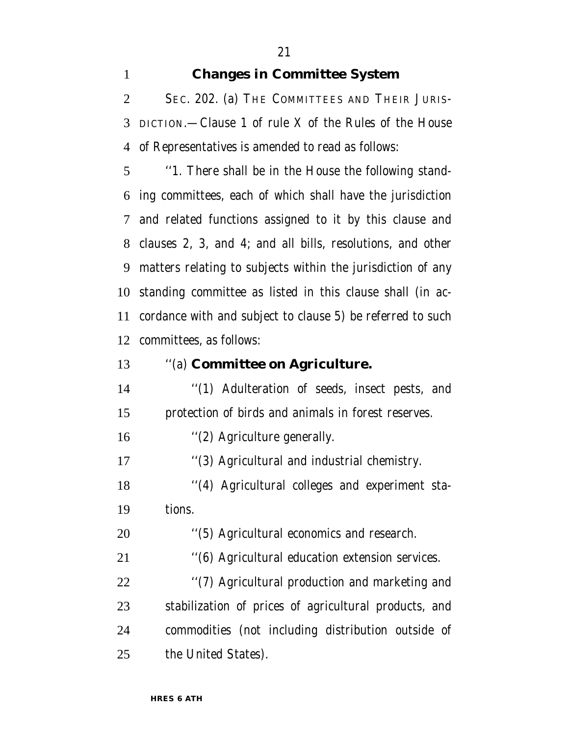## Changes in Committee System

SEC. 202. (a) THE COMMITTEES AND THEIR JURISDICTION.—Clause 1 of rule X of the Rules of the House of Representatives is amended to read as follows:

''1. There shall be in the House the following standing committees, each of which shall have the jurisdiction and related functions assigned to it by this clause and clauses 2, 3, and 4; and all bills, resolutions, and other matters relating to subjects within the jurisdiction of any standing committee as listed in this clause shall (in accordance with and subject to clause 5) be referred to such committees, as follows:

''(a) **Committee on Agriculture.**

''(1) Adulteration of seeds, insect pests, and protection of birds and animals in forest reserves.

''(2) Agriculture generally.

''(3) Agricultural and industrial chemistry.

''(4) Agricultural colleges and experiment stations.

''(5) Agricultural economics and research.

''(6) Agricultural education extension services.

''(7) Agricultural production and marketing and stabilization of prices of agricultural products, and commodities (not including distribution outside of the United States).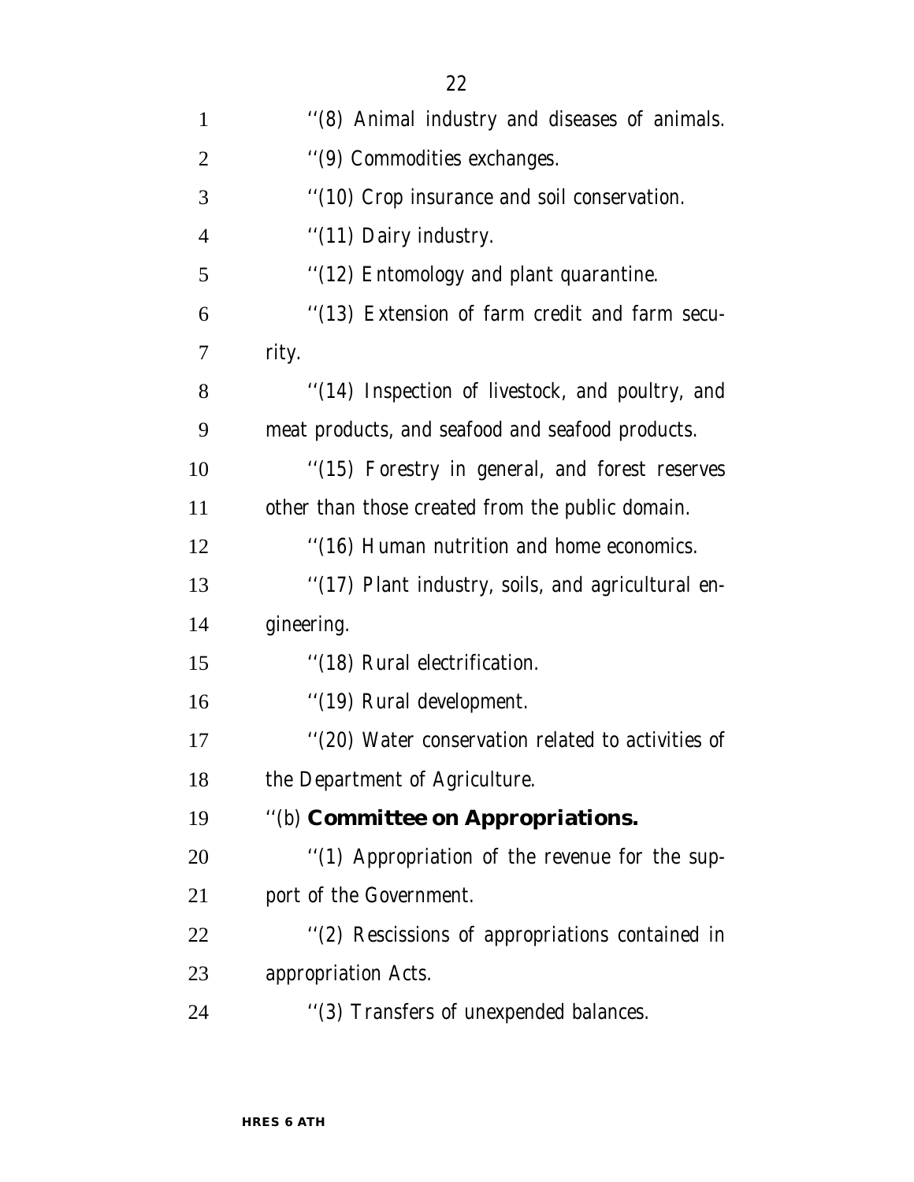''(8) Animal industry and diseases of animals.

''(9) Commodities exchanges.

''(10) Crop insurance and soil conservation.

''(11) Dairy industry.

''(12) Entomology and plant quarantine.

''(13) Extension of farm credit and farm security.

''(14) Inspection of livestock, and poultry, and meat products, and seafood and seafood products.

''(15) Forestry in general, and forest reserves other than those created from the public domain.

''(16) Human nutrition and home economics.

''(17) Plant industry, soils, and agricultural engineering.

''(18) Rural electrification.

''(19) Rural development.

''(20) Water conservation related to activities of the Department of Agriculture.

''(b) **Committee on Appropriations.**

''(1) Appropriation of the revenue for the support of the Government.

''(2) Rescissions of appropriations contained in appropriation Acts.

''(3) Transfers of unexpended balances.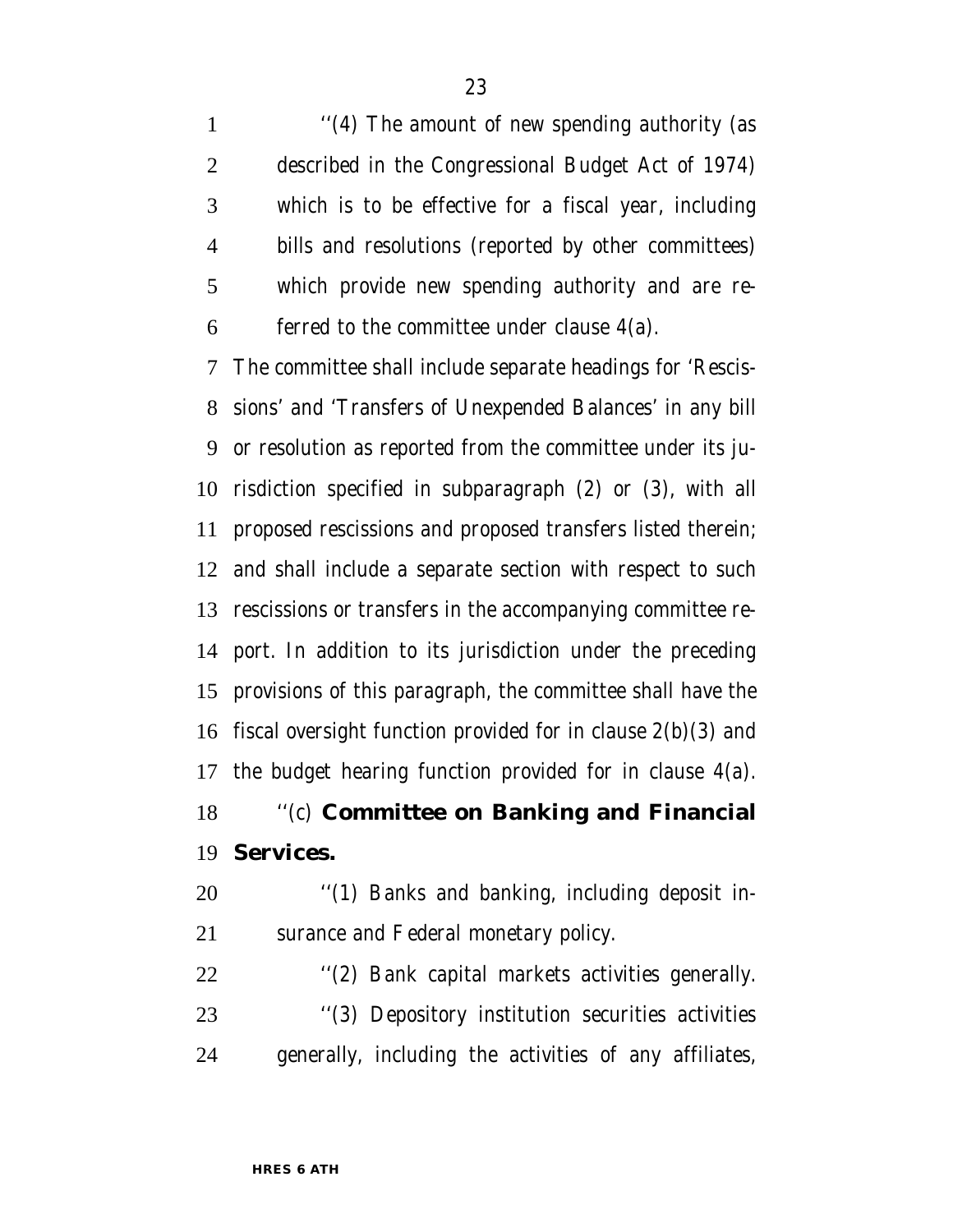''(4) The amount of new spending authority (as described in the Congressional Budget Act of 1974) which is to be effective for a fiscal year, including bills and resolutions (reported by other committees) which provide new spending authority and are referred to the committee under clause 4(a).

The committee shall include separate headings for 'Rescissions' and 'Transfers of Unexpended Balances' in any bill or resolution as reported from the committee under its jurisdiction specified in subparagraph (2) or (3), with all proposed rescissions and proposed transfers listed therein; and shall include a separate section with respect to such rescissions or transfers in the accompanying committee report. In addition to its jurisdiction under the preceding provisions of this paragraph, the committee shall have the fiscal oversight function provided for in clause 2(b)(3) and the budget hearing function provided for in clause 4(a).

''(c) **Committee on Banking and Financial Services.**

''(1) Banks and banking, including deposit insurance and Federal monetary policy.

''(2) Bank capital markets activities generally.

''(3) Depository institution securities activities generally, including the activities of any affiliates,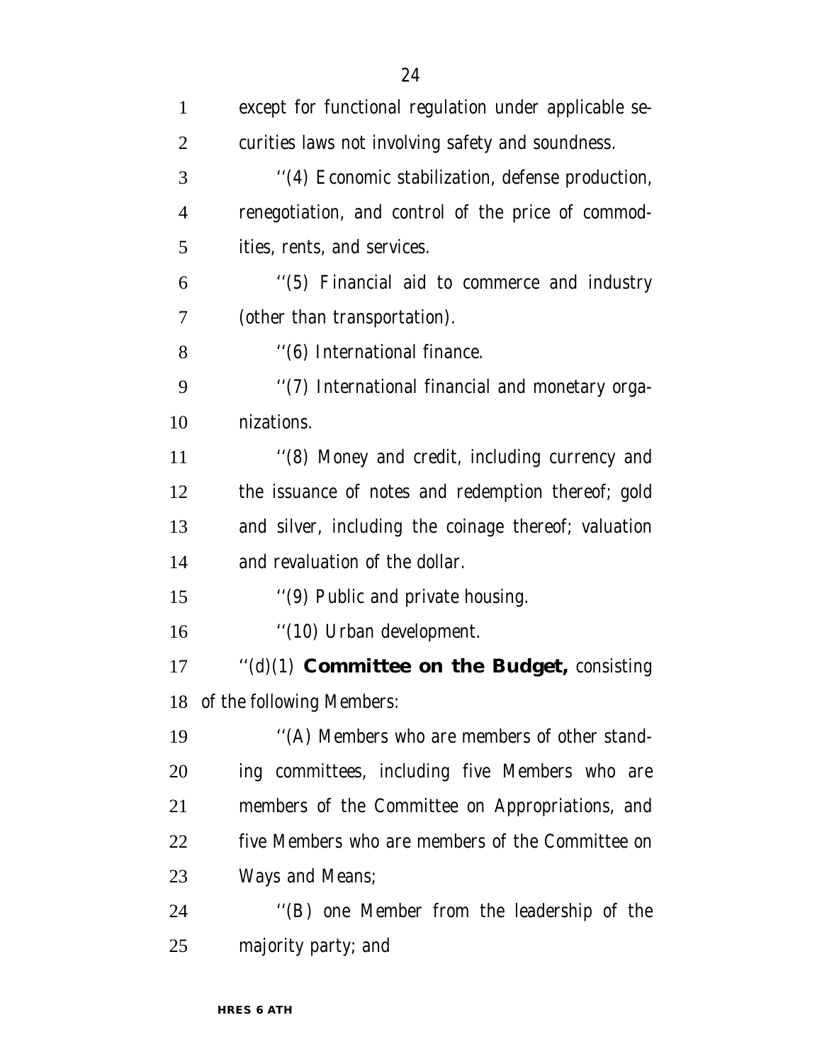except for functional regulation under applicable securities laws not involving safety and soundness.

''(4) Economic stabilization, defense production, renegotiation, and control of the price of commodities, rents, and services.

''(5) Financial aid to commerce and industry (other than transportation).

''(6) International finance.

''(7) International financial and monetary organizations.

''(8) Money and credit, including currency and the issuance of notes and redemption thereof; gold and silver, including the coinage thereof; valuation and revaluation of the dollar.

''(9) Public and private housing.

''(10) Urban development.

''(d)(1) **Committee on the Budget,** consisting of the following Members:

''(A) Members who are members of other standing committees, including five Members who are members of the Committee on Appropriations, and five Members who are members of the Committee on Ways and Means;

''(B) one Member from the leadership of the majority party; and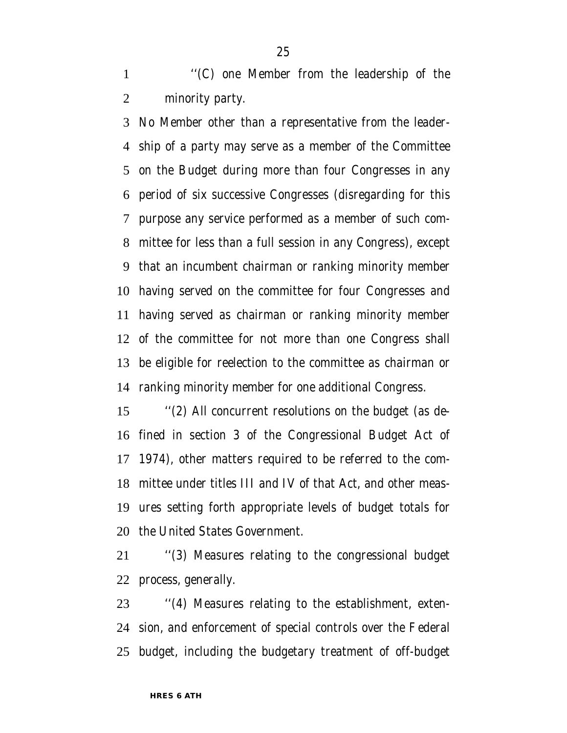''(C) one Member from the leadership of the minority party.

No Member other than a representative from the leadership of a party may serve as a member of the Committee on the Budget during more than four Congresses in any period of six successive Congresses (disregarding for this purpose any service performed as a member of such committee for less than a full session in any Congress), except that an incumbent chairman or ranking minority member having served on the committee for four Congresses and having served as chairman or ranking minority member of the committee for not more than one Congress shall be eligible for reelection to the committee as chairman or ranking minority member for one additional Congress.

''(2) All concurrent resolutions on the budget (as defined in section 3 of the Congressional Budget Act of 1974), other matters required to be referred to the committee under titles III and IV of that Act, and other measures setting forth appropriate levels of budget totals for the United States Government.

''(3) Measures relating to the congressional budget process, generally.

''(4) Measures relating to the establishment, extension, and enforcement of special controls over the Federal budget, including the budgetary treatment of off-budget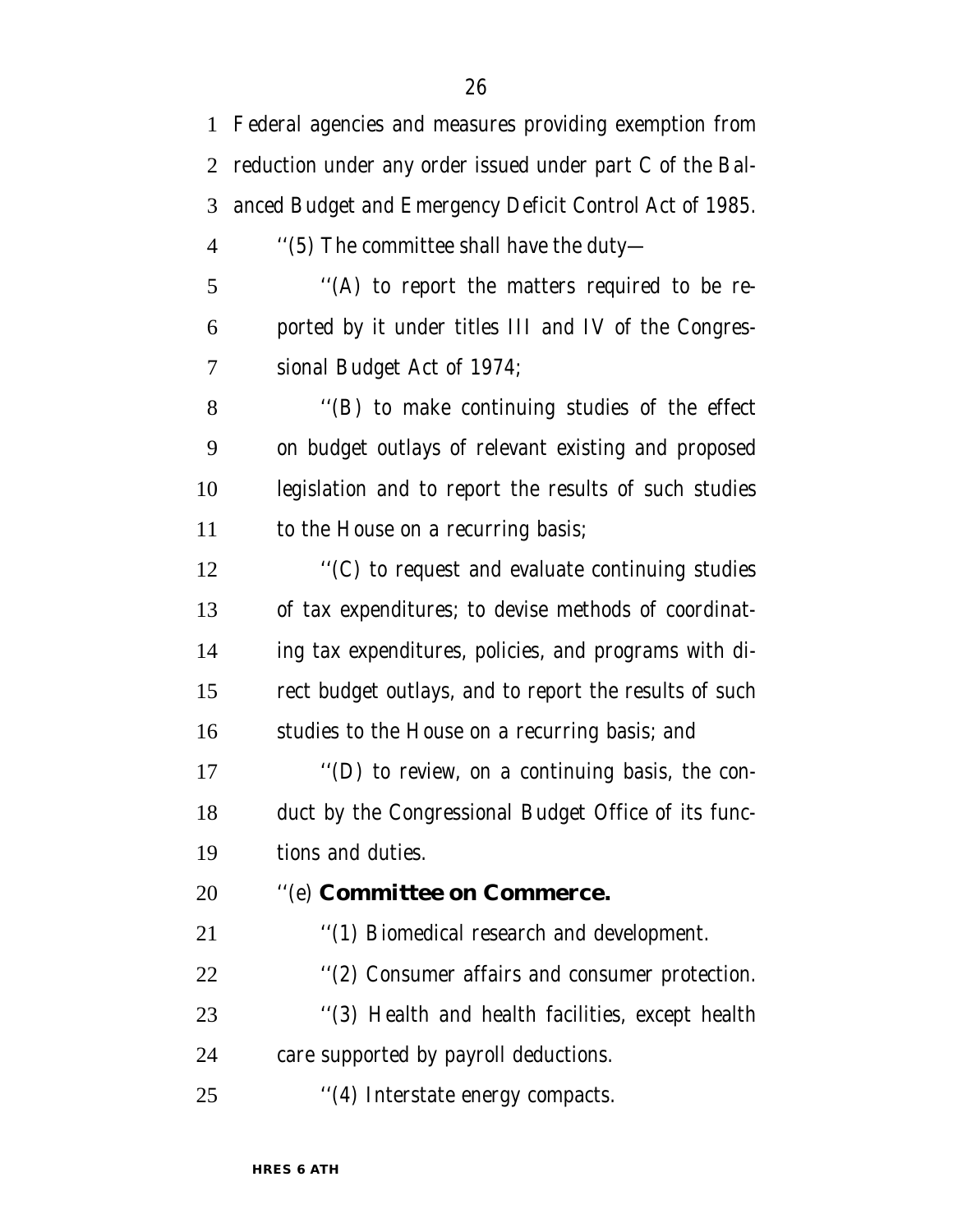Federal agencies and measures providing exemption from reduction under any order issued under part C of the Balanced Budget and Emergency Deficit Control Act of 1985.

''(5) The committee shall have the duty—

''(A) to report the matters required to be reported by it under titles III and IV of the Congressional Budget Act of 1974;

''(B) to make continuing studies of the effect on budget outlays of relevant existing and proposed legislation and to report the results of such studies to the House on a recurring basis;

''(C) to request and evaluate continuing studies of tax expenditures; to devise methods of coordinating tax expenditures, policies, and programs with direct budget outlays, and to report the results of such studies to the House on a recurring basis; and

''(D) to review, on a continuing basis, the conduct by the Congressional Budget Office of its functions and duties.

''(e) **Committee on Commerce.**

''(1) Biomedical research and development.

''(2) Consumer affairs and consumer protection.

''(3) Health and health facilities, except health care supported by payroll deductions.

''(4) Interstate energy compacts.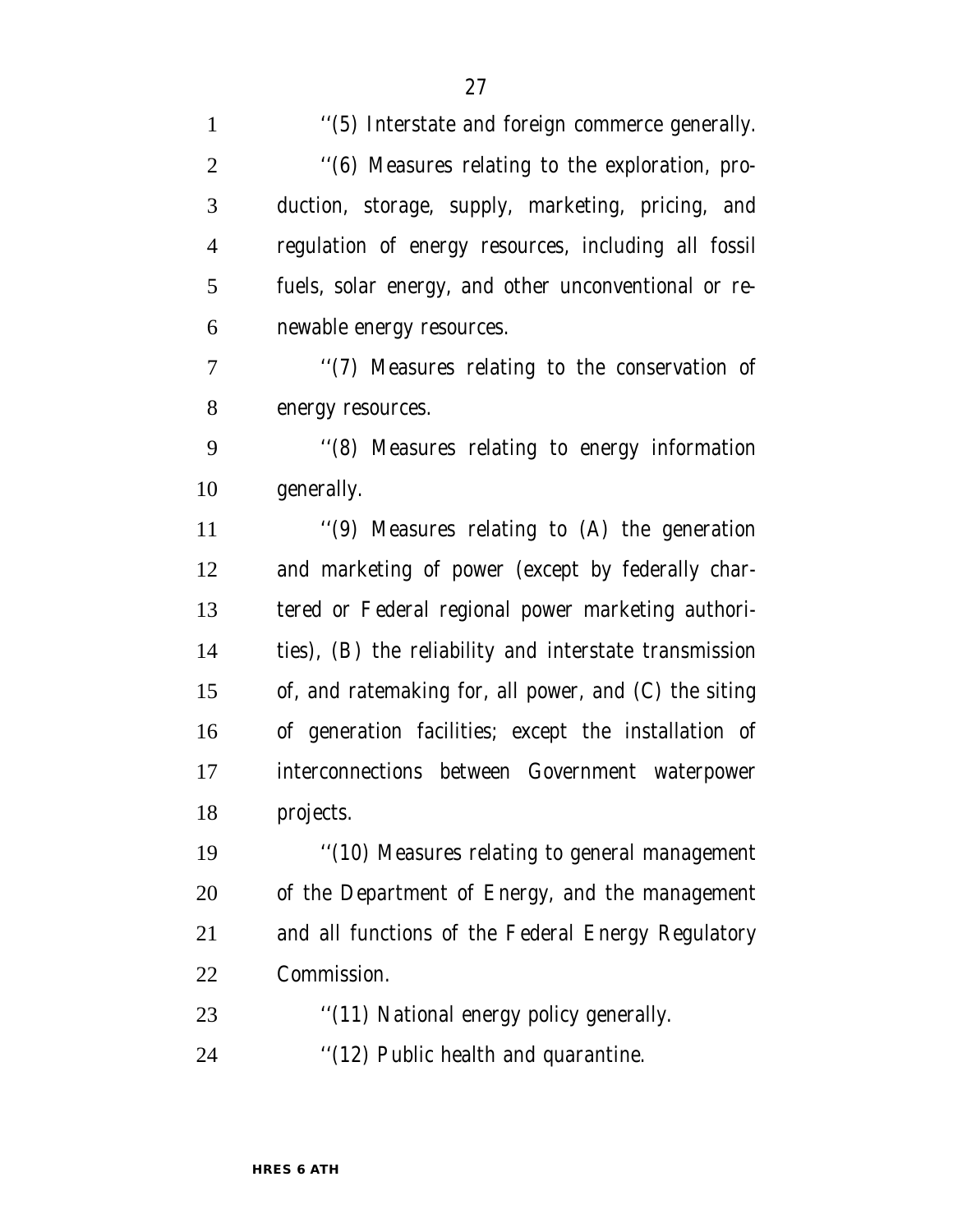''(5) Interstate and foreign commerce generally.

''(6) Measures relating to the exploration, production, storage, supply, marketing, pricing, and regulation of energy resources, including all fossil fuels, solar energy, and other unconventional or renewable energy resources.

''(7) Measures relating to the conservation of energy resources.

''(8) Measures relating to energy information generally.

''(9) Measures relating to (A) the generation and marketing of power (except by federally chartered or Federal regional power marketing authorities), (B) the reliability and interstate transmission of, and ratemaking for, all power, and (C) the siting of generation facilities; except the installation of interconnections between Government waterpower projects.

''(10) Measures relating to general management of the Department of Energy, and the management and all functions of the Federal Energy Regulatory Commission.

''(11) National energy policy generally.

''(12) Public health and quarantine.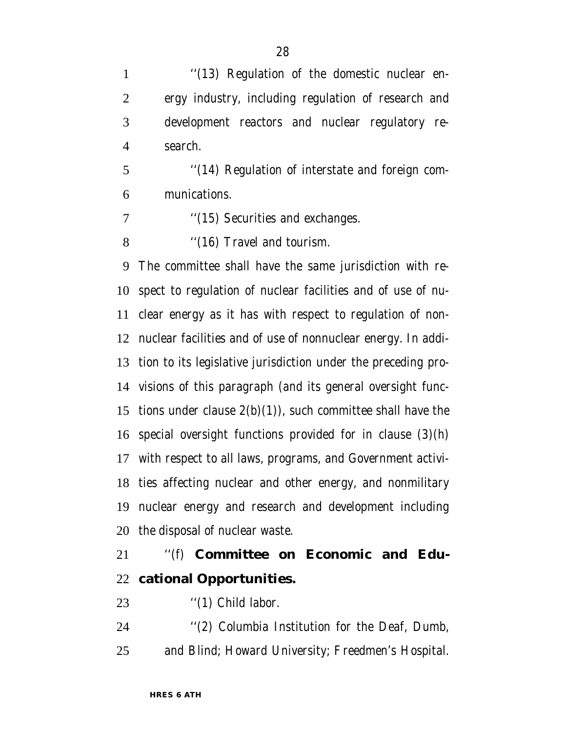''(13) Regulation of the domestic nuclear energy industry, including regulation of research and development reactors and nuclear regulatory research.

''(14) Regulation of interstate and foreign communications.

''(15) Securities and exchanges.

''(16) Travel and tourism.

The committee shall have the same jurisdiction with respect to regulation of nuclear facilities and of use of nuclear energy as it has with respect to regulation of nonnuclear facilities and of use of nonnuclear energy. In addition to its legislative jurisdiction under the preceding provisions of this paragraph (and its general oversight functions under clause 2(b)(1)), such committee shall have the special oversight functions provided for in clause (3)(h) with respect to all laws, programs, and Government activities affecting nuclear and other energy, and nonmilitary nuclear energy and research and development including the disposal of nuclear waste.

''(f) **Committee on Economic and Educational Opportunities.**

''(1) Child labor.

''(2) Columbia Institution for the Deaf, Dumb, and Blind; Howard University; Freedmen's Hospital.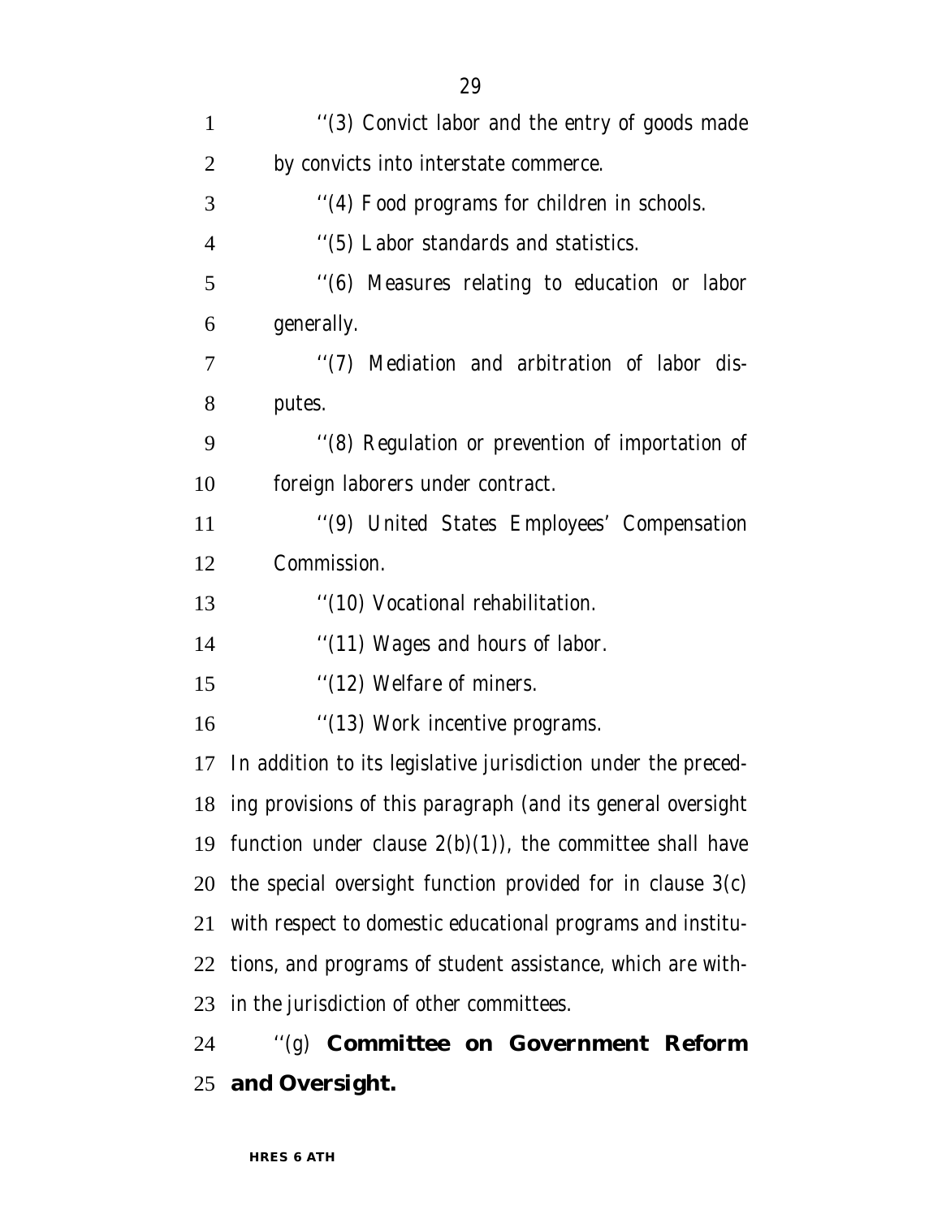''(3) Convict labor and the entry of goods made by convicts into interstate commerce.

''(4) Food programs for children in schools.

''(5) Labor standards and statistics.

''(6) Measures relating to education or labor generally.

''(7) Mediation and arbitration of labor disputes.

''(8) Regulation or prevention of importation of foreign laborers under contract.

''(9) United States Employees' Compensation Commission.

''(10) Vocational rehabilitation.

''(11) Wages and hours of labor.

''(12) Welfare of miners.

''(13) Work incentive programs.

In addition to its legislative jurisdiction under the preceding provisions of this paragraph (and its general oversight function under clause 2(b)(1)), the committee shall have the special oversight function provided for in clause 3(c) with respect to domestic educational programs and institutions, and programs of student assistance, which are within the jurisdiction of other committees.

''(g) **Committee on Government Reform and Oversight.**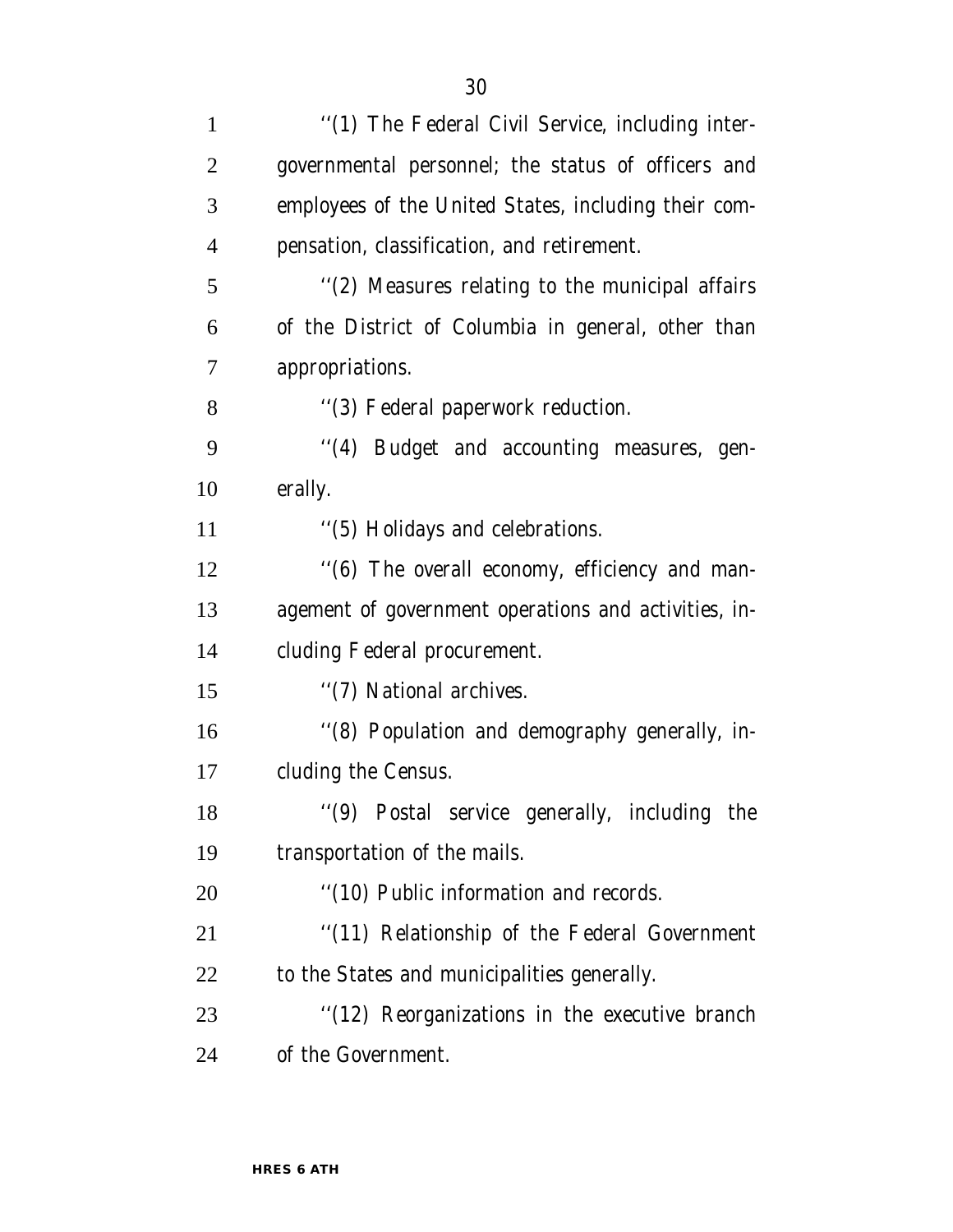''(1) The Federal Civil Service, including intergovernmental personnel; the status of officers and employees of the United States, including their compensation, classification, and retirement.

''(2) Measures relating to the municipal affairs of the District of Columbia in general, other than appropriations.

''(3) Federal paperwork reduction.

''(4) Budget and accounting measures, generally.

''(5) Holidays and celebrations.

''(6) The overall economy, efficiency and management of government operations and activities, including Federal procurement.

''(7) National archives.

''(8) Population and demography generally, including the Census.

''(9) Postal service generally, including the transportation of the mails.

''(10) Public information and records.

''(11) Relationship of the Federal Government to the States and municipalities generally.

''(12) Reorganizations in the executive branch of the Government.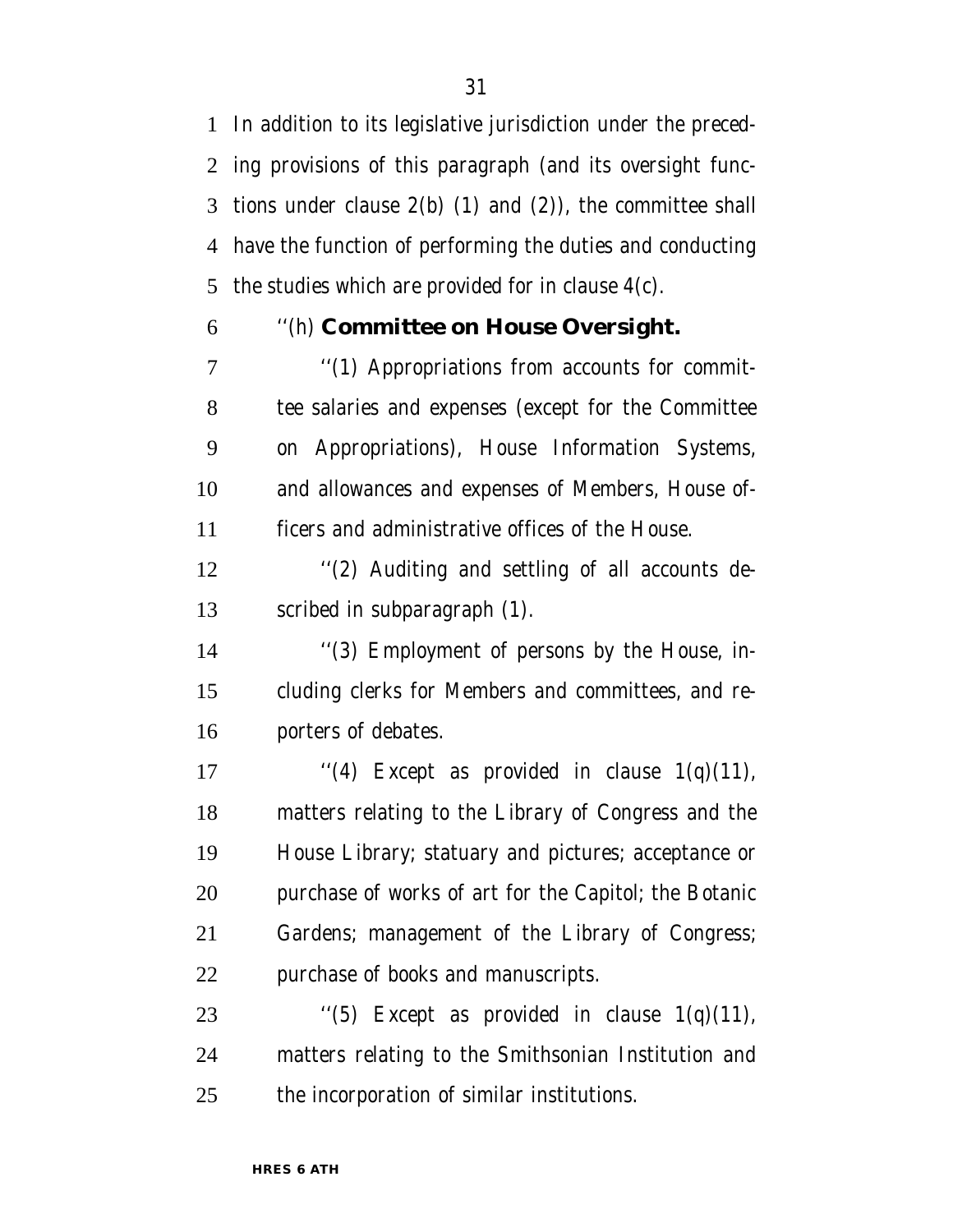In addition to its legislative jurisdiction under the preceding provisions of this paragraph (and its oversight functions under clause 2(b) (1) and (2)), the committee shall have the function of performing the duties and conducting the studies which are provided for in clause 4(c).

''(h) **Committee on House Oversight.**

''(1) Appropriations from accounts for committee salaries and expenses (except for the Committee on Appropriations), House Information Systems, and allowances and expenses of Members, House officers and administrative offices of the House.

''(2) Auditing and settling of all accounts described in subparagraph (1).

''(3) Employment of persons by the House, including clerks for Members and committees, and reporters of debates.

''(4) Except as provided in clause 1(q)(11), matters relating to the Library of Congress and the House Library; statuary and pictures; acceptance or purchase of works of art for the Capitol; the Botanic Gardens; management of the Library of Congress; purchase of books and manuscripts.

''(5) Except as provided in clause 1(q)(11), matters relating to the Smithsonian Institution and the incorporation of similar institutions.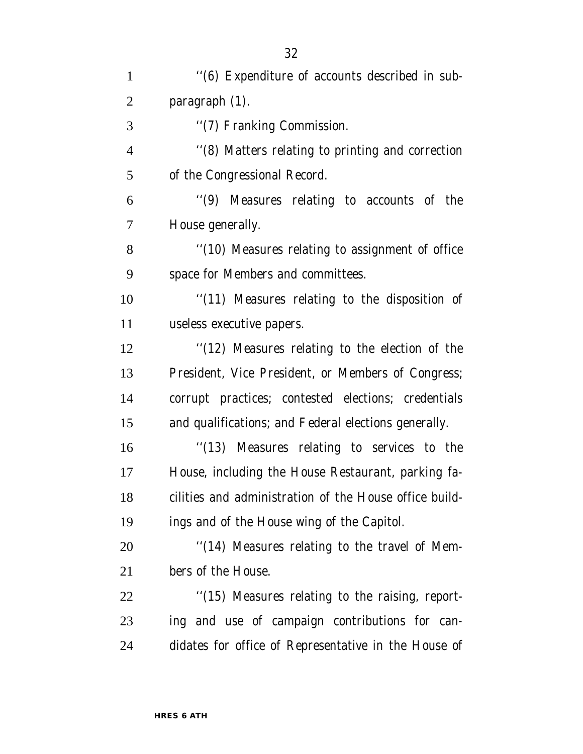''(6) Expenditure of accounts described in subparagraph (1).

''(7) Franking Commission.

''(8) Matters relating to printing and correction of the Congressional Record.

''(9) Measures relating to accounts of the House generally.

''(10) Measures relating to assignment of office space for Members and committees.

''(11) Measures relating to the disposition of useless executive papers.

''(12) Measures relating to the election of the President, Vice President, or Members of Congress; corrupt practices; contested elections; credentials and qualifications; and Federal elections generally.

''(13) Measures relating to services to the House, including the House Restaurant, parking facilities and administration of the House office buildings and of the House wing of the Capitol.

''(14) Measures relating to the travel of Members of the House.

''(15) Measures relating to the raising, reporting and use of campaign contributions for candidates for office of Representative in the House of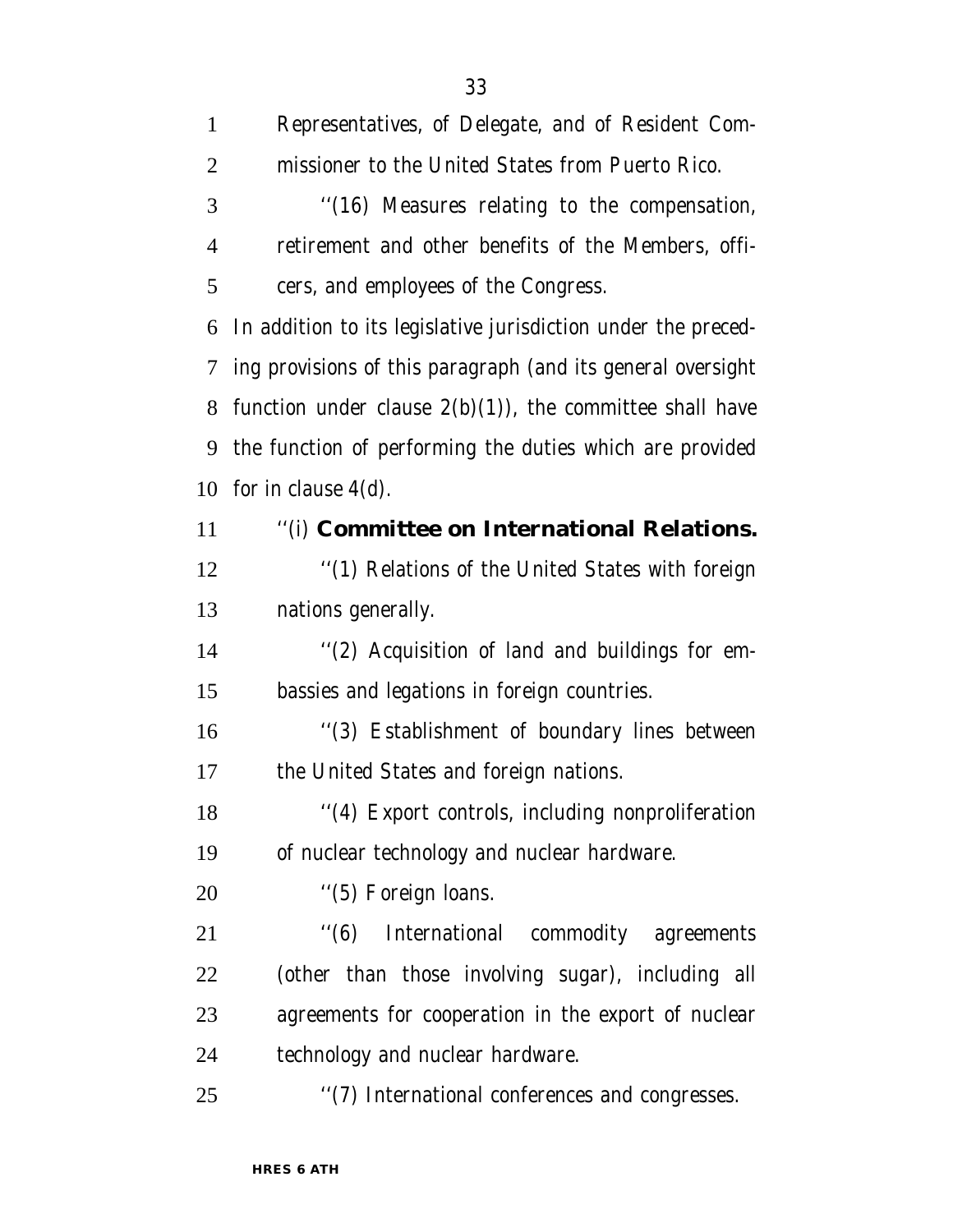Representatives, of Delegate, and of Resident Commissioner to the United States from Puerto Rico.

''(16) Measures relating to the compensation, retirement and other benefits of the Members, officers, and employees of the Congress.

In addition to its legislative jurisdiction under the preceding provisions of this paragraph (and its general oversight function under clause 2(b)(1)), the committee shall have the function of performing the duties which are provided for in clause 4(d).

''(i) **Committee on International Relations.**

''(1) Relations of the United States with foreign nations generally.

''(2) Acquisition of land and buildings for embassies and legations in foreign countries.

''(3) Establishment of boundary lines between the United States and foreign nations.

''(4) Export controls, including nonproliferation of nuclear technology and nuclear hardware.

''(5) Foreign loans.

''(6) International commodity agreements (other than those involving sugar), including all agreements for cooperation in the export of nuclear technology and nuclear hardware.

''(7) International conferences and congresses.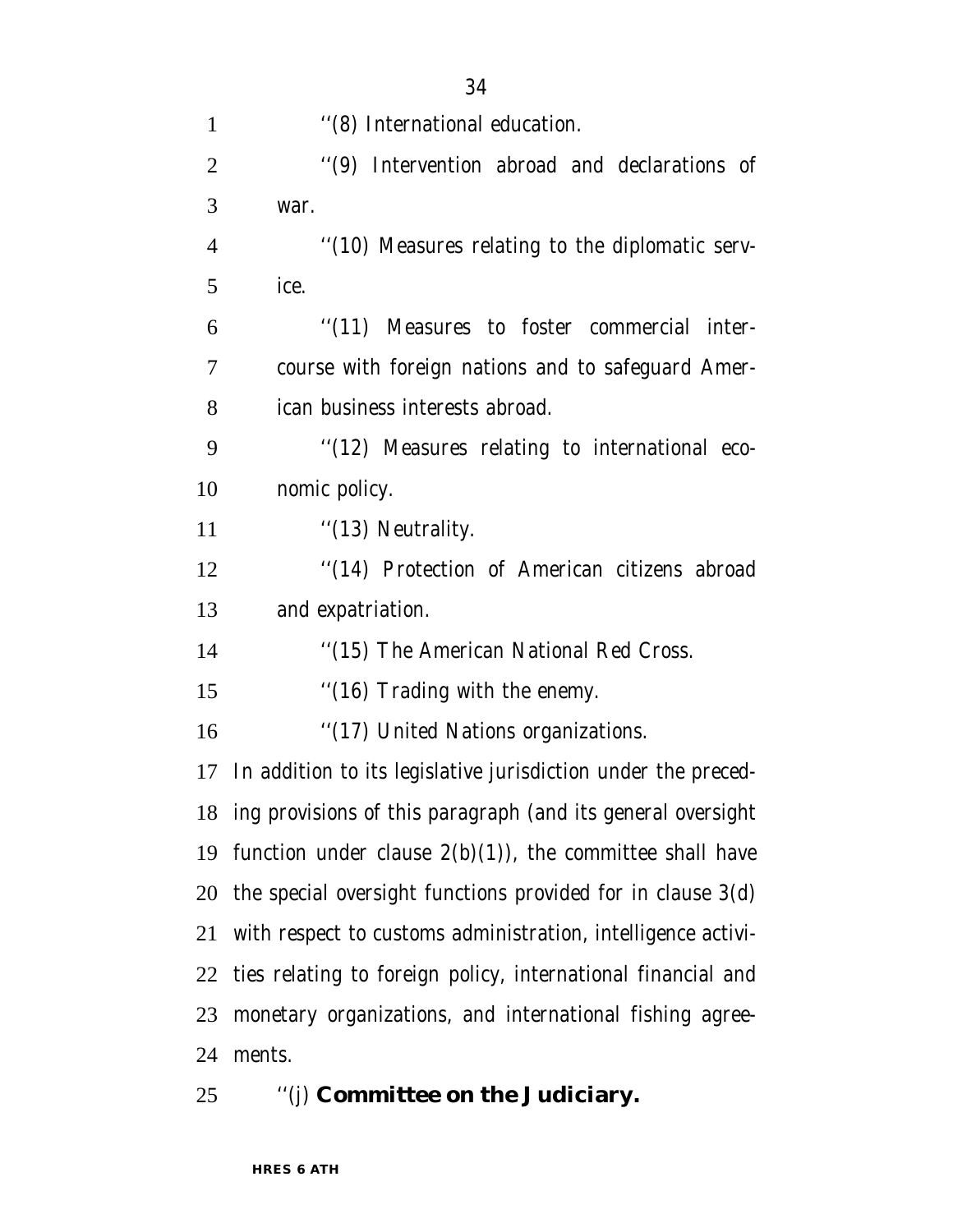''(8) International education.

''(9) Intervention abroad and declarations of war.

''(10) Measures relating to the diplomatic service.

''(11) Measures to foster commercial intercourse with foreign nations and to safeguard American business interests abroad.

''(12) Measures relating to international economic policy.

''(13) Neutrality.

''(14) Protection of American citizens abroad and expatriation.

''(15) The American National Red Cross.

''(16) Trading with the enemy.

''(17) United Nations organizations.

In addition to its legislative jurisdiction under the preceding provisions of this paragraph (and its general oversight function under clause 2(b)(1)), the committee shall have the special oversight functions provided for in clause 3(d) with respect to customs administration, intelligence activities relating to foreign policy, international financial and monetary organizations, and international fishing agreements.

''(j) **Committee on the Judiciary.**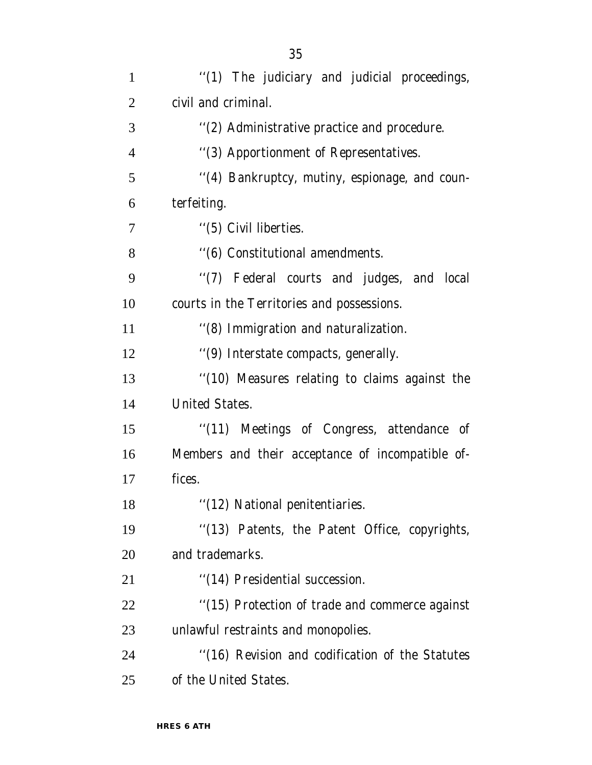''(1) The judiciary and judicial proceedings, civil and criminal.

''(2) Administrative practice and procedure.

''(3) Apportionment of Representatives.

''(4) Bankruptcy, mutiny, espionage, and counterfeiting.

''(5) Civil liberties.

''(6) Constitutional amendments.

''(7) Federal courts and judges, and local courts in the Territories and possessions.

''(8) Immigration and naturalization.

''(9) Interstate compacts, generally.

''(10) Measures relating to claims against the United States.

''(11) Meetings of Congress, attendance of Members and their acceptance of incompatible offices.

''(12) National penitentiaries.

''(13) Patents, the Patent Office, copyrights, and trademarks.

''(14) Presidential succession.

''(15) Protection of trade and commerce against unlawful restraints and monopolies.

''(16) Revision and codification of the Statutes of the United States.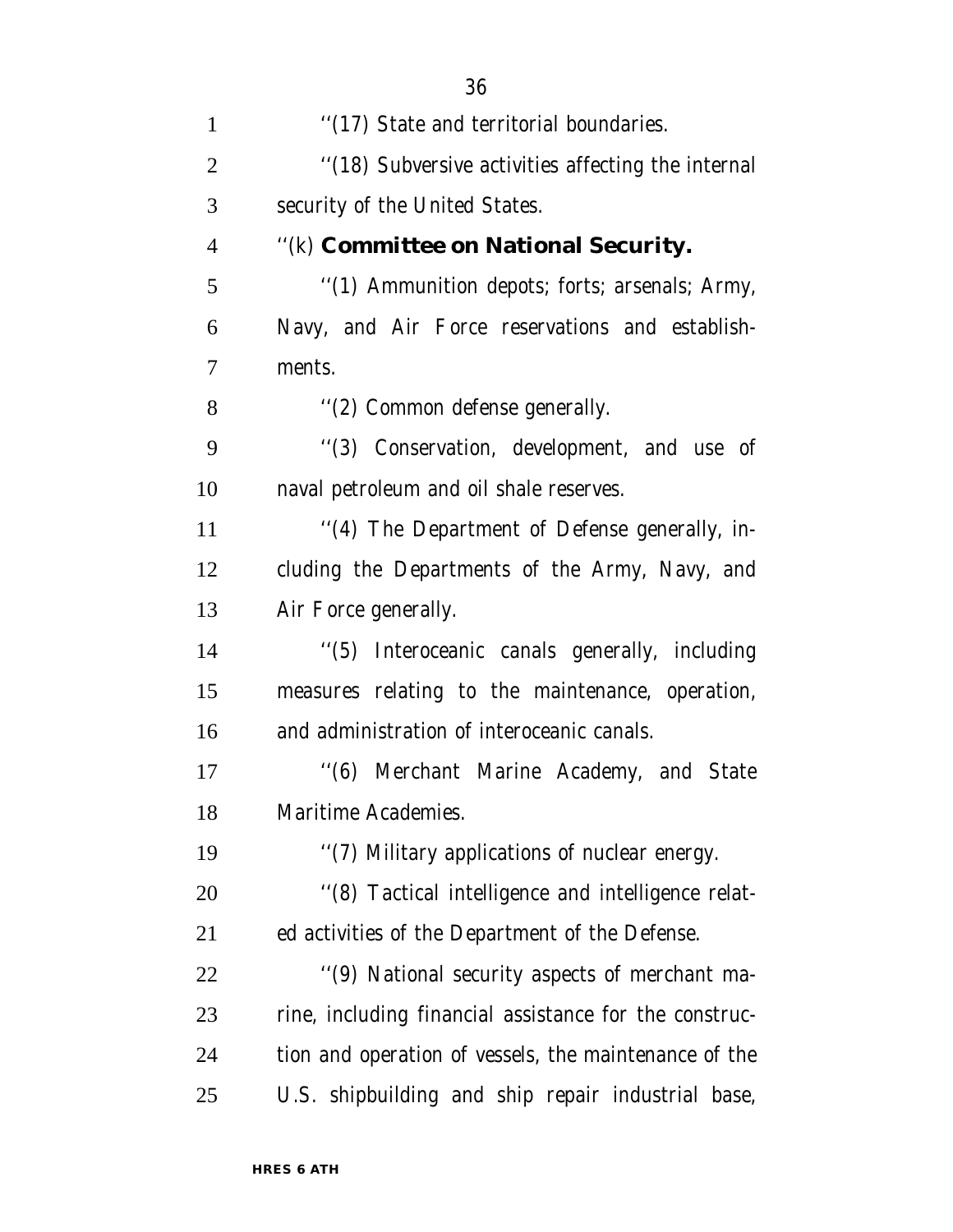''(17) State and territorial boundaries.

''(18) Subversive activities affecting the internal security of the United States.

''(k) **Committee on National Security.**

''(1) Ammunition depots; forts; arsenals; Army, Navy, and Air Force reservations and establishments.

''(2) Common defense generally.

''(3) Conservation, development, and use of naval petroleum and oil shale reserves.

''(4) The Department of Defense generally, including the Departments of the Army, Navy, and Air Force generally.

''(5) Interoceanic canals generally, including measures relating to the maintenance, operation, and administration of interoceanic canals.

''(6) Merchant Marine Academy, and State Maritime Academies.

''(7) Military applications of nuclear energy.

''(8) Tactical intelligence and intelligence related activities of the Department of the Defense.

''(9) National security aspects of merchant marine, including financial assistance for the construction and operation of vessels, the maintenance of the U.S. shipbuilding and ship repair industrial base,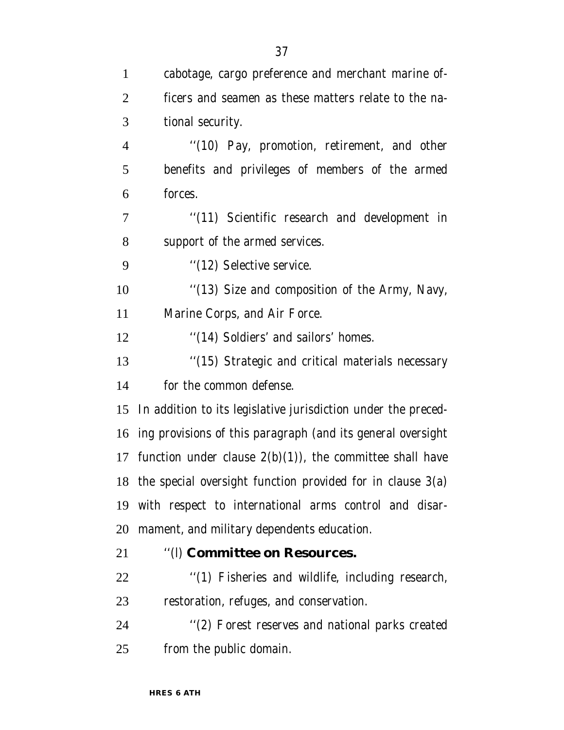cabotage, cargo preference and merchant marine officers and seamen as these matters relate to the national security.

''(10) Pay, promotion, retirement, and other benefits and privileges of members of the armed forces.

''(11) Scientific research and development in support of the armed services.

''(12) Selective service.

''(13) Size and composition of the Army, Navy, Marine Corps, and Air Force.

''(14) Soldiers' and sailors' homes.

''(15) Strategic and critical materials necessary for the common defense.

In addition to its legislative jurisdiction under the preceding provisions of this paragraph (and its general oversight function under clause 2(b)(1)), the committee shall have the special oversight function provided for in clause 3(a) with respect to international arms control and disarmament, and military dependents education.

''(l) **Committee on Resources.**

''(1) Fisheries and wildlife, including research, restoration, refuges, and conservation.

''(2) Forest reserves and national parks created from the public domain.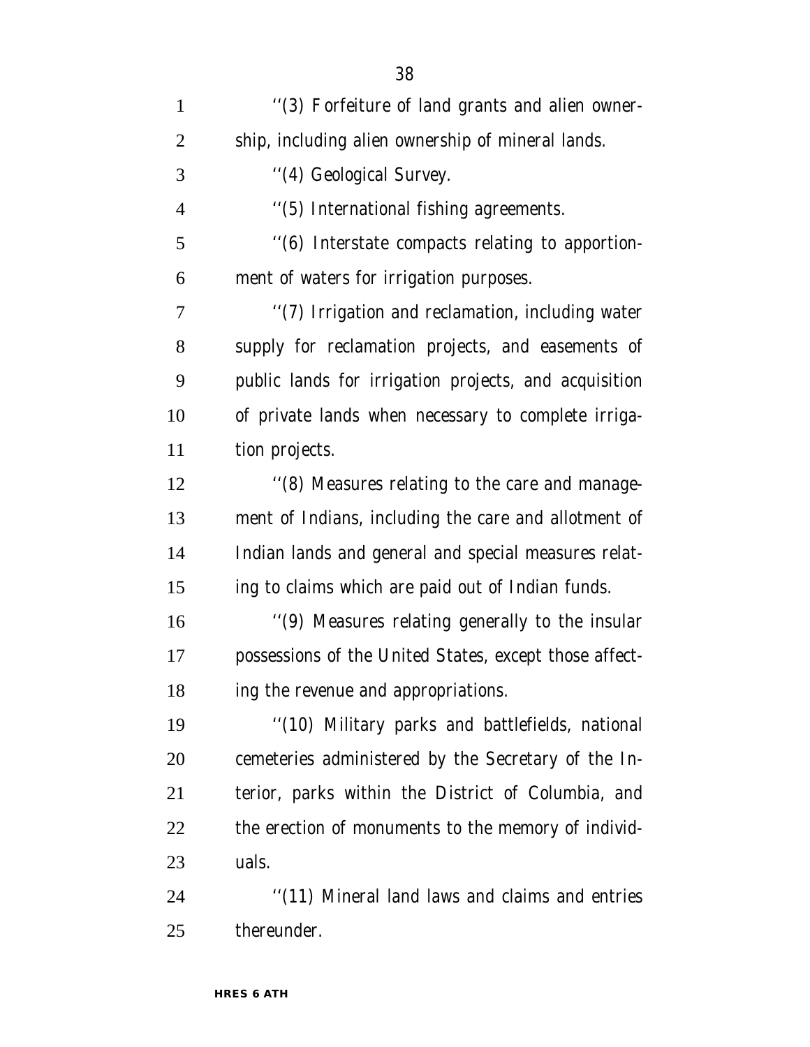''(3) Forfeiture of land grants and alien ownership, including alien ownership of mineral lands.

''(4) Geological Survey.

''(5) International fishing agreements.

''(6) Interstate compacts relating to apportionment of waters for irrigation purposes.

''(7) Irrigation and reclamation, including water supply for reclamation projects, and easements of public lands for irrigation projects, and acquisition of private lands when necessary to complete irrigation projects.

''(8) Measures relating to the care and management of Indians, including the care and allotment of Indian lands and general and special measures relating to claims which are paid out of Indian funds.

''(9) Measures relating generally to the insular possessions of the United States, except those affecting the revenue and appropriations.

''(10) Military parks and battlefields, national cemeteries administered by the Secretary of the Interior, parks within the District of Columbia, and the erection of monuments to the memory of individuals.

''(11) Mineral land laws and claims and entries thereunder.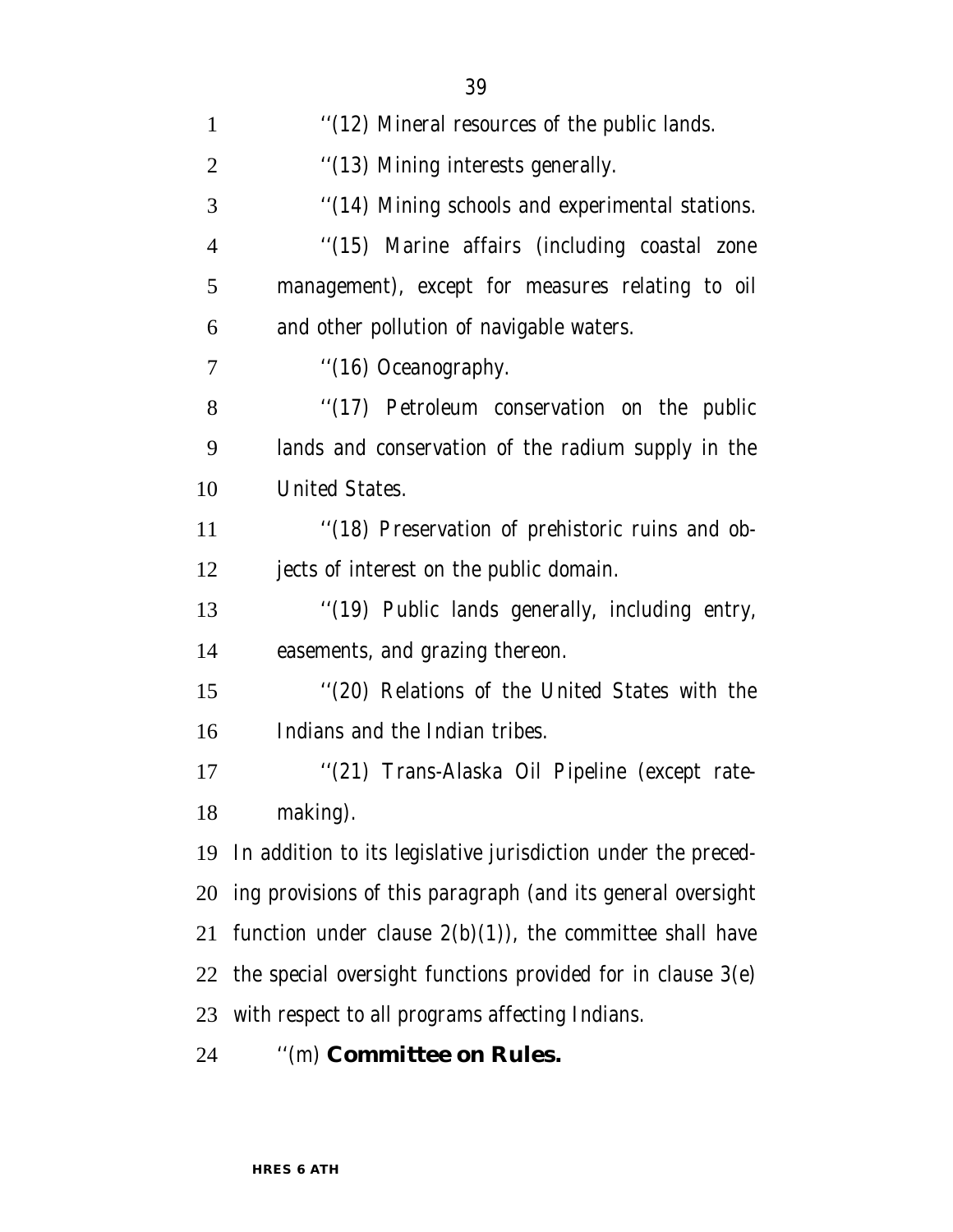''(12) Mineral resources of the public lands.

''(13) Mining interests generally.

''(14) Mining schools and experimental stations.

''(15) Marine affairs (including coastal zone management), except for measures relating to oil and other pollution of navigable waters.

''(16) Oceanography.

''(17) Petroleum conservation on the public lands and conservation of the radium supply in the United States.

''(18) Preservation of prehistoric ruins and objects of interest on the public domain.

''(19) Public lands generally, including entry, easements, and grazing thereon.

''(20) Relations of the United States with the Indians and the Indian tribes.

''(21) Trans-Alaska Oil Pipeline (except ratemaking).

In addition to its legislative jurisdiction under the preceding provisions of this paragraph (and its general oversight function under clause 2(b)(1)), the committee shall have the special oversight functions provided for in clause 3(e) with respect to all programs affecting Indians.

''(m) **Committee on Rules.**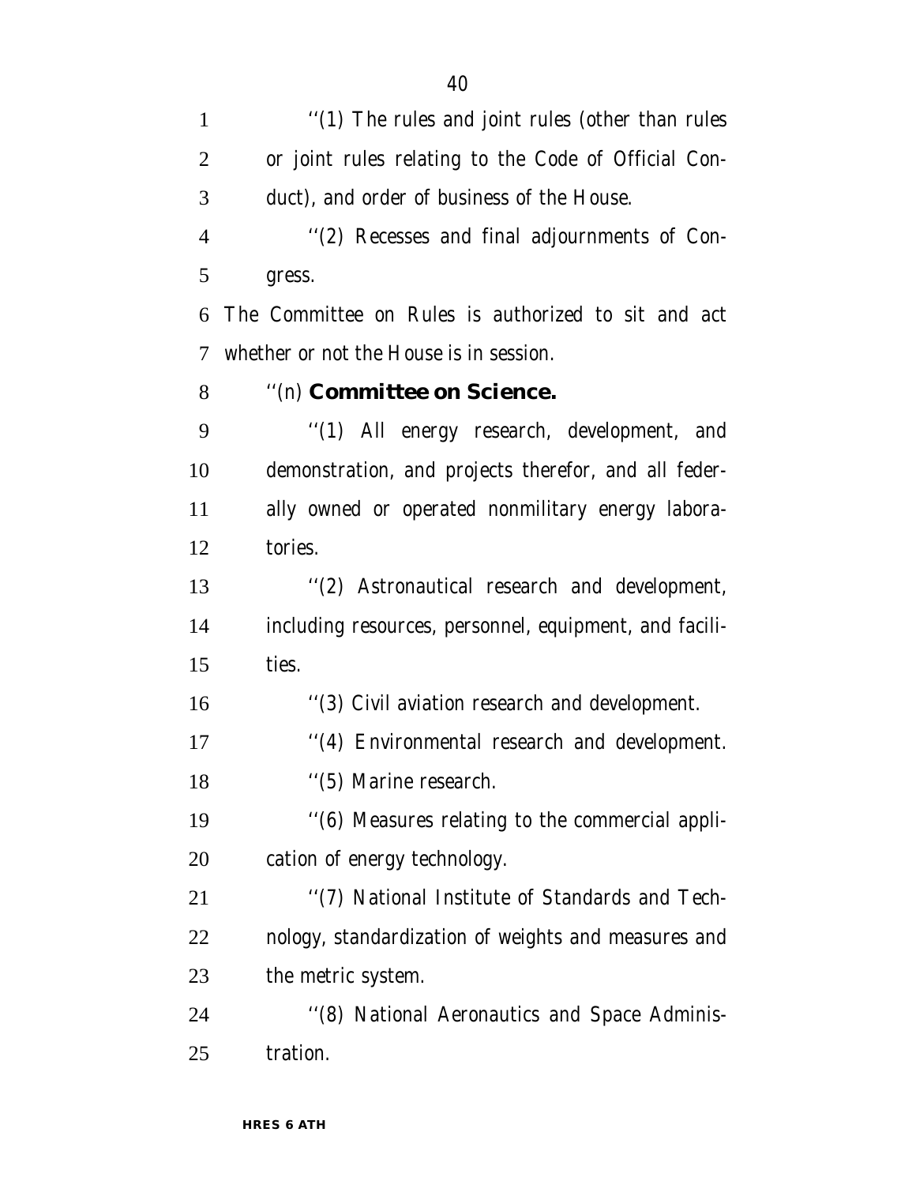''(1) The rules and joint rules (other than rules or joint rules relating to the Code of Official Conduct), and order of business of the House.

''(2) Recesses and final adjournments of Congress.

The Committee on Rules is authorized to sit and act whether or not the House is in session.

''(n) **Committee on Science.**

''(1) All energy research, development, and demonstration, and projects therefor, and all federally owned or operated nonmilitary energy laboratories.

''(2) Astronautical research and development, including resources, personnel, equipment, and facilities.

''(3) Civil aviation research and development.

''(4) Environmental research and development.

''(5) Marine research.

''(6) Measures relating to the commercial application of energy technology.

''(7) National Institute of Standards and Technology, standardization of weights and measures and the metric system.

''(8) National Aeronautics and Space Administration.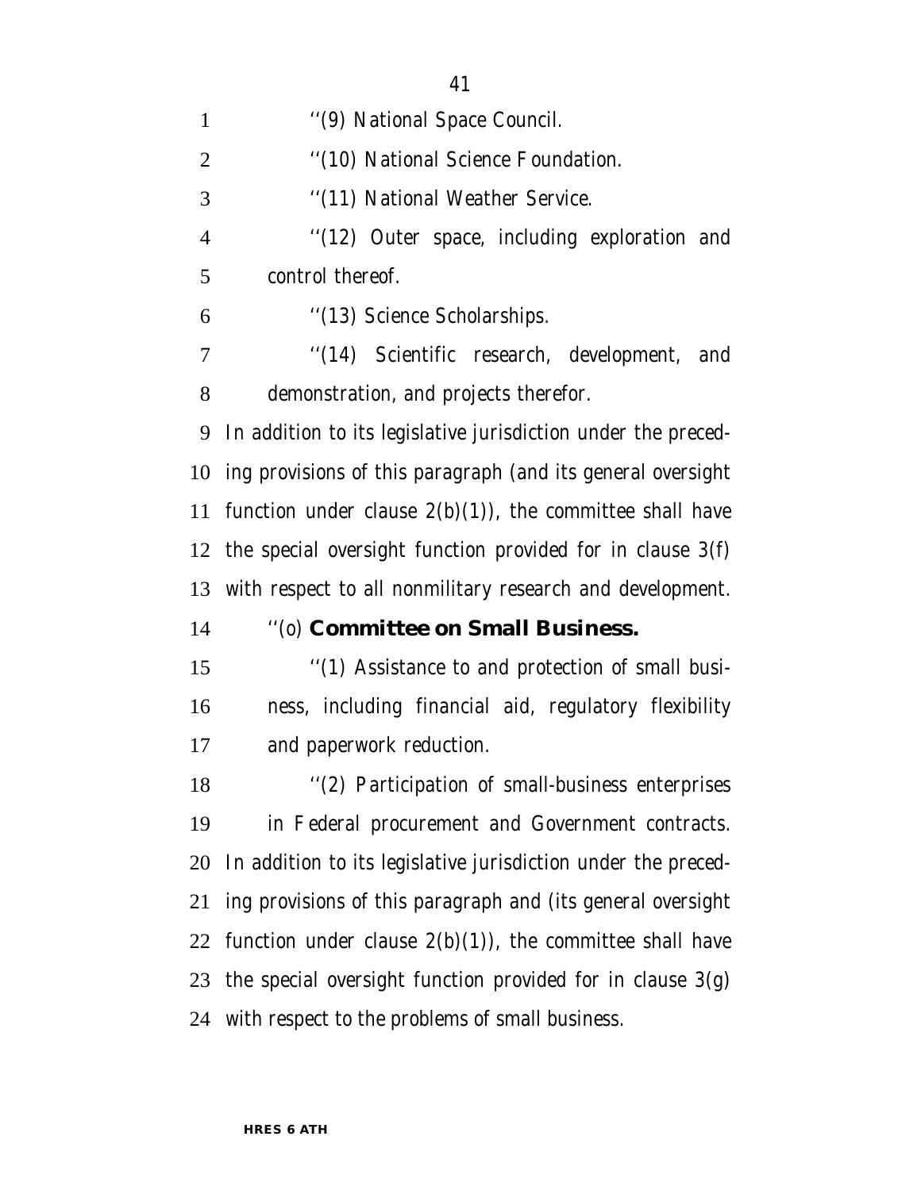''(9) National Space Council.

''(10) National Science Foundation.

''(11) National Weather Service.

''(12) Outer space, including exploration and control thereof.

''(13) Science Scholarships.

''(14) Scientific research, development, and demonstration, and projects therefor.

In addition to its legislative jurisdiction under the preceding provisions of this paragraph (and its general oversight function under clause 2(b)(1)), the committee shall have the special oversight function provided for in clause 3(f) with respect to all nonmilitary research and development.

''(o) **Committee on Small Business.**

''(1) Assistance to and protection of small business, including financial aid, regulatory flexibility and paperwork reduction.

''(2) Participation of small-business enterprises in Federal procurement and Government contracts.

In addition to its legislative jurisdiction under the preceding provisions of this paragraph and (its general oversight function under clause 2(b)(1)), the committee shall have the special oversight function provided for in clause 3(g) with respect to the problems of small business.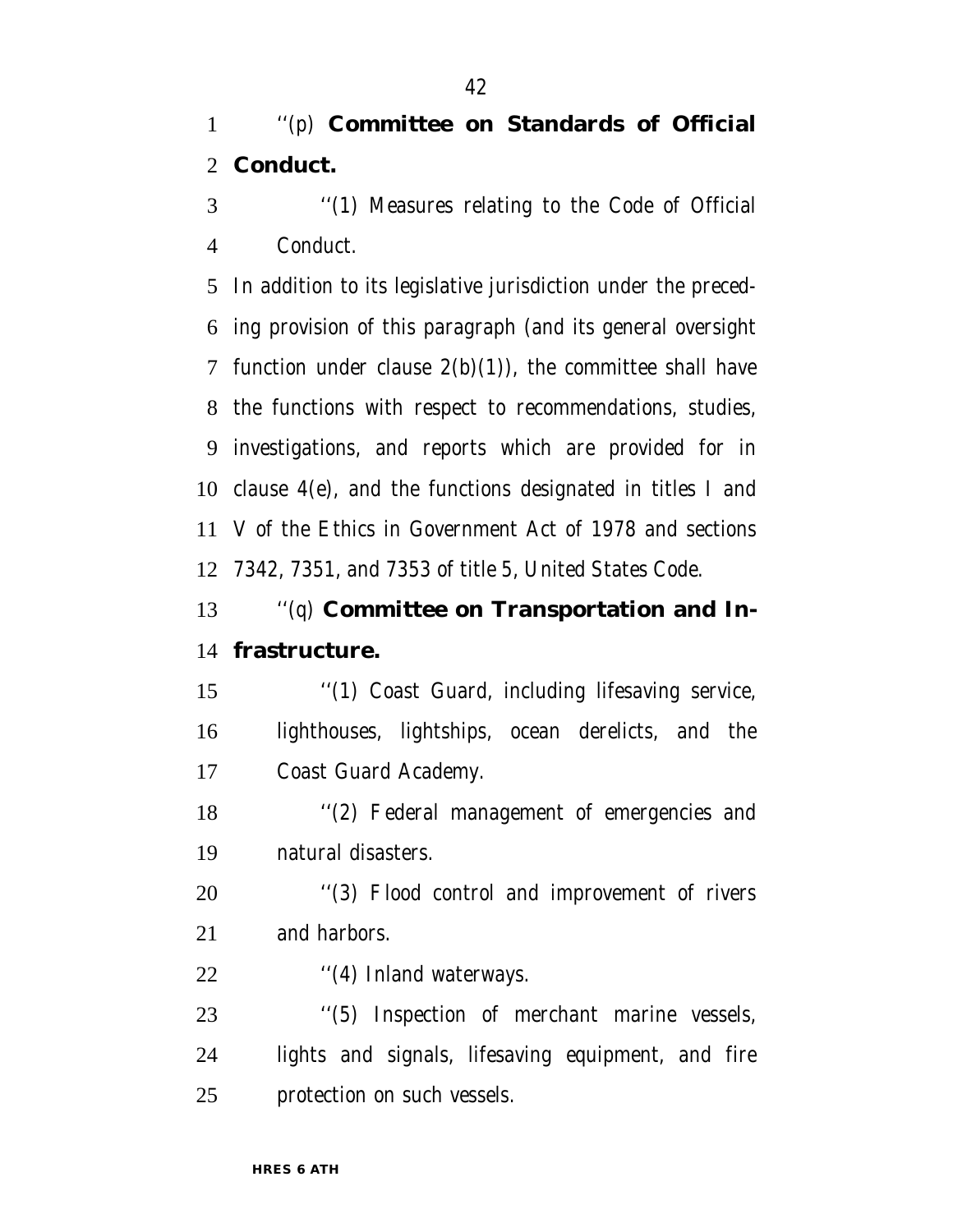''(p) **Committee on Standards of Official Conduct.**

''(1) Measures relating to the Code of Official Conduct.

In addition to its legislative jurisdiction under the preceding provision of this paragraph (and its general oversight function under clause 2(b)(1)), the committee shall have the functions with respect to recommendations, studies, investigations, and reports which are provided for in clause 4(e), and the functions designated in titles I and V of the Ethics in Government Act of 1978 and sections 7342, 7351, and 7353 of title 5, United States Code.

''(q) **Committee on Transportation and Infrastructure.**

''(1) Coast Guard, including lifesaving service, lighthouses, lightships, ocean derelicts, and the Coast Guard Academy.

''(2) Federal management of emergencies and natural disasters.

''(3) Flood control and improvement of rivers and harbors.

''(4) Inland waterways.

''(5) Inspection of merchant marine vessels, lights and signals, lifesaving equipment, and fire protection on such vessels.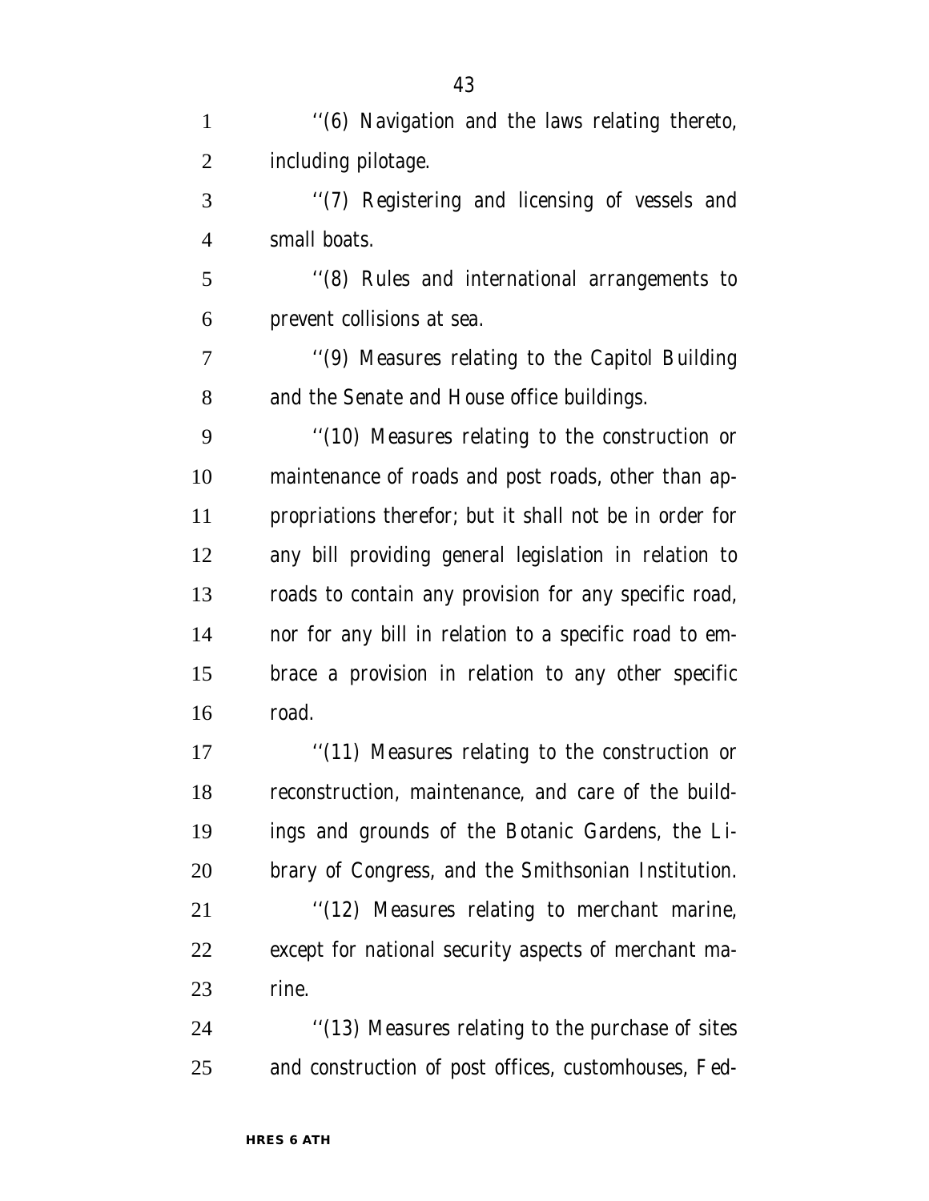''(6) Navigation and the laws relating thereto, including pilotage.

''(7) Registering and licensing of vessels and small boats.

''(8) Rules and international arrangements to prevent collisions at sea.

''(9) Measures relating to the Capitol Building and the Senate and House office buildings.

''(10) Measures relating to the construction or maintenance of roads and post roads, other than appropriations therefor; but it shall not be in order for any bill providing general legislation in relation to roads to contain any provision for any specific road, nor for any bill in relation to a specific road to embrace a provision in relation to any other specific road.

''(11) Measures relating to the construction or reconstruction, maintenance, and care of the buildings and grounds of the Botanic Gardens, the Library of Congress, and the Smithsonian Institution.

''(12) Measures relating to merchant marine, except for national security aspects of merchant marine.

''(13) Measures relating to the purchase of sites and construction of post offices, customhouses, Fed-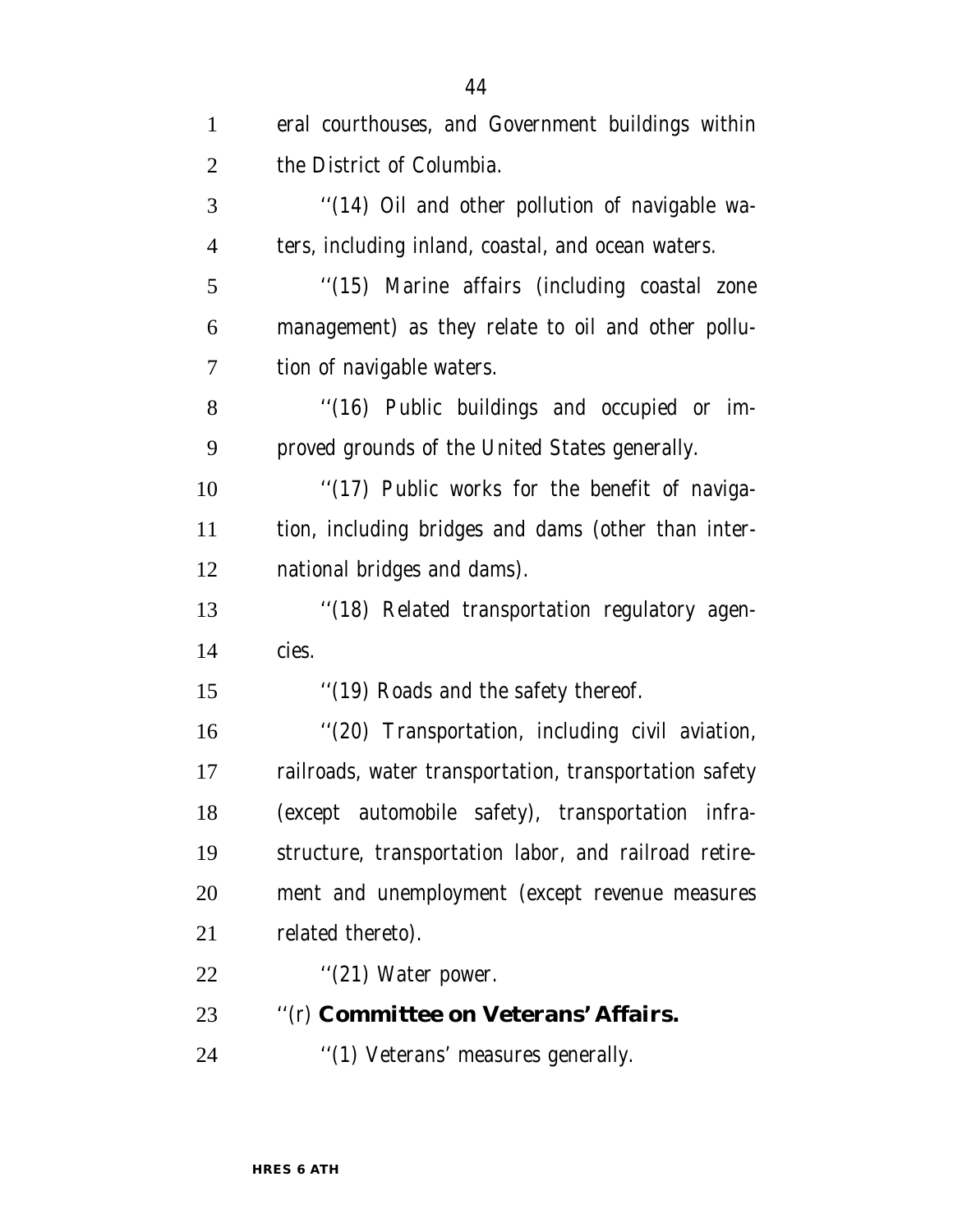eral courthouses, and Government buildings within the District of Columbia.

''(14) Oil and other pollution of navigable waters, including inland, coastal, and ocean waters.

''(15) Marine affairs (including coastal zone management) as they relate to oil and other pollution of navigable waters.

''(16) Public buildings and occupied or improved grounds of the United States generally.

''(17) Public works for the benefit of navigation, including bridges and dams (other than international bridges and dams).

''(18) Related transportation regulatory agencies.

''(19) Roads and the safety thereof.

''(20) Transportation, including civil aviation, railroads, water transportation, transportation safety (except automobile safety), transportation infrastructure, transportation labor, and railroad retirement and unemployment (except revenue measures related thereto).

''(21) Water power.

''(r) **Committee on Veterans' Affairs.**

''(1) Veterans' measures generally.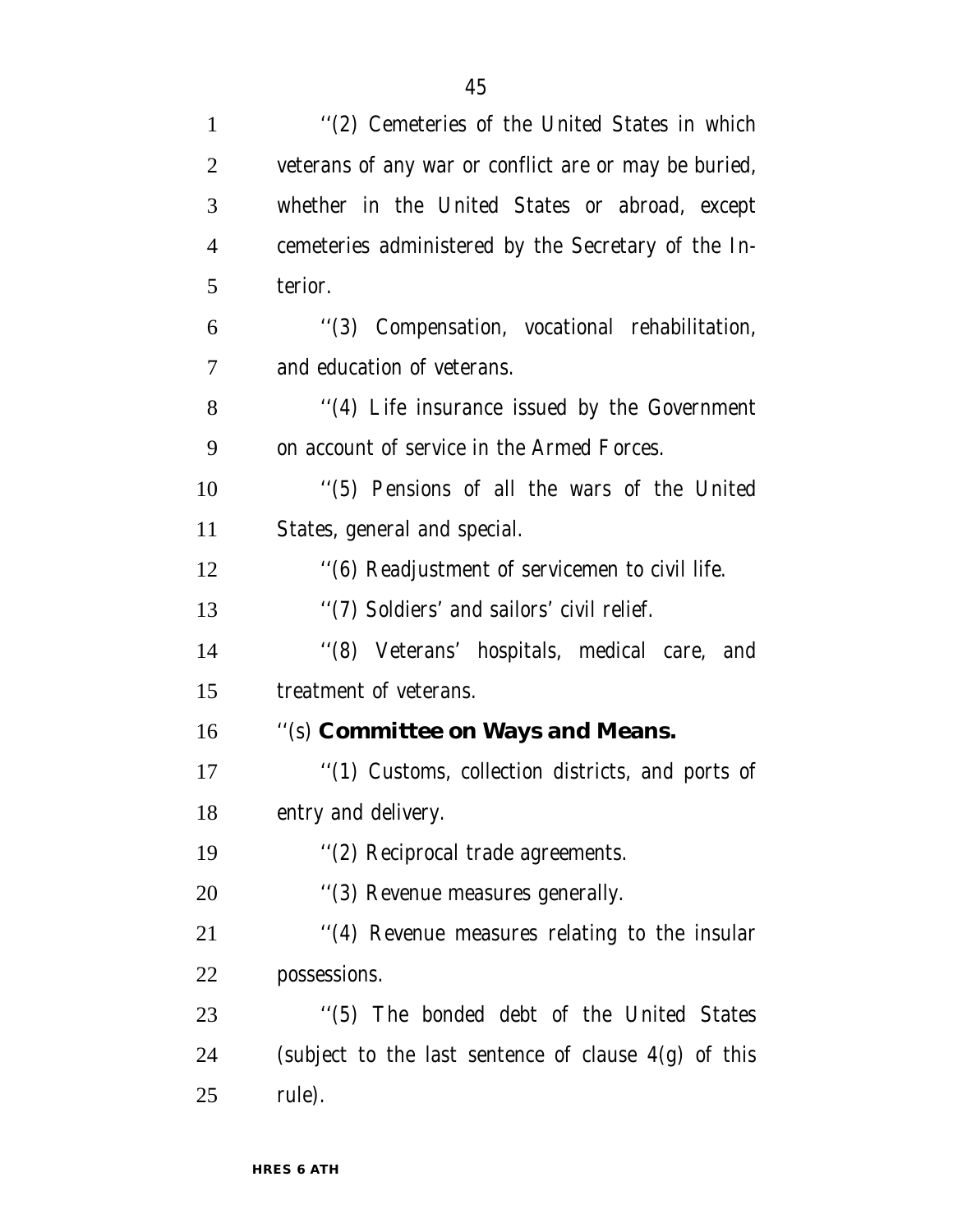''(2) Cemeteries of the United States in which veterans of any war or conflict are or may be buried, whether in the United States or abroad, except cemeteries administered by the Secretary of the Interior.

''(3) Compensation, vocational rehabilitation, and education of veterans.

''(4) Life insurance issued by the Government on account of service in the Armed Forces.

''(5) Pensions of all the wars of the United States, general and special.

''(6) Readjustment of servicemen to civil life.

''(7) Soldiers' and sailors' civil relief.

''(8) Veterans' hospitals, medical care, and treatment of veterans.

''(s) **Committee on Ways and Means.**

''(1) Customs, collection districts, and ports of entry and delivery.

''(2) Reciprocal trade agreements.

''(3) Revenue measures generally.

''(4) Revenue measures relating to the insular possessions.

''(5) The bonded debt of the United States (subject to the last sentence of clause 4(g) of this rule).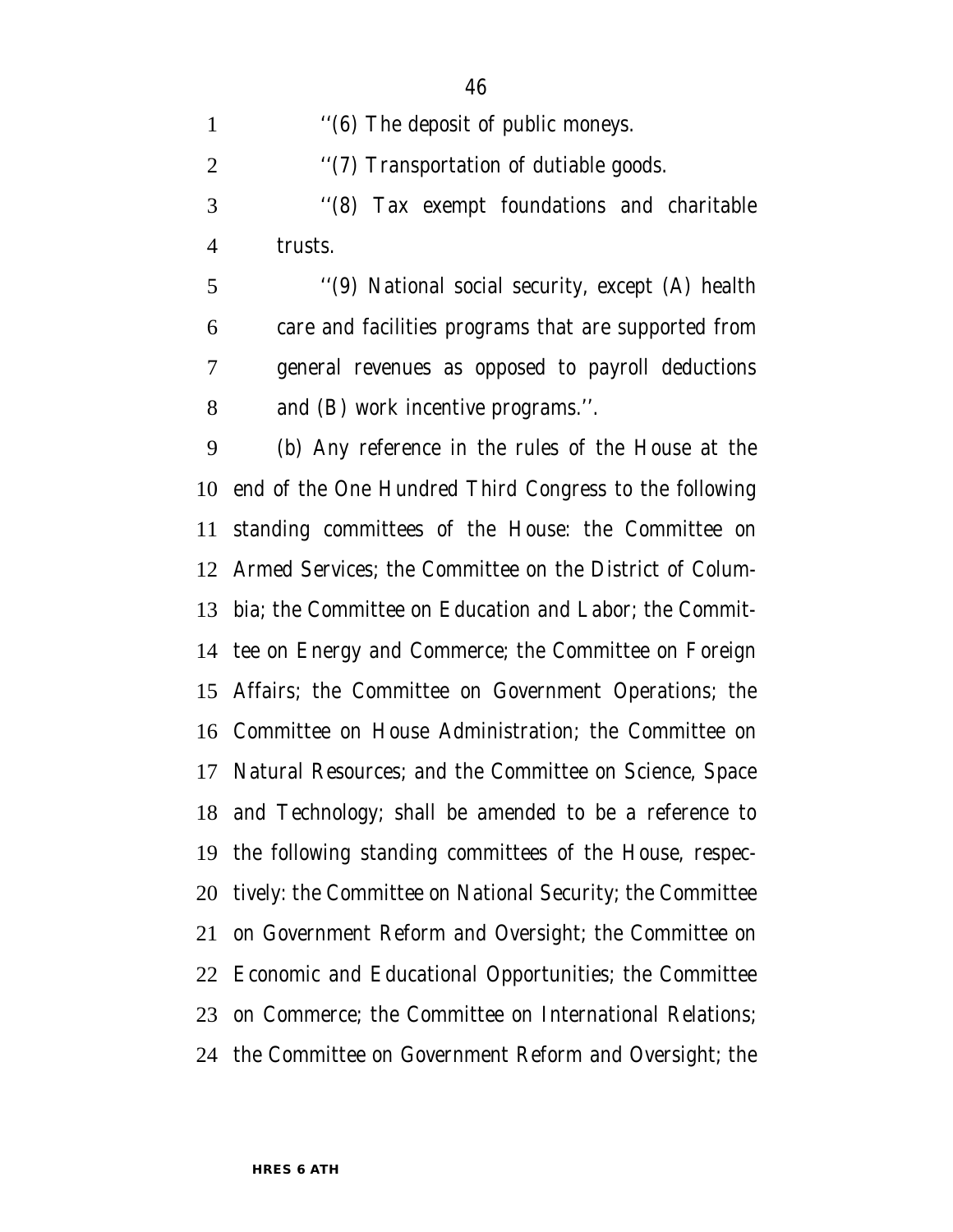''(6) The deposit of public moneys.

''(7) Transportation of dutiable goods.

''(8) Tax exempt foundations and charitable trusts.

''(9) National social security, except (A) health care and facilities programs that are supported from general revenues as opposed to payroll deductions and (B) work incentive programs.''.

(b) Any reference in the rules of the House at the end of the One Hundred Third Congress to the following standing committees of the House: the Committee on Armed Services; the Committee on the District of Columbia; the Committee on Education and Labor; the Committee on Energy and Commerce; the Committee on Foreign Affairs; the Committee on Government Operations; the Committee on House Administration; the Committee on Natural Resources; and the Committee on Science, Space and Technology; shall be amended to be a reference to the following standing committees of the House, respectively: the Committee on National Security; the Committee on Government Reform and Oversight; the Committee on Economic and Educational Opportunities; the Committee on Commerce; the Committee on International Relations; the Committee on Government Reform and Oversight; the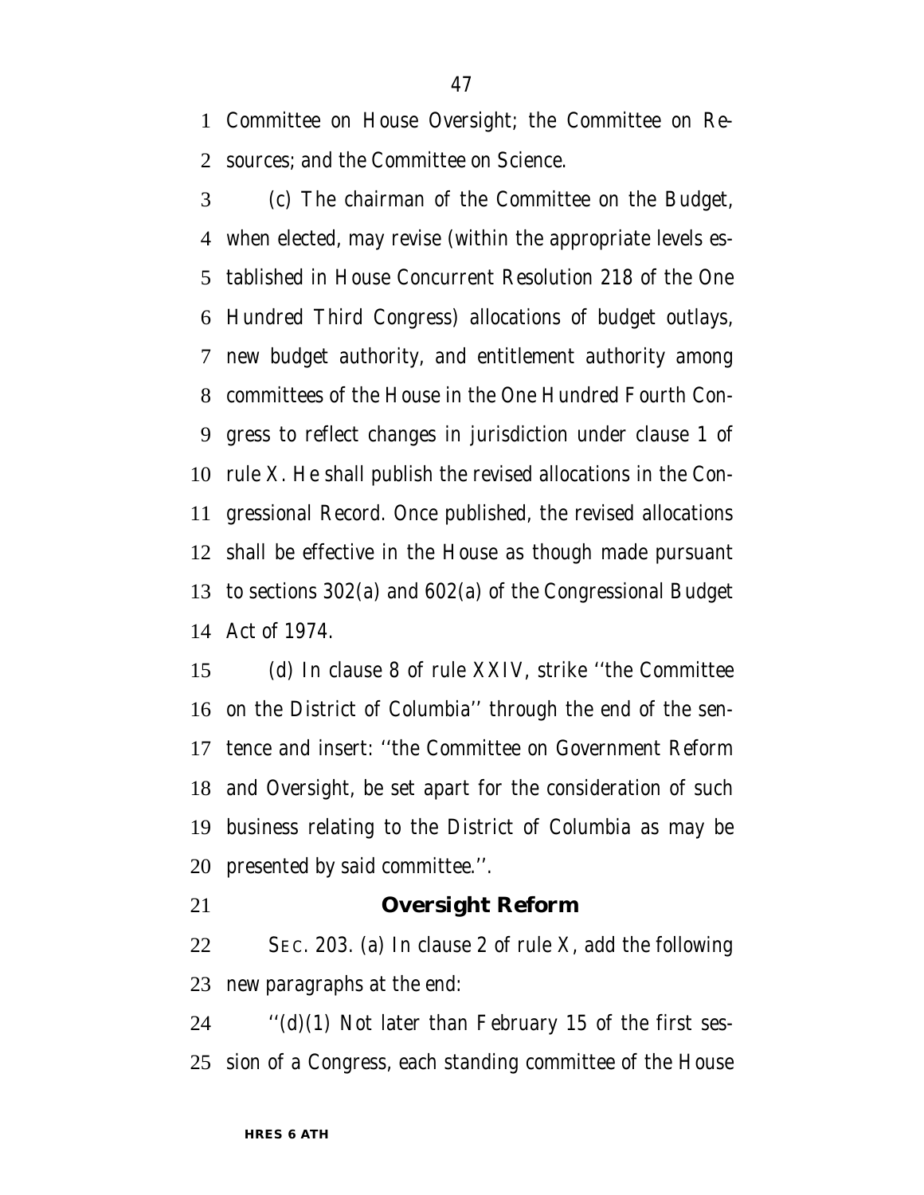Committee on House Oversight; the Committee on Resources; and the Committee on Science.

(c) The chairman of the Committee on the Budget, when elected, may revise (within the appropriate levels established in House Concurrent Resolution 218 of the One Hundred Third Congress) allocations of budget outlays, new budget authority, and entitlement authority among committees of the House in the One Hundred Fourth Congress to reflect changes in jurisdiction under clause 1 of rule X. He shall publish the revised allocations in the Congressional Record. Once published, the revised allocations shall be effective in the House as though made pursuant to sections 302(a) and 602(a) of the Congressional Budget Act of 1974.

(d) In clause 8 of rule XXIV, strike ''the Committee on the District of Columbia'' through the end of the sentence and insert: ''the Committee on Government Reform and Oversight, be set apart for the consideration of such business relating to the District of Columbia as may be presented by said committee.''.

## Oversight Reform

SEC. 203. (a) In clause 2 of rule X, add the following new paragraphs at the end:

''(d)(1) Not later than February 15 of the first session of a Congress, each standing committee of the House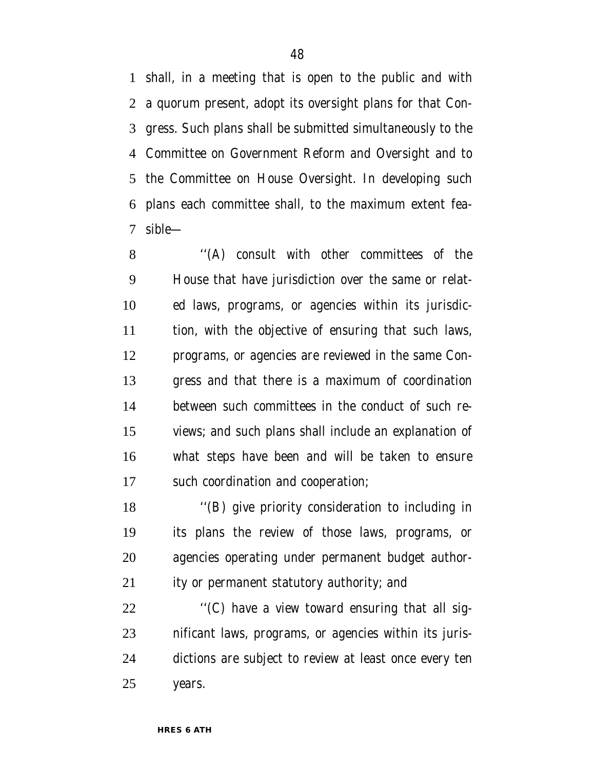shall, in a meeting that is open to the public and with a quorum present, adopt its oversight plans for that Congress. Such plans shall be submitted simultaneously to the Committee on Government Reform and Oversight and to the Committee on House Oversight. In developing such plans each committee shall, to the maximum extent feasible—

''(A) consult with other committees of the House that have jurisdiction over the same or related laws, programs, or agencies within its jurisdiction, with the objective of ensuring that such laws, programs, or agencies are reviewed in the same Congress and that there is a maximum of coordination between such committees in the conduct of such reviews; and such plans shall include an explanation of what steps have been and will be taken to ensure such coordination and cooperation;

''(B) give priority consideration to including in its plans the review of those laws, programs, or agencies operating under permanent budget authority or permanent statutory authority; and

''(C) have a view toward ensuring that all significant laws, programs, or agencies within its jurisdictions are subject to review at least once every ten years.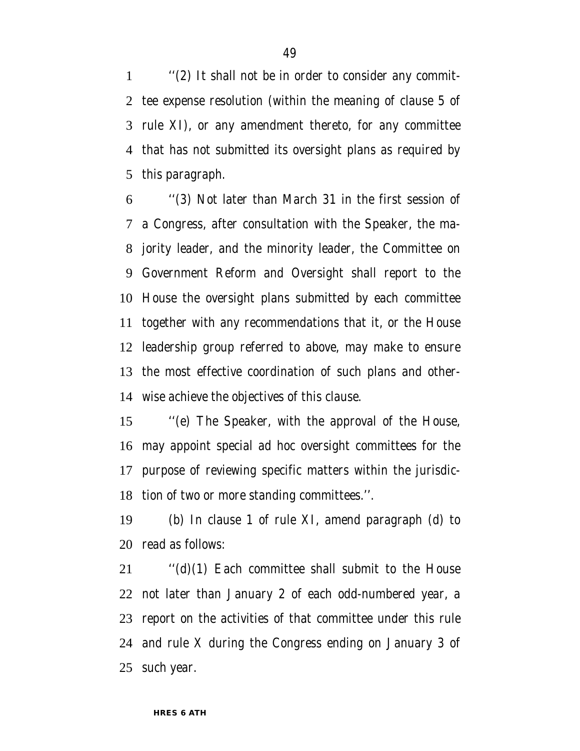''(2) It shall not be in order to consider any committee expense resolution (within the meaning of clause 5 of rule XI), or any amendment thereto, for any committee that has not submitted its oversight plans as required by this paragraph.

''(3) Not later than March 31 in the first session of a Congress, after consultation with the Speaker, the majority leader, and the minority leader, the Committee on Government Reform and Oversight shall report to the House the oversight plans submitted by each committee together with any recommendations that it, or the House leadership group referred to above, may make to ensure the most effective coordination of such plans and otherwise achieve the objectives of this clause.

''(e) The Speaker, with the approval of the House, may appoint special ad hoc oversight committees for the purpose of reviewing specific matters within the jurisdiction of two or more standing committees.''.

(b) In clause 1 of rule XI, amend paragraph (d) to read as follows:

''(d)(1) Each committee shall submit to the House not later than January 2 of each odd-numbered year, a report on the activities of that committee under this rule and rule X during the Congress ending on January 3 of such year.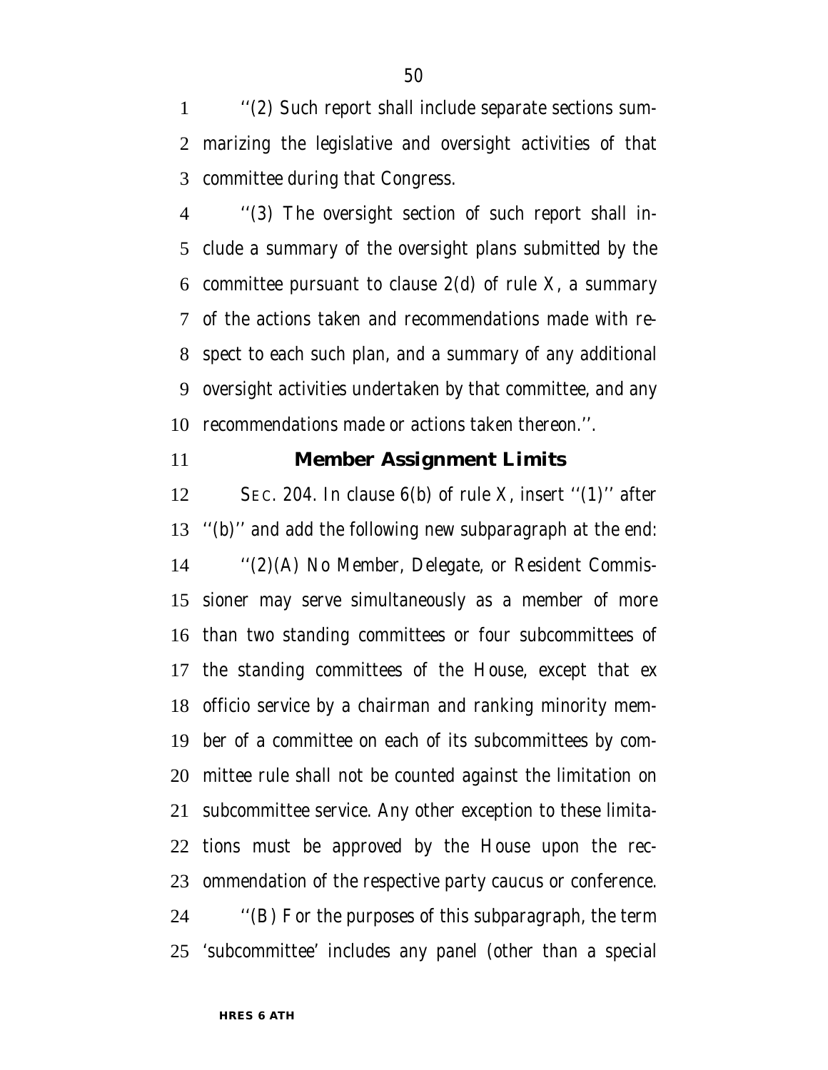''(2) Such report shall include separate sections summarizing the legislative and oversight activities of that committee during that Congress.

''(3) The oversight section of such report shall include a summary of the oversight plans submitted by the committee pursuant to clause 2(d) of rule X, a summary of the actions taken and recommendations made with respect to each such plan, and a summary of any additional oversight activities undertaken by that committee, and any recommendations made or actions taken thereon.''.

## Member Assignment Limits

SEC. 204. In clause 6(b) of rule X, insert ''(1)'' after ''(b)'' and add the following new subparagraph at the end:

''(2)(A) No Member, Delegate, or Resident Commissioner may serve simultaneously as a member of more than two standing committees or four subcommittees of the standing committees of the House, except that ex officio service by a chairman and ranking minority member of a committee on each of its subcommittees by committee rule shall not be counted against the limitation on subcommittee service. Any other exception to these limitations must be approved by the House upon the recommendation of the respective party caucus or conference.

''(B) For the purposes of this subparagraph, the term 'subcommittee' includes any panel (other than a special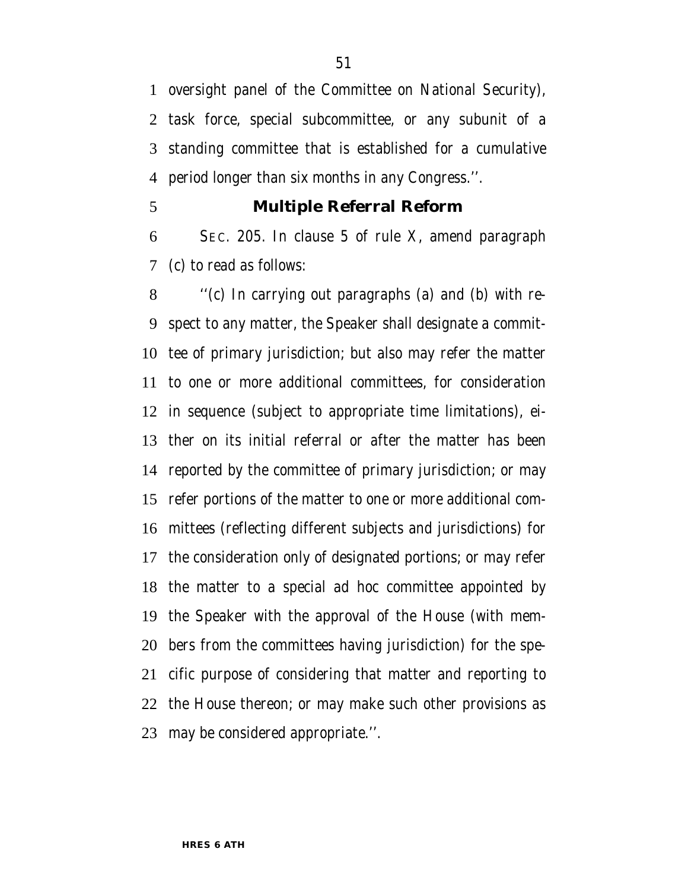oversight panel of the Committee on National Security), task force, special subcommittee, or any subunit of a standing committee that is established for a cumulative period longer than six months in any Congress.''.

## Multiple Referral Reform

SEC. 205. In clause 5 of rule X, amend paragraph (c) to read as follows:

''(c) In carrying out paragraphs (a) and (b) with respect to any matter, the Speaker shall designate a committee of primary jurisdiction; but also may refer the matter to one or more additional committees, for consideration in sequence (subject to appropriate time limitations), either on its initial referral or after the matter has been reported by the committee of primary jurisdiction; or may refer portions of the matter to one or more additional committees (reflecting different subjects and jurisdictions) for the consideration only of designated portions; or may refer the matter to a special ad hoc committee appointed by the Speaker with the approval of the House (with members from the committees having jurisdiction) for the specific purpose of considering that matter and reporting to the House thereon; or may make such other provisions as may be considered appropriate.''.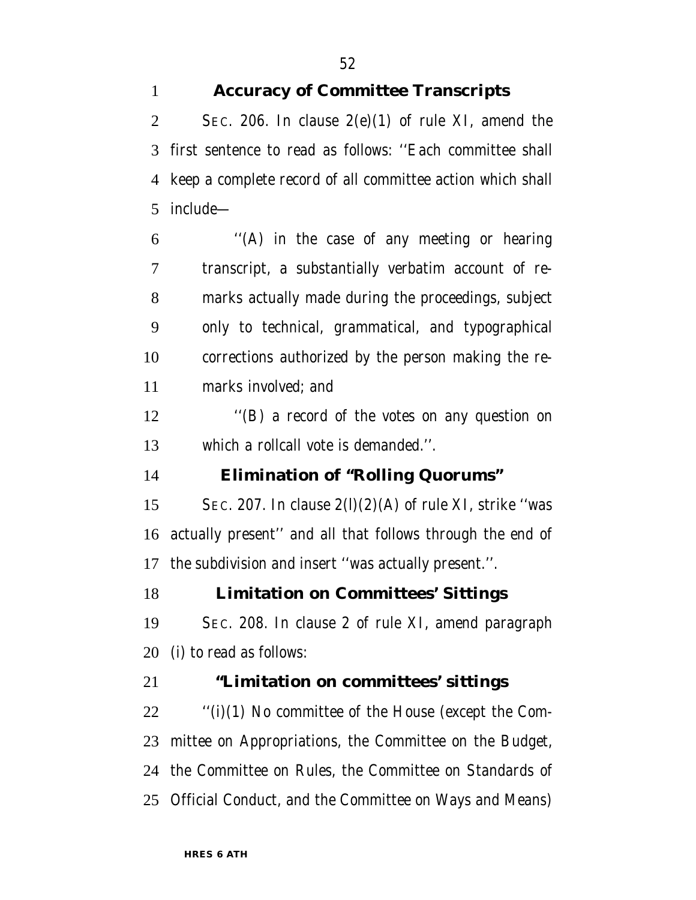### Accuracy of Committee Transcripts

SEC. 206. In clause 2(e)(1) of rule XI, amend the first sentence to read as follows: ''Each committee shall keep a complete record of all committee action which shall include—

''(A) in the case of any meeting or hearing transcript, a substantially verbatim account of remarks actually made during the proceedings, subject only to technical, grammatical, and typographical corrections authorized by the person making the remarks involved; and

''(B) a record of the votes on any question on which a rollcall vote is demanded.''.

### Elimination of "Rolling Quorums"

SEC. 207. In clause 2(l)(2)(A) of rule XI, strike ''was actually present'' and all that follows through the end of the subdivision and insert ''was actually present.''.

### Limitation on Committees' Sittings

SEC. 208. In clause 2 of rule XI, amend paragraph (i) to read as follows:

### "Limitation on committees' sittings

''(i)(1) No committee of the House (except the Committee on Appropriations, the Committee on the Budget, the Committee on Rules, the Committee on Standards of Official Conduct, and the Committee on Ways and Means)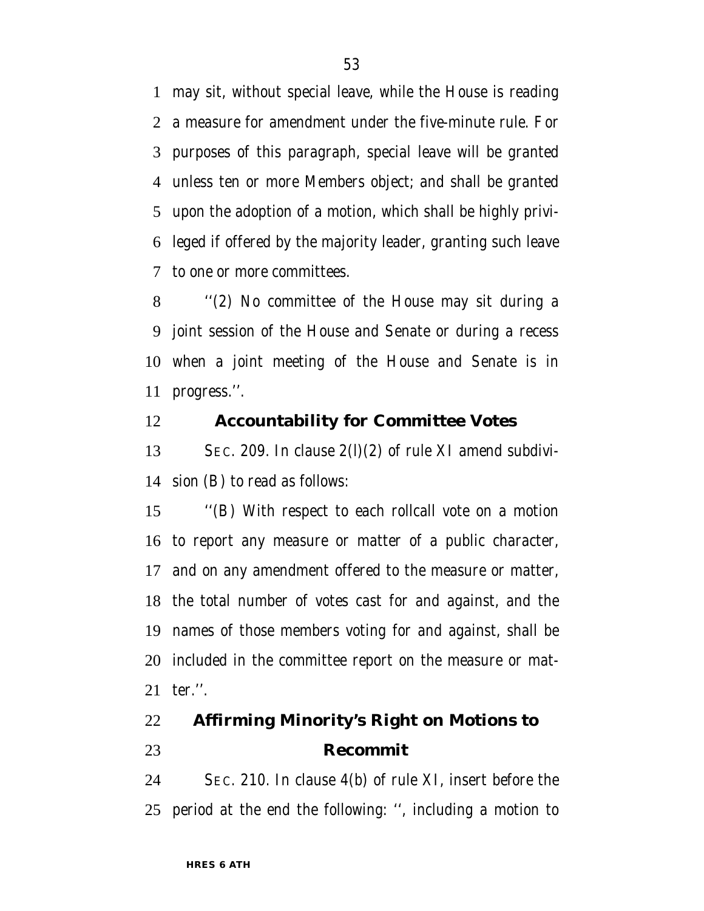may sit, without special leave, while the House is reading a measure for amendment under the five-minute rule. For purposes of this paragraph, special leave will be granted unless ten or more Members object; and shall be granted upon the adoption of a motion, which shall be highly privileged if offered by the majority leader, granting such leave to one or more committees.

''(2) No committee of the House may sit during a joint session of the House and Senate or during a recess when a joint meeting of the House and Senate is in progress.''.

## Accountability for Committee Votes

SEC. 209. In clause 2(l)(2) of rule XI amend subdivision (B) to read as follows:

''(B) With respect to each rollcall vote on a motion to report any measure or matter of a public character, and on any amendment offered to the measure or matter, the total number of votes cast for and against, and the names of those members voting for and against, shall be included in the committee report on the measure or matter.''.

## Affirming Minority's Right on Motions to Recommit

SEC. 210. In clause 4(b) of rule XI, insert before the period at the end the following: '', including a motion to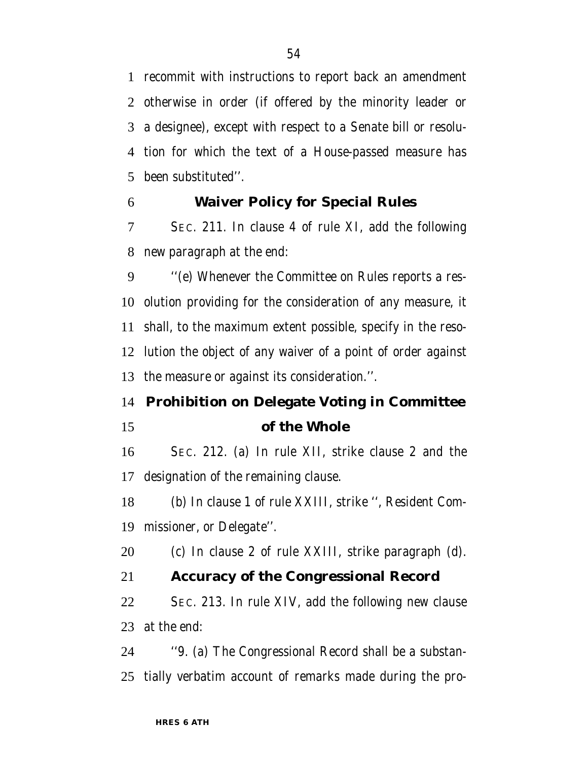recommit with instructions to report back an amendment otherwise in order (if offered by the minority leader or a designee), except with respect to a Senate bill or resolution for which the text of a House-passed measure has been substituted''.

### Waiver Policy for Special Rules

SEC. 211. In clause 4 of rule XI, add the following new paragraph at the end:

''(e) Whenever the Committee on Rules reports a resolution providing for the consideration of any measure, it shall, to the maximum extent possible, specify in the resolution the object of any waiver of a point of order against the measure or against its consideration.''.

### Prohibition on Delegate Voting in Committee of the Whole

SEC. 212. (a) In rule XII, strike clause 2 and the designation of the remaining clause.

(b) In clause 1 of rule XXIII, strike '', Resident Commissioner, or Delegate''.

(c) In clause 2 of rule XXIII, strike paragraph (d).

### Accuracy of the Congressional Record

SEC. 213. In rule XIV, add the following new clause at the end:

''9. (a) The Congressional Record shall be a substantially verbatim account of remarks made during the pro-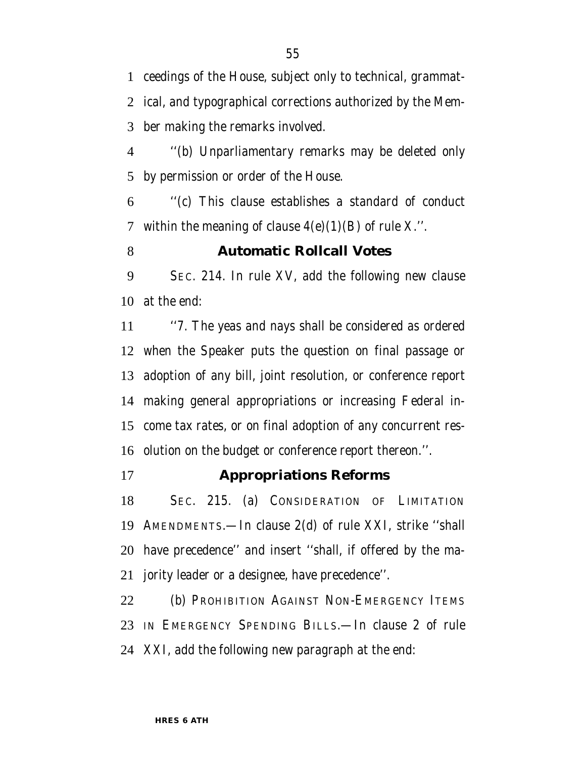ceedings of the House, subject only to technical, grammatical, and typographical corrections authorized by the Member making the remarks involved.

''(b) Unparliamentary remarks may be deleted only by permission or order of the House.

''(c) This clause establishes a standard of conduct within the meaning of clause 4(e)(1)(B) of rule X.''.

### Automatic Rollcall Votes

SEC. 214. In rule XV, add the following new clause at the end:

''7. The yeas and nays shall be considered as ordered when the Speaker puts the question on final passage or adoption of any bill, joint resolution, or conference report making general appropriations or increasing Federal income tax rates, or on final adoption of any concurrent resolution on the budget or conference report thereon.''.

### Appropriations Reforms

SEC. 215. (a) CONSIDERATION OF LIMITATION AMENDMENTS.—In clause 2(d) of rule XXI, strike ''shall have precedence'' and insert ''shall, if offered by the majority leader or a designee, have precedence''.

(b) PROHIBITION AGAINST NON-EMERGENCY ITEMS IN EMERGENCY SPENDING BILLS.—In clause 2 of rule XXI, add the following new paragraph at the end: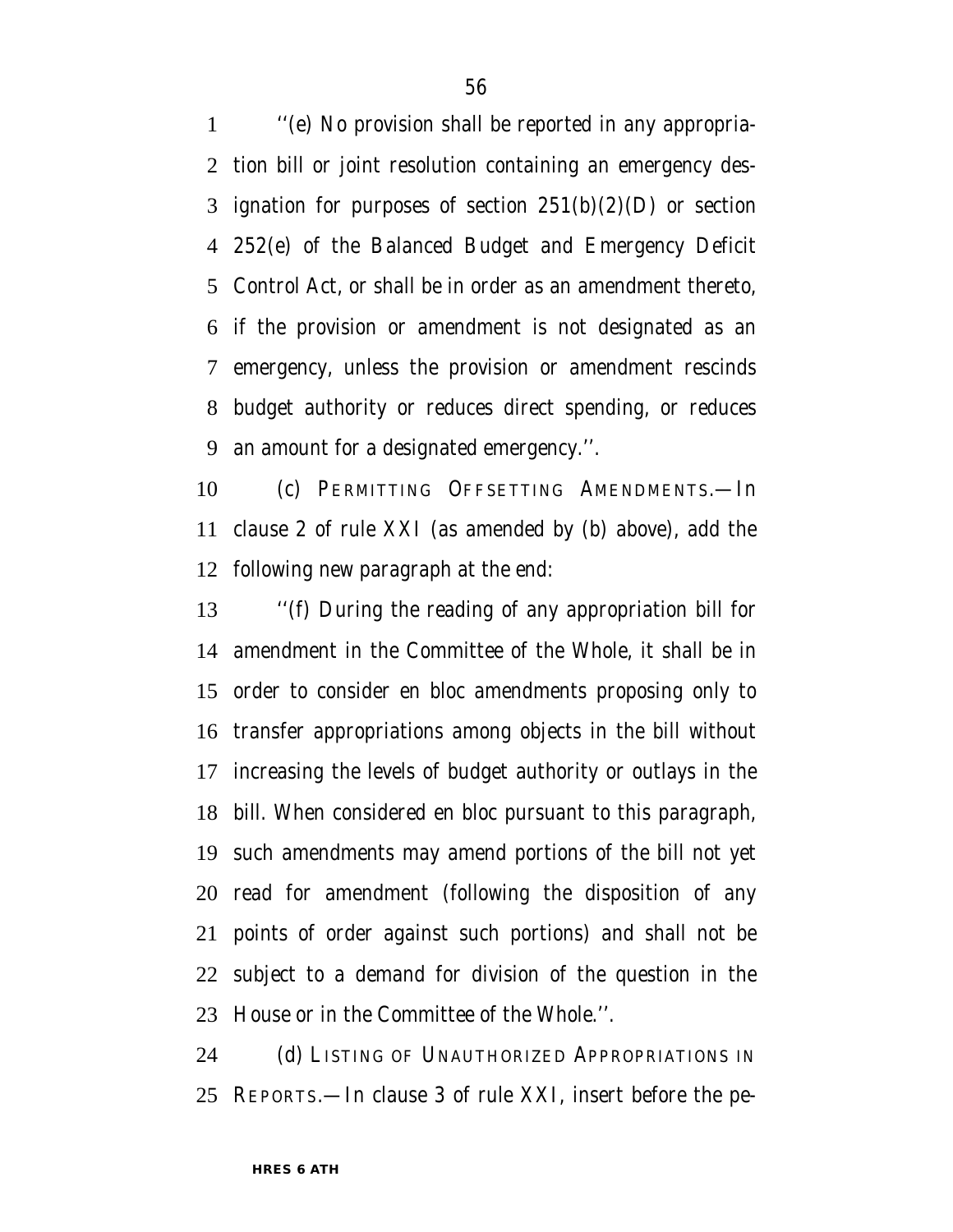''(e) No provision shall be reported in any appropriation bill or joint resolution containing an emergency designation for purposes of section 251(b)(2)(D) or section 252(e) of the Balanced Budget and Emergency Deficit Control Act, or shall be in order as an amendment thereto, if the provision or amendment is not designated as an emergency, unless the provision or amendment rescinds budget authority or reduces direct spending, or reduces an amount for a designated emergency.''.

(c) PERMITTING OFFSETTING AMENDMENTS.—In clause 2 of rule XXI (as amended by (b) above), add the following new paragraph at the end:

''(f) During the reading of any appropriation bill for amendment in the Committee of the Whole, it shall be in order to consider en bloc amendments proposing only to transfer appropriations among objects in the bill without increasing the levels of budget authority or outlays in the bill. When considered en bloc pursuant to this paragraph, such amendments may amend portions of the bill not yet read for amendment (following the disposition of any points of order against such portions) and shall not be subject to a demand for division of the question in the House or in the Committee of the Whole.''.

(d) LISTING OF UNAUTHORIZED APPROPRIATIONS IN REPORTS.—In clause 3 of rule XXI, insert before the pe-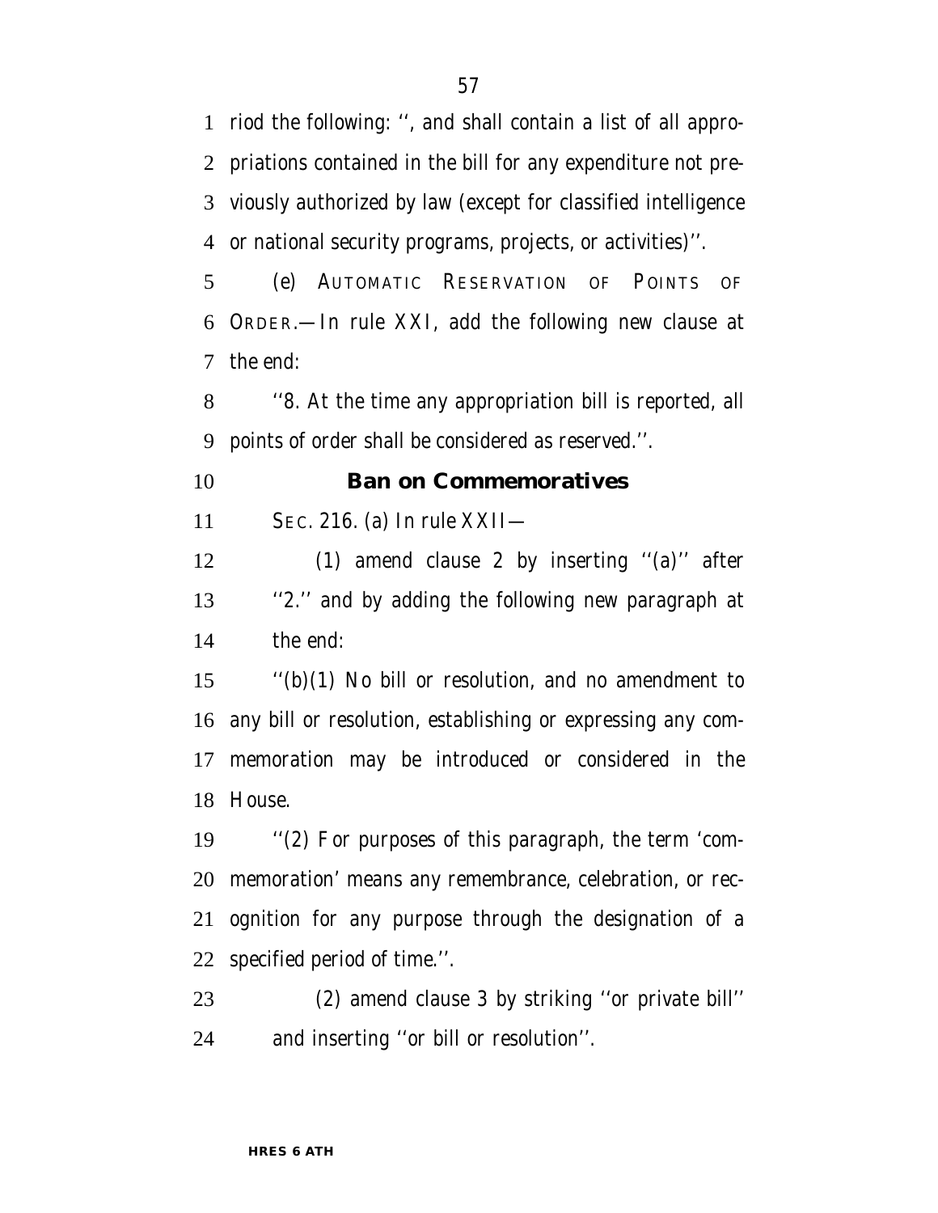riod the following: '', and shall contain a list of all appropriations contained in the bill for any expenditure not previously authorized by law (except for classified intelligence or national security programs, projects, or activities)''.

(e) AUTOMATIC RESERVATION OF POINTS OF ORDER.—In rule XXI, add the following new clause at the end:

''8. At the time any appropriation bill is reported, all points of order shall be considered as reserved.''.

**Ban on Commemoratives**

SEC. 216. (a) In rule XXII—

(1) amend clause 2 by inserting ''(a)'' after ''2.'' and by adding the following new paragraph at the end:

''(b)(1) No bill or resolution, and no amendment to any bill or resolution, establishing or expressing any commemoration may be introduced or considered in the House.

''(2) For purposes of this paragraph, the term 'commemoration' means any remembrance, celebration, or recognition for any purpose through the designation of a specified period of time.''.

(2) amend clause 3 by striking ''or private bill'' and inserting ''or bill or resolution''.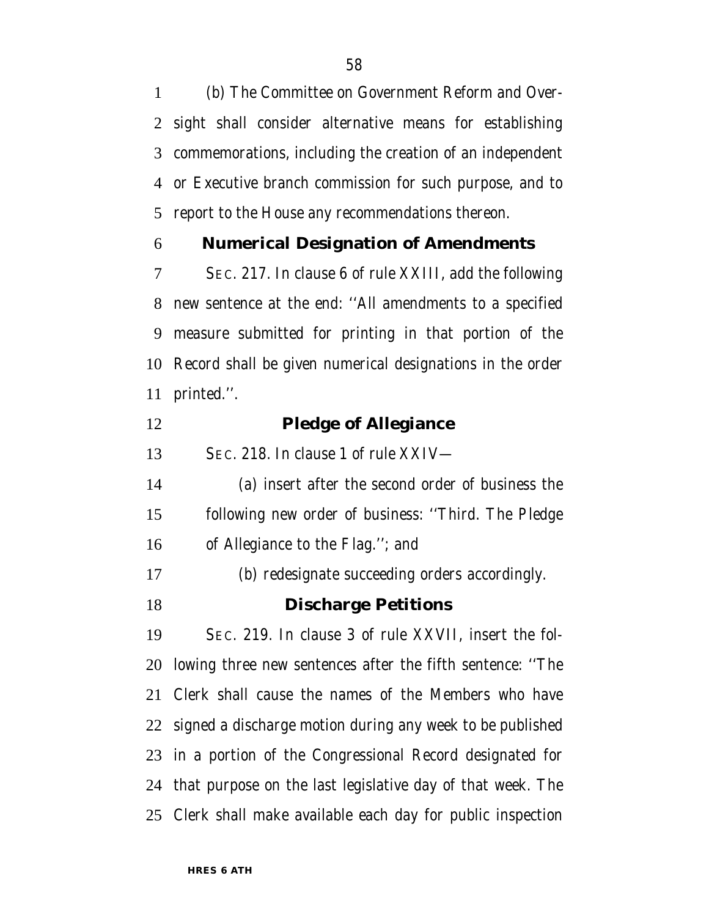(b) The Committee on Government Reform and Oversight shall consider alternative means for establishing commemorations, including the creation of an independent or Executive branch commission for such purpose, and to report to the House any recommendations thereon.

### Numerical Designation of Amendments

SEC. 217. In clause 6 of rule XXIII, add the following new sentence at the end: ''All amendments to a specified measure submitted for printing in that portion of the Record shall be given numerical designations in the order printed.''.

### Pledge of Allegiance

SEC. 218. In clause 1 of rule XXIV—

(a) insert after the second order of business the following new order of business: ''Third. The Pledge of Allegiance to the Flag.''; and

(b) redesignate succeeding orders accordingly.

### Discharge Petitions

SEC. 219. In clause 3 of rule XXVII, insert the following three new sentences after the fifth sentence: ''The Clerk shall cause the names of the Members who have signed a discharge motion during any week to be published in a portion of the Congressional Record designated for that purpose on the last legislative day of that week. The Clerk shall make available each day for public inspection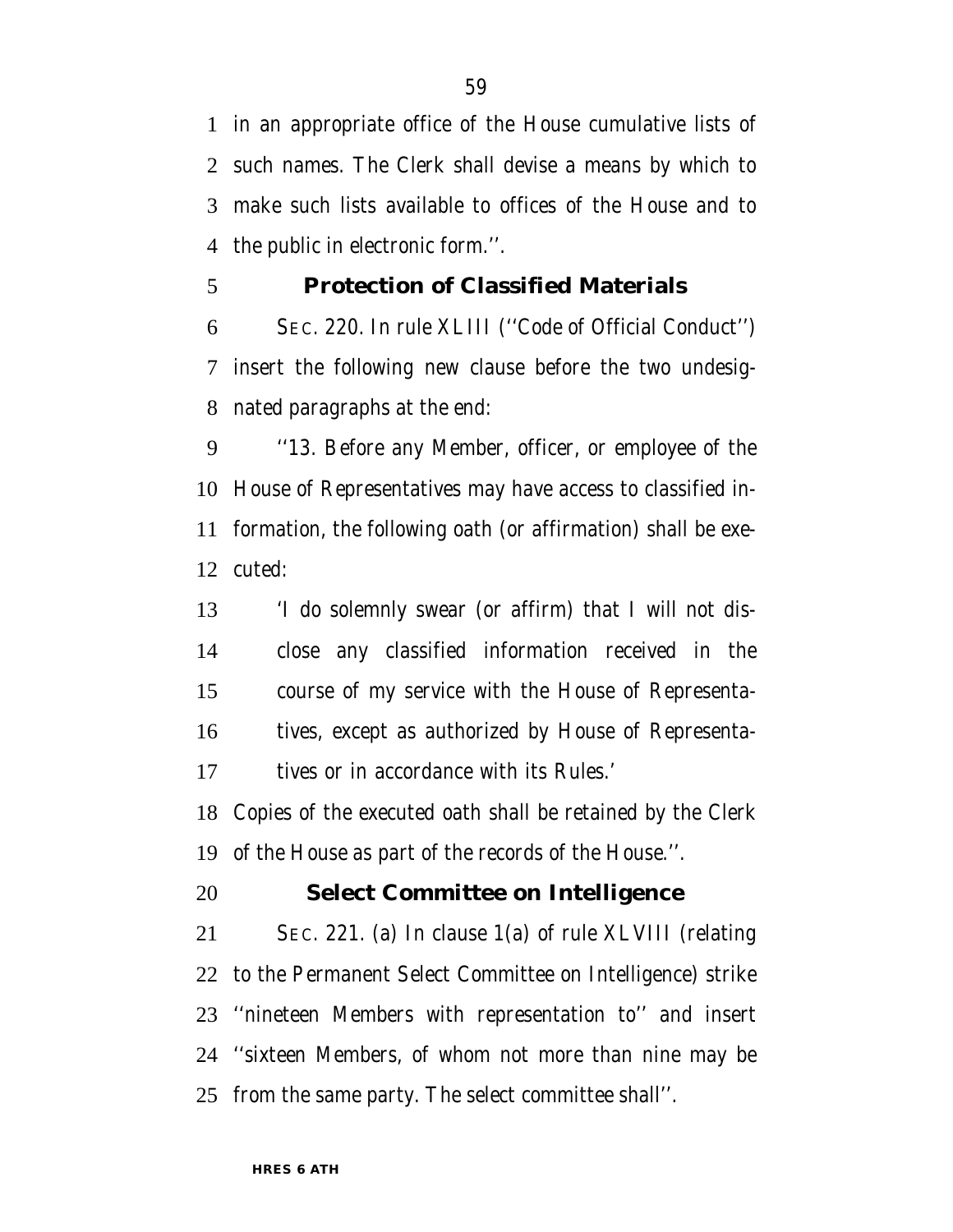in an appropriate office of the House cumulative lists of such names. The Clerk shall devise a means by which to make such lists available to offices of the House and to the public in electronic form.''.

### Protection of Classified Materials

SEC. 220. In rule XLIII (''Code of Official Conduct'') insert the following new clause before the two undesignated paragraphs at the end:

''13. Before any Member, officer, or employee of the House of Representatives may have access to classified information, the following oath (or affirmation) shall be executed:

> 'I do solemnly swear (or affirm) that I will not disclose any classified information received in the course of my service with the House of Representatives, except as authorized by House of Representatives or in accordance with its Rules.'

Copies of the executed oath shall be retained by the Clerk of the House as part of the records of the House.''.

### Select Committee on Intelligence

SEC. 221. (a) In clause 1(a) of rule XLVIII (relating to the Permanent Select Committee on Intelligence) strike ''nineteen Members with representation to'' and insert ''sixteen Members, of whom not more than nine may be from the same party. The select committee shall''.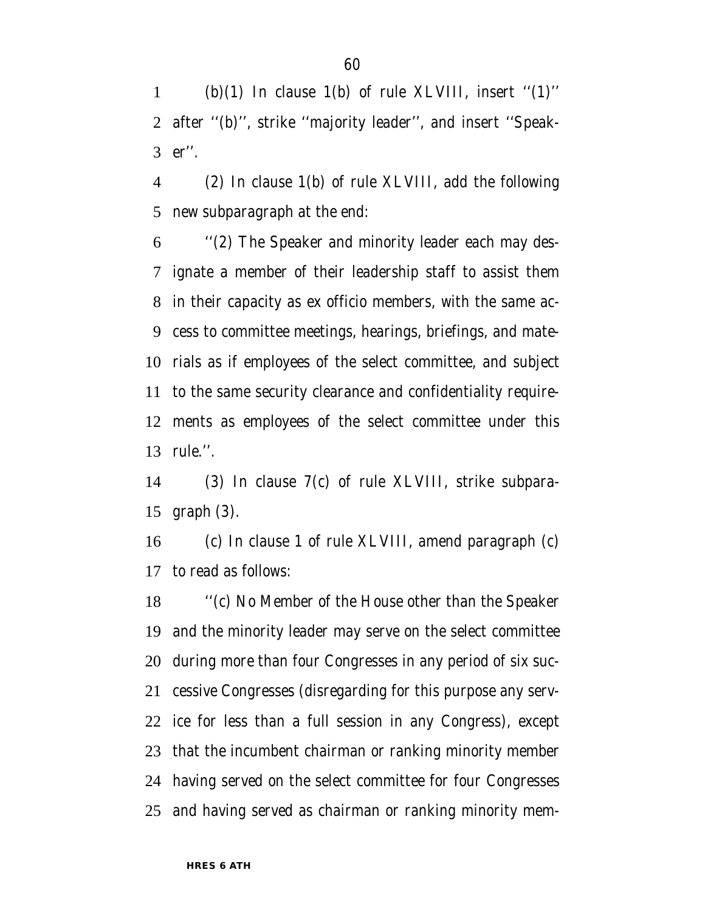(b)(1) In clause 1(b) of rule XLVIII, insert ''(1)'' after ''(b)'', strike ''majority leader'', and insert ''Speaker''.

(2) In clause 1(b) of rule XLVIII, add the following new subparagraph at the end:

''(2) The Speaker and minority leader each may designate a member of their leadership staff to assist them in their capacity as ex officio members, with the same access to committee meetings, hearings, briefings, and materials as if employees of the select committee, and subject to the same security clearance and confidentiality requirements as employees of the select committee under this rule.''.

(3) In clause 7(c) of rule XLVIII, strike subparagraph (3).

(c) In clause 1 of rule XLVIII, amend paragraph (c) to read as follows:

''(c) No Member of the House other than the Speaker and the minority leader may serve on the select committee during more than four Congresses in any period of six successive Congresses (disregarding for this purpose any service for less than a full session in any Congress), except that the incumbent chairman or ranking minority member having served on the select committee for four Congresses and having served as chairman or ranking minority mem-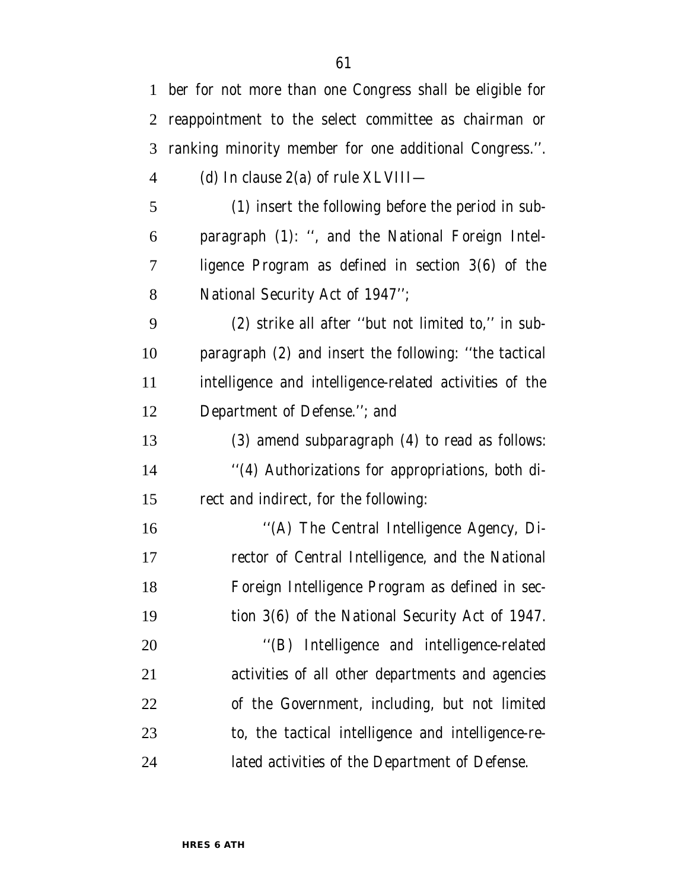ber for not more than one Congress shall be eligible for reappointment to the select committee as chairman or ranking minority member for one additional Congress.''.

(d) In clause 2(a) of rule XLVIII—

(1) insert the following before the period in subparagraph (1): '', and the National Foreign Intelligence Program as defined in section 3(6) of the National Security Act of 1947'';

(2) strike all after ''but not limited to,'' in subparagraph (2) and insert the following: ''the tactical intelligence and intelligence-related activities of the Department of Defense.''; and

(3) amend subparagraph (4) to read as follows:

''(4) Authorizations for appropriations, both direct and indirect, for the following:

''(A) The Central Intelligence Agency, Director of Central Intelligence, and the National Foreign Intelligence Program as defined in section 3(6) of the National Security Act of 1947.

''(B) Intelligence and intelligence-related activities of all other departments and agencies of the Government, including, but not limited to, the tactical intelligence and intelligence-related activities of the Department of Defense.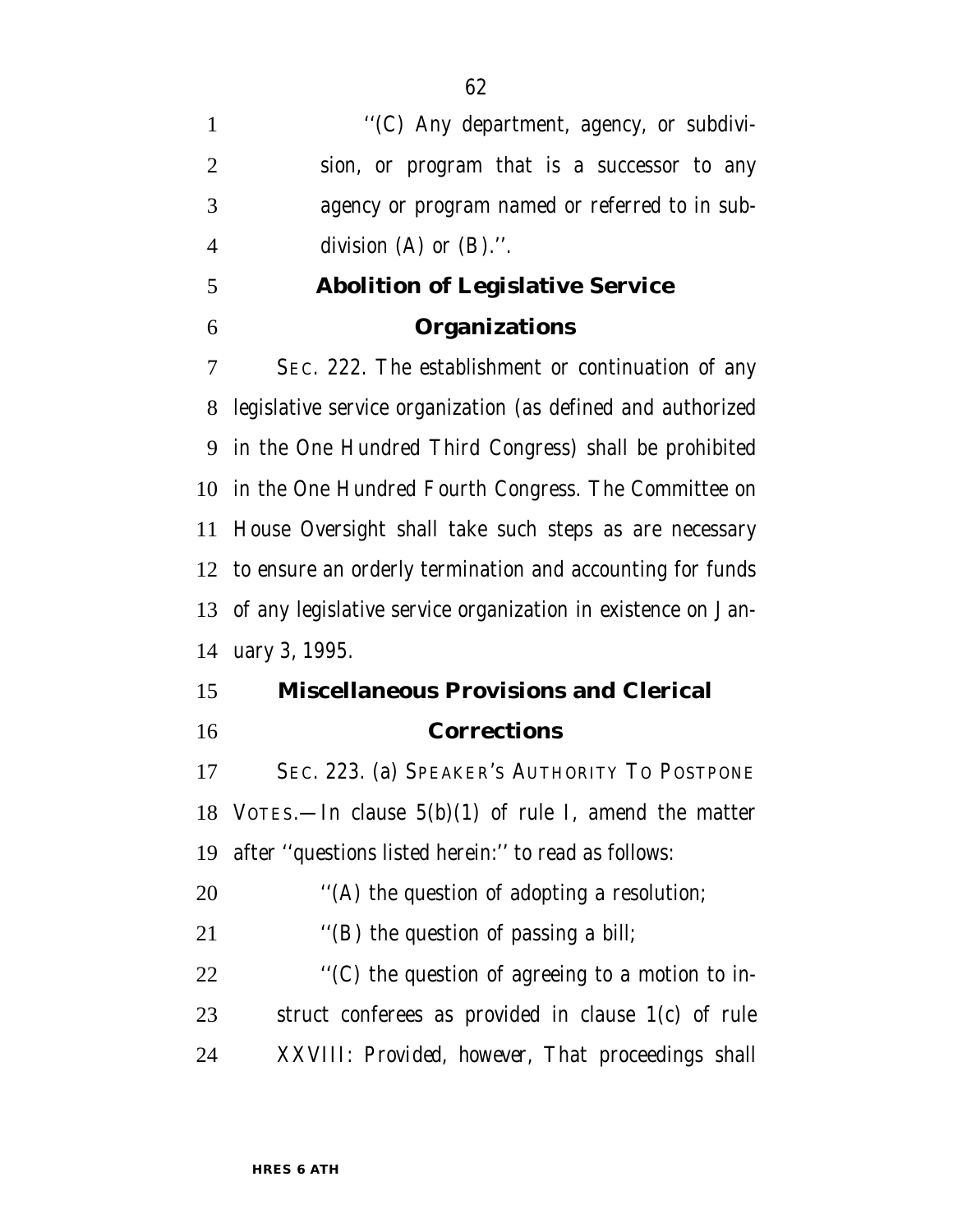''(C) Any department, agency, or subdivision, or program that is a successor to any agency or program named or referred to in subdivision (A) or (B).''.

## Abolition of Legislative Service Organizations

SEC. 222. The establishment or continuation of any legislative service organization (as defined and authorized in the One Hundred Third Congress) shall be prohibited in the One Hundred Fourth Congress. The Committee on House Oversight shall take such steps as are necessary to ensure an orderly termination and accounting for funds of any legislative service organization in existence on January 3, 1995.

## Miscellaneous Provisions and Clerical Corrections

SEC. 223. (a) SPEAKER'S AUTHORITY TO POSTPONE VOTES.—In clause 5(b)(1) of rule I, amend the matter after ''questions listed herein:'' to read as follows:

''(A) the question of adopting a resolution;

''(B) the question of passing a bill;

''(C) the question of agreeing to a motion to instruct conferees as provided in clause 1(c) of rule XXVIII: *Provided, however*, That proceedings shall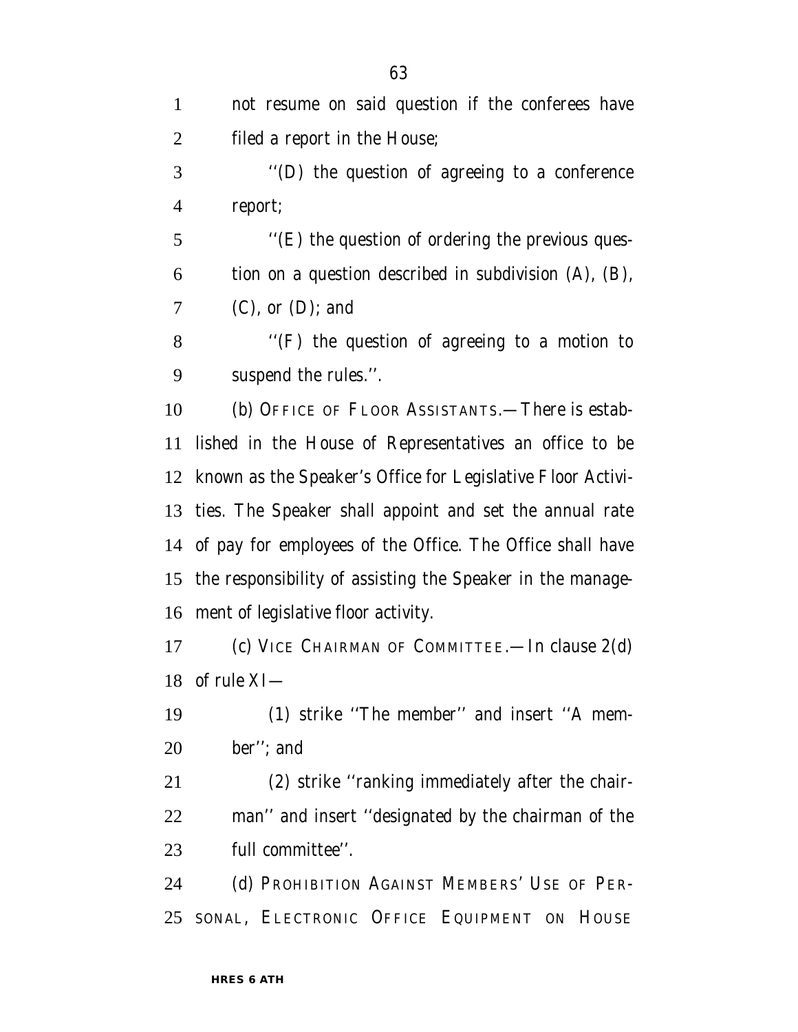not resume on said question if the conferees have filed a report in the House;

''(D) the question of agreeing to a conference report;

''(E) the question of ordering the previous question on a question described in subdivision (A), (B), (C), or (D); and

''(F) the question of agreeing to a motion to suspend the rules.''.

(b) OFFICE OF FLOOR ASSISTANTS.—There is established in the House of Representatives an office to be known as the Speaker's Office for Legislative Floor Activities. The Speaker shall appoint and set the annual rate of pay for employees of the Office. The Office shall have the responsibility of assisting the Speaker in the management of legislative floor activity.

(c) VICE CHAIRMAN OF COMMITTEE.—In clause 2(d) of rule XI—

(1) strike ''The member'' and insert ''A member''; and

(2) strike ''ranking immediately after the chairman'' and insert ''designated by the chairman of the full committee''.

(d) PROHIBITION AGAINST MEMBERS' USE OF PERSONAL, ELECTRONIC OFFICE EQUIPMENT ON HOUSE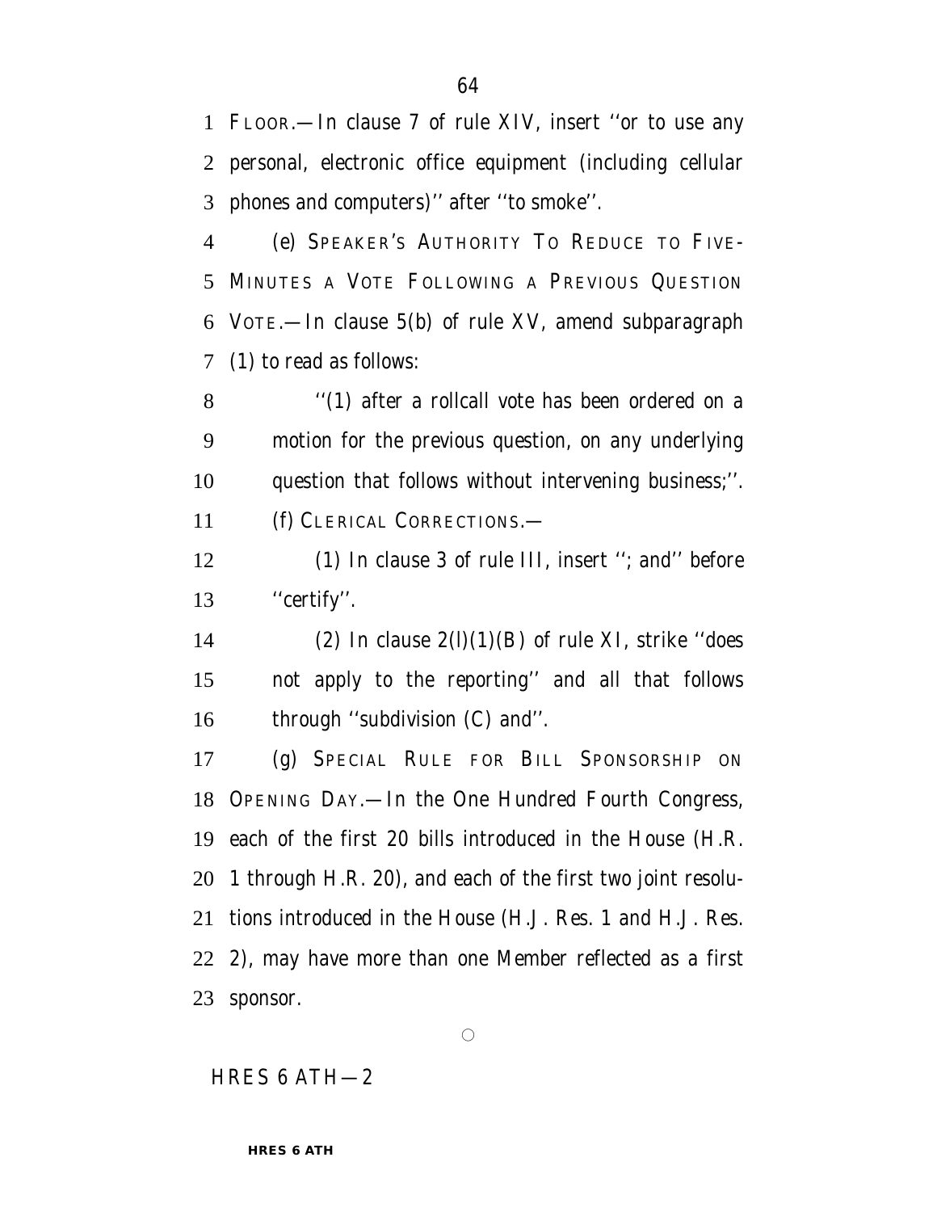FLOOR.—In clause 7 of rule XIV, insert ''or to use any personal, electronic office equipment (including cellular phones and computers)'' after ''to smoke''.

(e) SPEAKER'S AUTHORITY TO REDUCE TO FIVE-MINUTES A VOTE FOLLOWING A PREVIOUS QUESTION VOTE.—In clause 5(b) of rule XV, amend subparagraph (1) to read as follows:

> ''(1) after a rollcall vote has been ordered on a motion for the previous question, on any underlying question that follows without intervening business;''.

(f) CLERICAL CORRECTIONS.—

> (1) In clause 3 of rule III, insert ''; and'' before ''certify''.
>
> (2) In clause 2(l)(1)(B) of rule XI, strike ''does not apply to the reporting'' and all that follows through ''subdivision (C) and''.

(g) SPECIAL RULE FOR BILL SPONSORSHIP ON OPENING DAY.—In the One Hundred Fourth Congress, each of the first 20 bills introduced in the House (H.R. 1 through H.R. 20), and each of the first two joint resolutions introduced in the House (H.J. Res. 1 and H.J. Res. 2), may have more than one Member reflected as a first sponsor.

○

HRES 6 ATH—2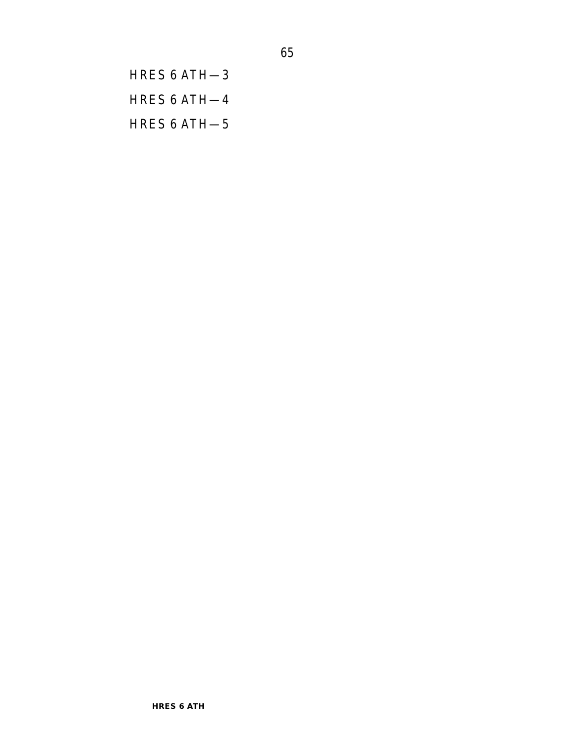HRES 6 ATH—3

HRES 6 ATH—4

HRES 6 ATH—5